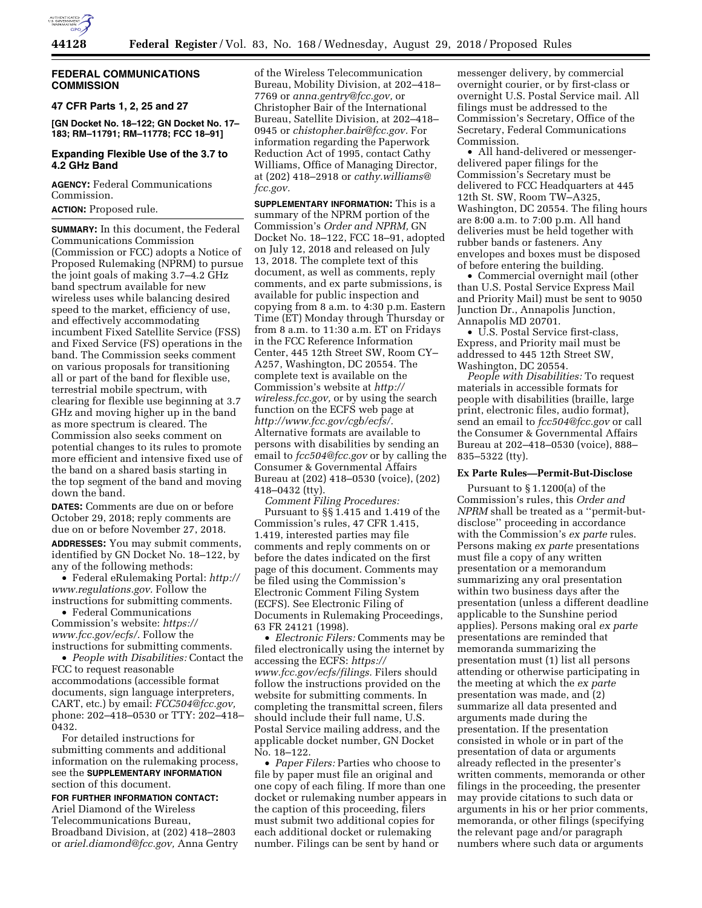## FEDERAL COMMUNICATIONS COMMISSION

### 47 CFR Parts 1, 2, 25 and 27

**[GN Docket No. 18–122; GN Docket No. 17–183; RM–11791; RM–11778; FCC 18–91]**

### Expanding Flexible Use of the 3.7 to 4.2 GHz Band

**AGENCY:** Federal Communications Commission.

**ACTION:** Proposed rule.

**SUMMARY:** In this document, the Federal Communications Commission (Commission or FCC) adopts a Notice of Proposed Rulemaking (NPRM) to pursue the joint goals of making 3.7–4.2 GHz band spectrum available for new wireless uses while balancing desired speed to the market, efficiency of use, and effectively accommodating incumbent Fixed Satellite Service (FSS) and Fixed Service (FS) operations in the band. The Commission seeks comment on various proposals for transitioning all or part of the band for flexible use, terrestrial mobile spectrum, with clearing for flexible use beginning at 3.7 GHz and moving higher up in the band as more spectrum is cleared. The Commission also seeks comment on potential changes to its rules to promote more efficient and intensive fixed use of the band on a shared basis starting in the top segment of the band and moving down the band.

**DATES:** Comments are due on or before October 29, 2018; reply comments are due on or before November 27, 2018.

**ADDRESSES:** You may submit comments, identified by GN Docket No. 18–122, by any of the following methods:

- Federal eRulemaking Portal: *http://www.regulations.gov.* Follow the instructions for submitting comments.
- Federal Communications Commission's website: *https://www.fcc.gov/ecfs/.* Follow the instructions for submitting comments.
- *People with Disabilities:* Contact the FCC to request reasonable accommodations (accessible format documents, sign language interpreters, CART, etc.) by email: *FCC504@fcc.gov,* phone: 202–418–0530 or TTY: 202–418–0432.

For detailed instructions for submitting comments and additional information on the rulemaking process, see the **SUPPLEMENTARY INFORMATION** section of this document.

**FOR FURTHER INFORMATION CONTACT:** Ariel Diamond of the Wireless Telecommunications Bureau, Broadband Division, at (202) 418–2803 or *ariel.diamond@fcc.gov,* Anna Gentry of the Wireless Telecommunication Bureau, Mobility Division, at 202–418–7769 or *anna.gentry@fcc.gov,* or Christopher Bair of the International Bureau, Satellite Division, at 202–418–0945 or *chistopher.bair@fcc.gov.* For information regarding the Paperwork Reduction Act of 1995, contact Cathy Williams, Office of Managing Director, at (202) 418–2918 or *cathy.williams@fcc.gov.*

**SUPPLEMENTARY INFORMATION:** This is a summary of the NPRM portion of the Commission's *Order and NPRM,* GN Docket No. 18–122, FCC 18–91, adopted on July 12, 2018 and released on July 13, 2018. The complete text of this document, as well as comments, reply comments, and ex parte submissions, is available for public inspection and copying from 8 a.m. to 4:30 p.m. Eastern Time (ET) Monday through Thursday or from 8 a.m. to 11:30 a.m. ET on Fridays in the FCC Reference Information Center, 445 12th Street SW, Room CY–A257, Washington, DC 20554. The complete text is available on the Commission's website at *http://wireless.fcc.gov,* or by using the search function on the ECFS web page at *http://www.fcc.gov/cgb/ecfs/.* Alternative formats are available to persons with disabilities by sending an email to *fcc504@fcc.gov* or by calling the Consumer & Governmental Affairs Bureau at (202) 418–0530 (voice), (202) 418–0432 (tty).

*Comment Filing Procedures:* Pursuant to §§ 1.415 and 1.419 of the Commission's rules, 47 CFR 1.415, 1.419, interested parties may file comments and reply comments on or before the dates indicated on the first page of this document. Comments may be filed using the Commission's Electronic Comment Filing System (ECFS). See Electronic Filing of Documents in Rulemaking Proceedings, 63 FR 24121 (1998).

- *Electronic Filers:* Comments may be filed electronically using the internet by accessing the ECFS: *https://www.fcc.gov/ecfs/filings.* Filers should follow the instructions provided on the website for submitting comments. In completing the transmittal screen, filers should include their full name, U.S. Postal Service mailing address, and the applicable docket number, GN Docket No. 18–122.
- *Paper Filers:* Parties who choose to file by paper must file an original and one copy of each filing. If more than one docket or rulemaking number appears in the caption of this proceeding, filers must submit two additional copies for each additional docket or rulemaking number. Filings can be sent by hand or messenger delivery, by commercial overnight courier, or by first-class or overnight U.S. Postal Service mail. All filings must be addressed to the Commission's Secretary, Office of the Secretary, Federal Communications Commission.
- All hand-delivered or messenger-delivered paper filings for the Commission's Secretary must be delivered to FCC Headquarters at 445 12th St. SW, Room TW–A325, Washington, DC 20554. The filing hours are 8:00 a.m. to 7:00 p.m. All hand deliveries must be held together with rubber bands or fasteners. Any envelopes and boxes must be disposed of before entering the building.
- Commercial overnight mail (other than U.S. Postal Service Express Mail and Priority Mail) must be sent to 9050 Junction Dr., Annapolis Junction, Annapolis MD 20701.
- U.S. Postal Service first-class, Express, and Priority mail must be addressed to 445 12th Street SW, Washington, DC 20554.

*People with Disabilities:* To request materials in accessible formats for people with disabilities (braille, large print, electronic files, audio format), send an email to *fcc504@fcc.gov* or call the Consumer & Governmental Affairs Bureau at 202–418–0530 (voice), 888–835–5322 (tty).

#### Ex Parte Rules—Permit-But-Disclose

Pursuant to § 1.1200(a) of the Commission's rules, this *Order and NPRM* shall be treated as a ''permit-but-disclose'' proceeding in accordance with the Commission's *ex parte* rules. Persons making *ex parte* presentations must file a copy of any written presentation or a memorandum summarizing any oral presentation within two business days after the presentation (unless a different deadline applicable to the Sunshine period applies). Persons making oral *ex parte* presentations are reminded that memoranda summarizing the presentation must (1) list all persons attending or otherwise participating in the meeting at which the *ex parte* presentation was made, and (2) summarize all data presented and arguments made during the presentation. If the presentation consisted in whole or in part of the presentation of data or arguments already reflected in the presenter's written comments, memoranda or other filings in the proceeding, the presenter may provide citations to such data or arguments in his or her prior comments, memoranda, or other filings (specifying the relevant page and/or paragraph numbers where such data or arguments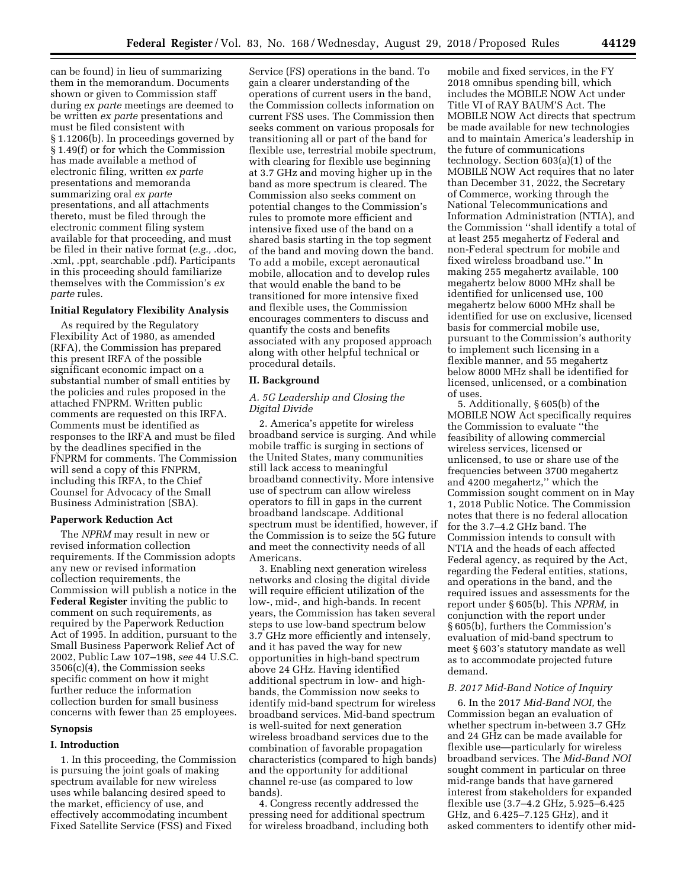can be found) in lieu of summarizing them in the memorandum. Documents shown or given to Commission staff during *ex parte* meetings are deemed to be written *ex parte* presentations and must be filed consistent with § 1.1206(b). In proceedings governed by § 1.49(f) or for which the Commission has made available a method of electronic filing, written *ex parte* presentations and memoranda summarizing oral *ex parte* presentations, and all attachments thereto, must be filed through the electronic comment filing system available for that proceeding, and must be filed in their native format (*e.g.,* .doc, .xml, .ppt, searchable .pdf). Participants in this proceeding should familiarize themselves with the Commission's *ex parte* rules.

**Initial Regulatory Flexibility Analysis**

As required by the Regulatory Flexibility Act of 1980, as amended (RFA), the Commission has prepared this present IRFA of the possible significant economic impact on a substantial number of small entities by the policies and rules proposed in the attached FNPRM. Written public comments are requested on this IRFA. Comments must be identified as responses to the IRFA and must be filed by the deadlines specified in the FNPRM for comments. The Commission will send a copy of this FNPRM, including this IRFA, to the Chief Counsel for Advocacy of the Small Business Administration (SBA).

**Paperwork Reduction Act**

The *NPRM* may result in new or revised information collection requirements. If the Commission adopts any new or revised information collection requirements, the Commission will publish a notice in the **Federal Register** inviting the public to comment on such requirements, as required by the Paperwork Reduction Act of 1995. In addition, pursuant to the Small Business Paperwork Relief Act of 2002, Public Law 107–198, *see* 44 U.S.C. 3506(c)(4), the Commission seeks specific comment on how it might further reduce the information collection burden for small business concerns with fewer than 25 employees.

**Synopsis**

**I. Introduction**

1. In this proceeding, the Commission is pursuing the joint goals of making spectrum available for new wireless uses while balancing desired speed to the market, efficiency of use, and effectively accommodating incumbent Fixed Satellite Service (FSS) and Fixed Service (FS) operations in the band. To gain a clearer understanding of the operations of current users in the band, the Commission collects information on current FSS uses. The Commission then seeks comment on various proposals for transitioning all or part of the band for flexible use, terrestrial mobile spectrum, with clearing for flexible use beginning at 3.7 GHz and moving higher up in the band as more spectrum is cleared. The Commission also seeks comment on potential changes to the Commission's rules to promote more efficient and intensive fixed use of the band on a shared basis starting in the top segment of the band and moving down the band. To add a mobile, except aeronautical mobile, allocation and to develop rules that would enable the band to be transitioned for more intensive fixed and flexible uses, the Commission encourages commenters to discuss and quantify the costs and benefits associated with any proposed approach along with other helpful technical or procedural details.

**II. Background**

*A. 5G Leadership and Closing the Digital Divide*

2. America's appetite for wireless broadband service is surging. And while mobile traffic is surging in sections of the United States, many communities still lack access to meaningful broadband connectivity. More intensive use of spectrum can allow wireless operators to fill in gaps in the current broadband landscape. Additional spectrum must be identified, however, if the Commission is to seize the 5G future and meet the connectivity needs of all Americans.

3. Enabling next generation wireless networks and closing the digital divide will require efficient utilization of the low-, mid-, and high-bands. In recent years, the Commission has taken several steps to use low-band spectrum below 3.7 GHz more efficiently and intensely, and it has paved the way for new opportunities in high-band spectrum above 24 GHz. Having identified additional spectrum in low- and high-bands, the Commission now seeks to identify mid-band spectrum for wireless broadband services. Mid-band spectrum is well-suited for next generation wireless broadband services due to the combination of favorable propagation characteristics (compared to high bands) and the opportunity for additional channel re-use (as compared to low bands).

4. Congress recently addressed the pressing need for additional spectrum for wireless broadband, including both mobile and fixed services, in the FY 2018 omnibus spending bill, which includes the MOBILE NOW Act under Title VI of RAY BAUM'S Act. The MOBILE NOW Act directs that spectrum be made available for new technologies and to maintain America's leadership in the future of communications technology. Section 603(a)(1) of the MOBILE NOW Act requires that no later than December 31, 2022, the Secretary of Commerce, working through the National Telecommunications and Information Administration (NTIA), and the Commission ''shall identify a total of at least 255 megahertz of Federal and non-Federal spectrum for mobile and fixed wireless broadband use.'' In making 255 megahertz available, 100 megahertz below 8000 MHz shall be identified for unlicensed use, 100 megahertz below 6000 MHz shall be identified for use on exclusive, licensed basis for commercial mobile use, pursuant to the Commission's authority to implement such licensing in a flexible manner, and 55 megahertz below 8000 MHz shall be identified for licensed, unlicensed, or a combination of uses.

5. Additionally, § 605(b) of the MOBILE NOW Act specifically requires the Commission to evaluate ''the feasibility of allowing commercial wireless services, licensed or unlicensed, to use or share use of the frequencies between 3700 megahertz and 4200 megahertz,'' which the Commission sought comment on in May 1, 2018 Public Notice. The Commission notes that there is no federal allocation for the 3.7–4.2 GHz band. The Commission intends to consult with NTIA and the heads of each affected Federal agency, as required by the Act, regarding the Federal entities, stations, and operations in the band, and the required issues and assessments for the report under § 605(b). This *NPRM,* in conjunction with the report under § 605(b), furthers the Commission's evaluation of mid-band spectrum to meet § 603's statutory mandate as well as to accommodate projected future demand.

*B. 2017 Mid-Band Notice of Inquiry*

6. In the 2017 *Mid-Band NOI,* the Commission began an evaluation of whether spectrum in-between 3.7 GHz and 24 GHz can be made available for flexible use—particularly for wireless broadband services. The *Mid-Band NOI* sought comment in particular on three mid-range bands that have garnered interest from stakeholders for expanded flexible use (3.7–4.2 GHz, 5.925–6.425 GHz, and 6.425–7.125 GHz), and it asked commenters to identify other mid-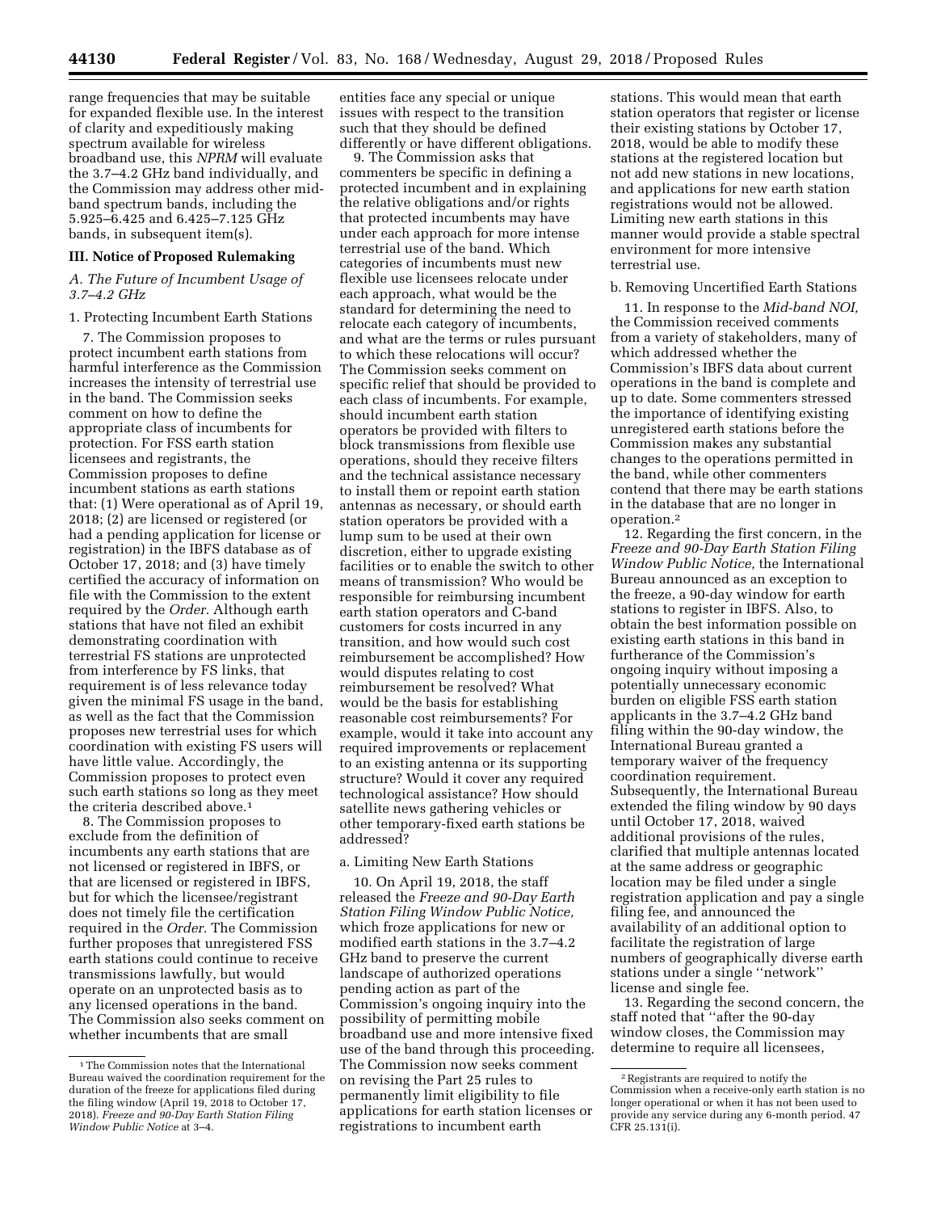range frequencies that may be suitable for expanded flexible use. In the interest of clarity and expeditiously making spectrum available for wireless broadband use, this *NPRM* will evaluate the 3.7–4.2 GHz band individually, and the Commission may address other mid-band spectrum bands, including the 5.925–6.425 and 6.425–7.125 GHz bands, in subsequent item(s).

## III. Notice of Proposed Rulemaking

### *A. The Future of Incumbent Usage of 3.7–4.2 GHz*

#### 1. Protecting Incumbent Earth Stations

7. The Commission proposes to protect incumbent earth stations from harmful interference as the Commission increases the intensity of terrestrial use in the band. The Commission seeks comment on how to define the appropriate class of incumbents for protection. For FSS earth station licensees and registrants, the Commission proposes to define incumbent stations as earth stations that: (1) Were operational as of April 19, 2018; (2) are licensed or registered (or had a pending application for license or registration) in the IBFS database as of October 17, 2018; and (3) have timely certified the accuracy of information on file with the Commission to the extent required by the *Order*. Although earth stations that have not filed an exhibit demonstrating coordination with terrestrial FS stations are unprotected from interference by FS links, that requirement is of less relevance today given the minimal FS usage in the band, as well as the fact that the Commission proposes new terrestrial uses for which coordination with existing FS users will have little value. Accordingly, the Commission proposes to protect even such earth stations so long as they meet the criteria described above.[1]

8. The Commission proposes to exclude from the definition of incumbents any earth stations that are not licensed or registered in IBFS, or that are licensed or registered in IBFS, but for which the licensee/registrant does not timely file the certification required in the *Order*. The Commission further proposes that unregistered FSS earth stations could continue to receive transmissions lawfully, but would operate on an unprotected basis as to any licensed operations in the band. The Commission also seeks comment on whether incumbents that are small entities face any special or unique issues with respect to the transition such that they should be defined differently or have different obligations.

9. The Commission asks that commenters be specific in defining a protected incumbent and in explaining the relative obligations and/or rights that protected incumbents may have under each approach for more intense terrestrial use of the band. Which categories of incumbents must new flexible use licensees relocate under each approach, what would be the standard for determining the need to relocate each category of incumbents, and what are the terms or rules pursuant to which these relocations will occur? The Commission seeks comment on specific relief that should be provided to each class of incumbents. For example, should incumbent earth station operators be provided with filters to block transmissions from flexible use operations, should they receive filters and the technical assistance necessary to install them or repoint earth station antennas as necessary, or should earth station operators be provided with a lump sum to be used at their own discretion, either to upgrade existing facilities or to enable the switch to other means of transmission? Who would be responsible for reimbursing incumbent earth station operators and C-band customers for costs incurred in any transition, and how would such cost reimbursement be accomplished? How would disputes relating to cost reimbursement be resolved? What would be the basis for establishing reasonable cost reimbursements? For example, would it take into account any required improvements or replacement to an existing antenna or its supporting structure? Would it cover any required technological assistance? How should satellite news gathering vehicles or other temporary-fixed earth stations be addressed?

##### a. Limiting New Earth Stations

10. On April 19, 2018, the staff released the *Freeze and 90-Day Earth Station Filing Window Public Notice,* which froze applications for new or modified earth stations in the 3.7–4.2 GHz band to preserve the current landscape of authorized operations pending action as part of the Commission's ongoing inquiry into the possibility of permitting mobile broadband use and more intensive fixed use of the band through this proceeding. The Commission now seeks comment on revising the Part 25 rules to permanently limit eligibility to file applications for earth station licenses or registrations to incumbent earth stations. This would mean that earth station operators that register or license their existing stations by October 17, 2018, would be able to modify these stations at the registered location but not add new stations in new locations, and applications for new earth station registrations would not be allowed. Limiting new earth stations in this manner would provide a stable spectral environment for more intensive terrestrial use.

##### b. Removing Uncertified Earth Stations

11. In response to the *Mid-band NOI,* the Commission received comments from a variety of stakeholders, many of which addressed whether the Commission's IBFS data about current operations in the band is complete and up to date. Some commenters stressed the importance of identifying existing unregistered earth stations before the Commission makes any substantial changes to the operations permitted in the band, while other commenters contend that there may be earth stations in the database that are no longer in operation.[2]

12. Regarding the first concern, in the *Freeze and 90-Day Earth Station Filing Window Public Notice,* the International Bureau announced as an exception to the freeze, a 90-day window for earth stations to register in IBFS. Also, to obtain the best information possible on existing earth stations in this band in furtherance of the Commission's ongoing inquiry without imposing a potentially unnecessary economic burden on eligible FSS earth station applicants in the 3.7–4.2 GHz band filing within the 90-day window, the International Bureau granted a temporary waiver of the frequency coordination requirement. Subsequently, the International Bureau extended the filing window by 90 days until October 17, 2018, waived additional provisions of the rules, clarified that multiple antennas located at the same address or geographic location may be filed under a single registration application and pay a single filing fee, and announced the availability of an additional option to facilitate the registration of large numbers of geographically diverse earth stations under a single "network" license and single fee.

13. Regarding the second concern, the staff noted that "after the 90-day window closes, the Commission may determine to require all licensees,

---

[1] The Commission notes that the International Bureau waived the coordination requirement for the duration of the freeze for applications filed during the filing window (April 19, 2018 to October 17, 2018). *Freeze and 90-Day Earth Station Filing Window Public Notice* at 3–4.

[2] Registrants are required to notify the Commission when a receive-only earth station is no longer operational or when it has not been used to provide any service during any 6-month period. 47 CFR 25.131(i).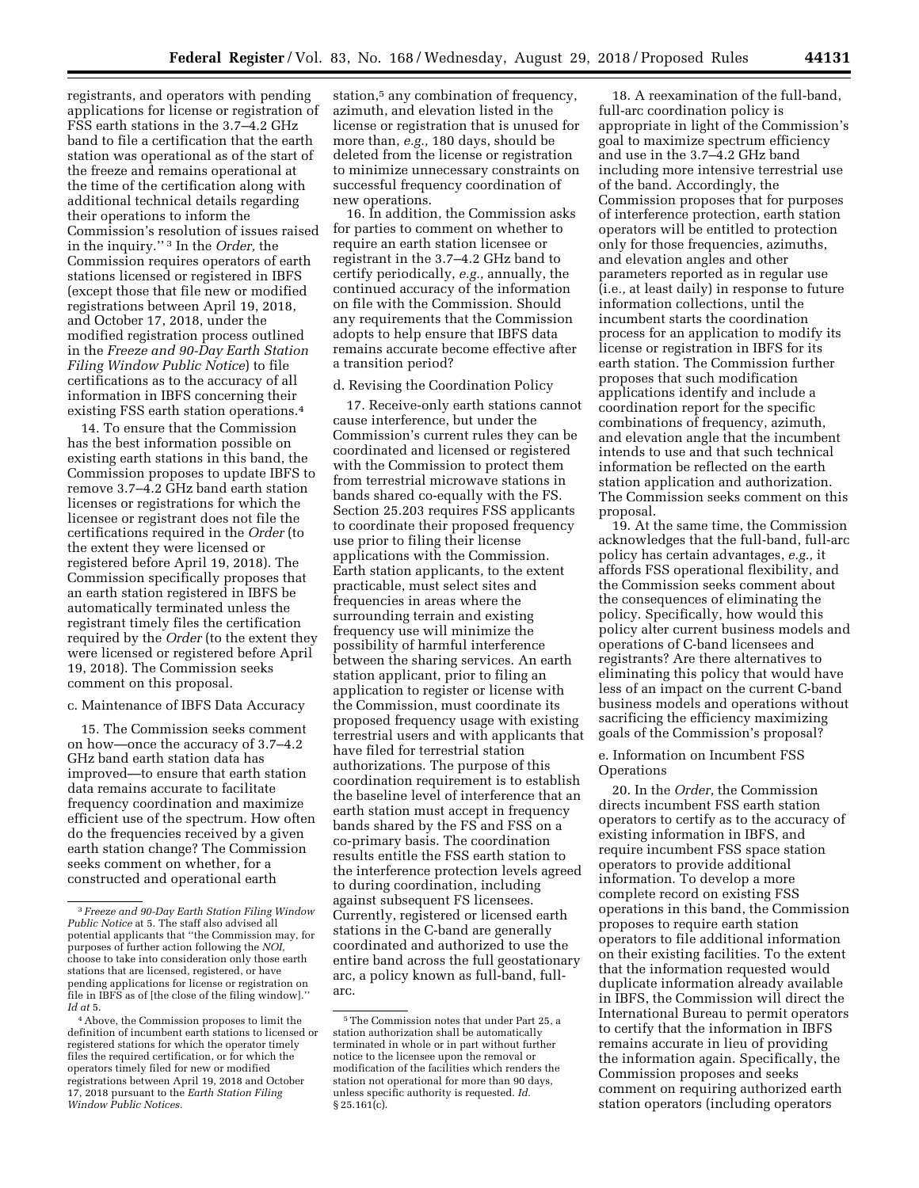registrants, and operators with pending applications for license or registration of FSS earth stations in the 3.7–4.2 GHz band to file a certification that the earth station was operational as of the start of the freeze and remains operational at the time of the certification along with additional technical details regarding their operations to inform the Commission's resolution of issues raised in the inquiry." [3] In the *Order,* the Commission requires operators of earth stations licensed or registered in IBFS (except those that file new or modified registrations between April 19, 2018, and October 17, 2018, under the modified registration process outlined in the *Freeze and 90-Day Earth Station Filing Window Public Notice*) to file certifications as to the accuracy of all information in IBFS concerning their existing FSS earth station operations.[4]

14. To ensure that the Commission has the best information possible on existing earth stations in this band, the Commission proposes to update IBFS to remove 3.7–4.2 GHz band earth station licenses or registrations for which the licensee or registrant does not file the certifications required in the *Order* (to the extent they were licensed or registered before April 19, 2018). The Commission specifically proposes that an earth station registered in IBFS be automatically terminated unless the registrant timely files the certification required by the *Order* (to the extent they were licensed or registered before April 19, 2018). The Commission seeks comment on this proposal.

c. Maintenance of IBFS Data Accuracy

15. The Commission seeks comment on how—once the accuracy of 3.7–4.2 GHz band earth station data has improved—to ensure that earth station data remains accurate to facilitate frequency coordination and maximize efficient use of the spectrum. How often do the frequencies received by a given earth station change? The Commission seeks comment on whether, for a constructed and operational earth station,[5] any combination of frequency, azimuth, and elevation listed in the license or registration that is unused for more than, *e.g.,* 180 days, should be deleted from the license or registration to minimize unnecessary constraints on successful frequency coordination of new operations.

16. In addition, the Commission asks for parties to comment on whether to require an earth station licensee or registrant in the 3.7–4.2 GHz band to certify periodically, *e.g.,* annually, the continued accuracy of the information on file with the Commission. Should any requirements that the Commission adopts to help ensure that IBFS data remains accurate become effective after a transition period?

d. Revising the Coordination Policy

17. Receive-only earth stations cannot cause interference, but under the Commission's current rules they can be coordinated and licensed or registered with the Commission to protect them from terrestrial microwave stations in bands shared co-equally with the FS. Section 25.203 requires FSS applicants to coordinate their proposed frequency use prior to filing their license applications with the Commission. Earth station applicants, to the extent practicable, must select sites and frequencies in areas where the surrounding terrain and existing frequency use will minimize the possibility of harmful interference between the sharing services. An earth station applicant, prior to filing an application to register or license with the Commission, must coordinate its proposed frequency usage with existing terrestrial users and with applicants that have filed for terrestrial station authorizations. The purpose of this coordination requirement is to establish the baseline level of interference that an earth station must accept in frequency bands shared by the FS and FSS on a co-primary basis. The coordination results entitle the FSS earth station to the interference protection levels agreed to during coordination, including against subsequent FS licensees. Currently, registered or licensed earth stations in the C-band are generally coordinated and authorized to use the entire band across the full geostationary arc, a policy known as full-band, full-arc.

18. A reexamination of the full-band, full-arc coordination policy is appropriate in light of the Commission's goal to maximize spectrum efficiency and use in the 3.7–4.2 GHz band including more intensive terrestrial use of the band. Accordingly, the Commission proposes that for purposes of interference protection, earth station operators will be entitled to protection only for those frequencies, azimuths, and elevation angles and other parameters reported as in regular use (i.e., at least daily) in response to future information collections, until the incumbent starts the coordination process for an application to modify its license or registration in IBFS for its earth station. The Commission further proposes that such modification applications identify and include a coordination report for the specific combinations of frequency, azimuth, and elevation angle that the incumbent intends to use and that such technical information be reflected on the earth station application and authorization. The Commission seeks comment on this proposal.

19. At the same time, the Commission acknowledges that the full-band, full-arc policy has certain advantages, *e.g.,* it affords FSS operational flexibility, and the Commission seeks comment about the consequences of eliminating the policy. Specifically, how would this policy alter current business models and operations of C-band licensees and registrants? Are there alternatives to eliminating this policy that would have less of an impact on the current C-band business models and operations without sacrificing the efficiency maximizing goals of the Commission's proposal?

e. Information on Incumbent FSS Operations

20. In the *Order,* the Commission directs incumbent FSS earth station operators to certify as to the accuracy of existing information in IBFS, and require incumbent FSS space station operators to provide additional information. To develop a more complete record on existing FSS operations in this band, the Commission proposes to require earth station operators to file additional information on their existing facilities. To the extent that the information requested would duplicate information already available in IBFS, the Commission will direct the International Bureau to permit operators to certify that the information in IBFS remains accurate in lieu of providing the information again. Specifically, the Commission proposes and seeks comment on requiring authorized earth station operators (including operators

---

[3] *Freeze and 90-Day Earth Station Filing Window Public Notice* at 5. The staff also advised all potential applicants that "the Commission may, for purposes of further action following the *NOI,* choose to take into consideration only those earth stations that are licensed, registered, or have pending applications for license or registration on file in IBFS as of [the close of the filing window]." *Id at* 5.

[4] Above, the Commission proposes to limit the definition of incumbent earth stations to licensed or registered stations for which the operator timely files the required certification, or for which the operators timely filed for new or modified registrations between April 19, 2018 and October 17, 2018 pursuant to the *Earth Station Filing Window Public Notices.*

[5] The Commission notes that under Part 25, a station authorization shall be automatically terminated in whole or in part without further notice to the licensee upon the removal or modification of the facilities which renders the station not operational for more than 90 days, unless specific authority is requested. *Id.* § 25.161(c).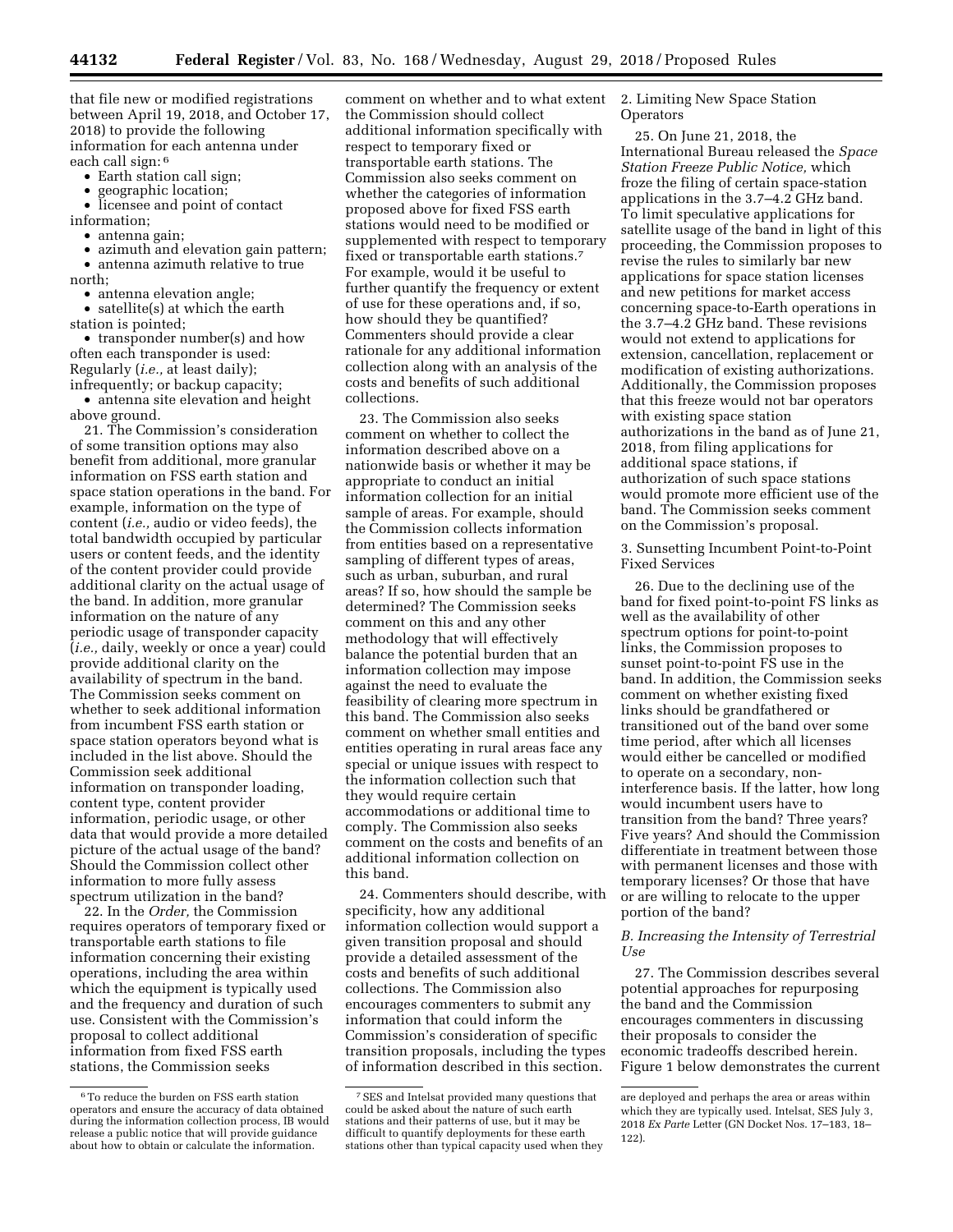that file new or modified registrations between April 19, 2018, and October 17, 2018) to provide the following information for each antenna under each call sign:[6]

- Earth station call sign;
- geographic location;
- licensee and point of contact information;
- antenna gain;
- azimuth and elevation gain pattern;
- antenna azimuth relative to true north;
- antenna elevation angle;
- satellite(s) at which the earth station is pointed;
- transponder number(s) and how often each transponder is used: Regularly (*i.e.,* at least daily); infrequently; or backup capacity;
- antenna site elevation and height above ground.

21. The Commission's consideration of some transition options may also benefit from additional, more granular information on FSS earth station and space station operations in the band. For example, information on the type of content (*i.e.,* audio or video feeds), the total bandwidth occupied by particular users or content feeds, and the identity of the content provider could provide additional clarity on the actual usage of the band. In addition, more granular information on the nature of any periodic usage of transponder capacity (*i.e.,* daily, weekly or once a year) could provide additional clarity on the availability of spectrum in the band. The Commission seeks comment on whether to seek additional information from incumbent FSS earth station or space station operators beyond what is included in the list above. Should the Commission seek additional information on transponder loading, content type, content provider information, periodic usage, or other data that would provide a more detailed picture of the actual usage of the band? Should the Commission collect other information to more fully assess spectrum utilization in the band?

22. In the *Order,* the Commission requires operators of temporary fixed or transportable earth stations to file information concerning their existing operations, including the area within which the equipment is typically used and the frequency and duration of such use. Consistent with the Commission's proposal to collect additional information from fixed FSS earth stations, the Commission seeks comment on whether and to what extent the Commission should collect additional information specifically with respect to temporary fixed or transportable earth stations. The Commission also seeks comment on whether the categories of information proposed above for fixed FSS earth stations would need to be modified or supplemented with respect to temporary fixed or transportable earth stations.[7] For example, would it be useful to further quantify the frequency or extent of use for these operations and, if so, how should they be quantified? Commenters should provide a clear rationale for any additional information collection along with an analysis of the costs and benefits of such additional collections.

23. The Commission also seeks comment on whether to collect the information described above on a nationwide basis or whether it may be appropriate to conduct an initial information collection for an initial sample of areas. For example, should the Commission collects information from entities based on a representative sampling of different types of areas, such as urban, suburban, and rural areas? If so, how should the sample be determined? The Commission seeks comment on this and any other methodology that will effectively balance the potential burden that an information collection may impose against the need to evaluate the feasibility of clearing more spectrum in this band. The Commission also seeks comment on whether small entities and entities operating in rural areas face any special or unique issues with respect to the information collection such that they would require certain accommodations or additional time to comply. The Commission also seeks comment on the costs and benefits of an additional information collection on this band.

24. Commenters should describe, with specificity, how any additional information collection would support a given transition proposal and should provide a detailed assessment of the costs and benefits of such additional collections. The Commission also encourages commenters to submit any information that could inform the Commission's consideration of specific transition proposals, including the types of information described in this section.

2. Limiting New Space Station Operators

25. On June 21, 2018, the International Bureau released the *Space Station Freeze Public Notice,* which froze the filing of certain space-station applications in the 3.7–4.2 GHz band. To limit speculative applications for satellite usage of the band in light of this proceeding, the Commission proposes to revise the rules to similarly bar new applications for space station licenses and new petitions for market access concerning space-to-Earth operations in the 3.7–4.2 GHz band. These revisions would not extend to applications for extension, cancellation, replacement or modification of existing authorizations. Additionally, the Commission proposes that this freeze would not bar operators with existing space station authorizations in the band as of June 21, 2018, from filing applications for additional space stations, if authorization of such space stations would promote more efficient use of the band. The Commission seeks comment on the Commission's proposal.

3. Sunsetting Incumbent Point-to-Point Fixed Services

26. Due to the declining use of the band for fixed point-to-point FS links as well as the availability of other spectrum options for point-to-point links, the Commission proposes to sunset point-to-point FS use in the band. In addition, the Commission seeks comment on whether existing fixed links should be grandfathered or transitioned out of the band over some time period, after which all licenses would either be cancelled or modified to operate on a secondary, non-interference basis. If the latter, how long would incumbent users have to transition from the band? Three years? Five years? And should the Commission differentiate in treatment between those with permanent licenses and those with temporary licenses? Or those that have or are willing to relocate to the upper portion of the band?

### *B. Increasing the Intensity of Terrestrial Use*

27. The Commission describes several potential approaches for repurposing the band and the Commission encourages commenters in discussing their proposals to consider the economic tradeoffs described herein. Figure 1 below demonstrates the current

---

[6] To reduce the burden on FSS earth station operators and ensure the accuracy of data obtained during the information collection process, IB would release a public notice that will provide guidance about how to obtain or calculate the information.

[7] SES and Intelsat provided many questions that could be asked about the nature of such earth stations and their patterns of use, but it may be difficult to quantify deployments for these earth stations other than typical capacity used when they are deployed and perhaps the area or areas within which they are typically used. Intelsat, SES July 3, 2018 *Ex Parte* Letter (GN Docket Nos. 17–183, 18–122).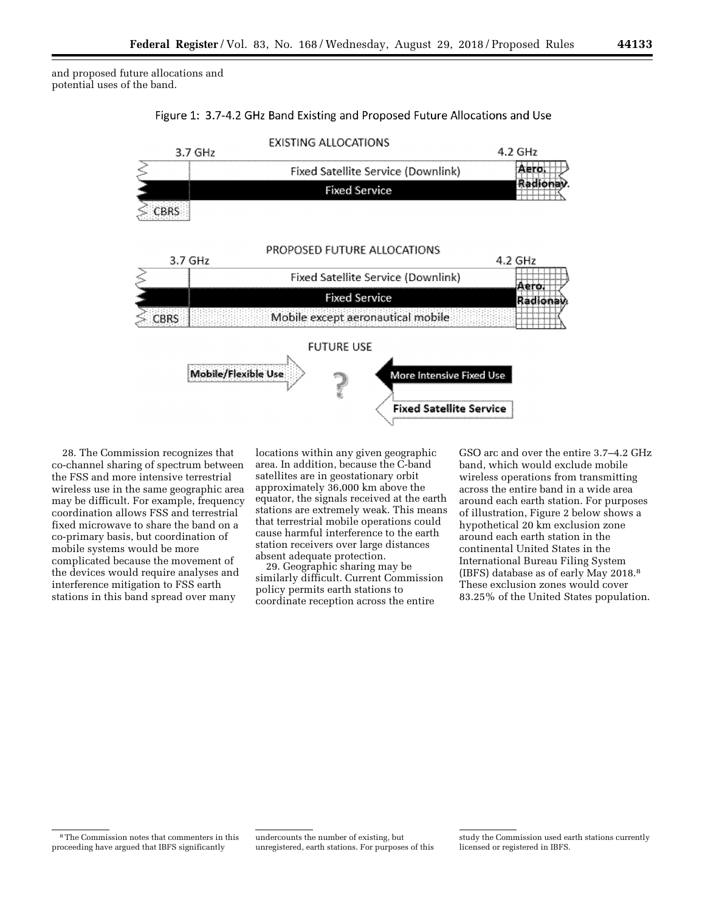and proposed future allocations and potential uses of the band.

Figure 1: 3.7-4.2 GHz Band Existing and Proposed Future Allocations and Use

EXISTING ALLOCATIONS

3.7 GHz | 4.2 GHz

Fixed Satellite Service (Downlink) | Aero. Radionav.

Fixed Service

CBRS

PROPOSED FUTURE ALLOCATIONS

3.7 GHz | 4.2 GHz

Fixed Satellite Service (Downlink) | Aero. Radionav.

Fixed Service

CBRS | Mobile except aeronautical mobile

FUTURE USE

Mobile/Flexible Use → ? ← More Intensive Fixed Use

← Fixed Satellite Service

28. The Commission recognizes that co-channel sharing of spectrum between the FSS and more intensive terrestrial wireless use in the same geographic area may be difficult. For example, frequency coordination allows FSS and terrestrial fixed microwave to share the band on a co-primary basis, but coordination of mobile systems would be more complicated because the movement of the devices would require analyses and interference mitigation to FSS earth stations in this band spread over many locations within any given geographic area. In addition, because the C-band satellites are in geostationary orbit approximately 36,000 km above the equator, the signals received at the earth stations are extremely weak. This means that terrestrial mobile operations could cause harmful interference to the earth station receivers over large distances absent adequate protection.

29. Geographic sharing may be similarly difficult. Current Commission policy permits earth stations to coordinate reception across the entire GSO arc and over the entire 3.7–4.2 GHz band, which would exclude mobile wireless operations from transmitting across the entire band in a wide area around each earth station. For purposes of illustration, Figure 2 below shows a hypothetical 20 km exclusion zone around each earth station in the continental United States in the International Bureau Filing System (IBFS) database as of early May 2018.[8] These exclusion zones would cover 83.25% of the United States population.

[8] The Commission notes that commenters in this proceeding have argued that IBFS significantly undercounts the number of existing, but unregistered, earth stations. For purposes of this study the Commission used earth stations currently licensed or registered in IBFS.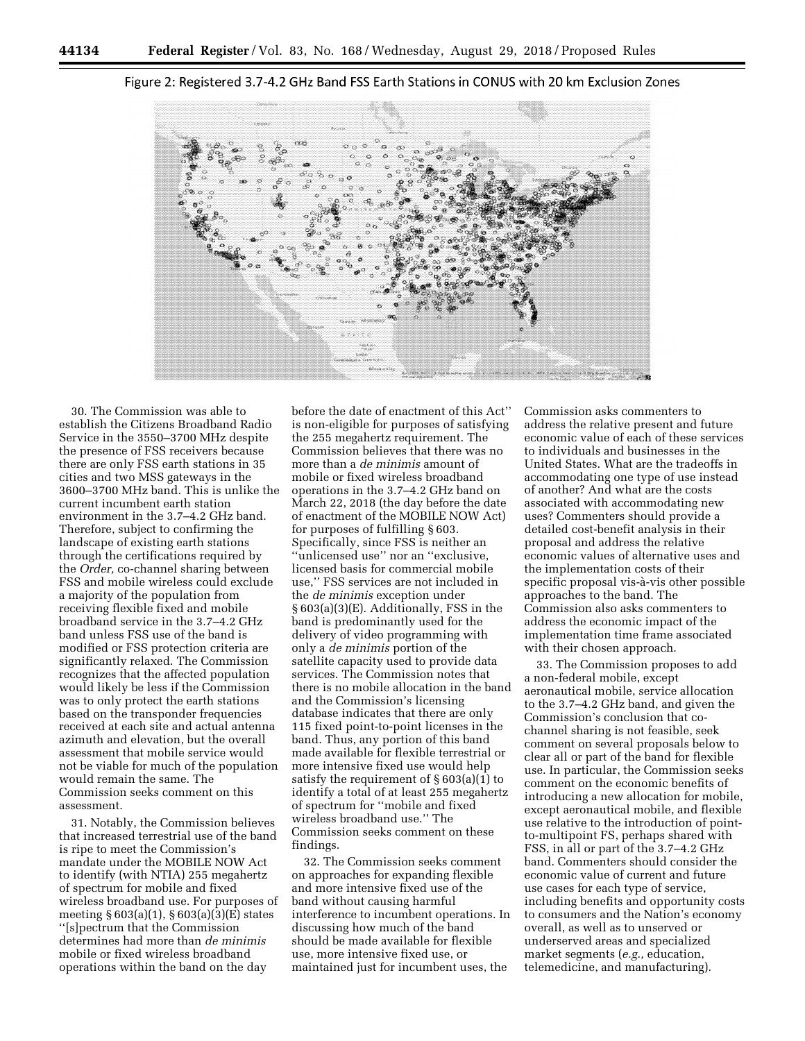Figure 2: Registered 3.7-4.2 GHz Band FSS Earth Stations in CONUS with 20 km Exclusion Zones

30. The Commission was able to establish the Citizens Broadband Radio Service in the 3550–3700 MHz despite the presence of FSS receivers because there are only FSS earth stations in 35 cities and two MSS gateways in the 3600–3700 MHz band. This is unlike the current incumbent earth station environment in the 3.7–4.2 GHz band. Therefore, subject to confirming the landscape of existing earth stations through the certifications required by the *Order,* co-channel sharing between FSS and mobile wireless could exclude a majority of the population from receiving flexible fixed and mobile broadband service in the 3.7–4.2 GHz band unless FSS use of the band is modified or FSS protection criteria are significantly relaxed. The Commission recognizes that the affected population would likely be less if the Commission was to only protect the earth stations based on the transponder frequencies received at each site and actual antenna azimuth and elevation, but the overall assessment that mobile service would not be viable for much of the population would remain the same. The Commission seeks comment on this assessment.

31. Notably, the Commission believes that increased terrestrial use of the band is ripe to meet the Commission's mandate under the MOBILE NOW Act to identify (with NTIA) 255 megahertz of spectrum for mobile and fixed wireless broadband use. For purposes of meeting § 603(a)(1), § 603(a)(3)(E) states ''[s]pectrum that the Commission determines had more than *de minimis* mobile or fixed wireless broadband operations within the band on the day before the date of enactment of this Act'' is non-eligible for purposes of satisfying the 255 megahertz requirement. The Commission believes that there was no more than a *de minimis* amount of mobile or fixed wireless broadband operations in the 3.7–4.2 GHz band on March 22, 2018 (the day before the date of enactment of the MOBILE NOW Act) for purposes of fulfilling § 603. Specifically, since FSS is neither an ''unlicensed use'' nor an ''exclusive, licensed basis for commercial mobile use,'' FSS services are not included in the *de minimis* exception under § 603(a)(3)(E). Additionally, FSS in the band is predominantly used for the delivery of video programming with only a *de minimis* portion of the satellite capacity used to provide data services. The Commission notes that there is no mobile allocation in the band and the Commission's licensing database indicates that there are only 115 fixed point-to-point licenses in the band. Thus, any portion of this band made available for flexible terrestrial or more intensive fixed use would help satisfy the requirement of § 603(a)(1) to identify a total of at least 255 megahertz of spectrum for ''mobile and fixed wireless broadband use.'' The Commission seeks comment on these findings.

32. The Commission seeks comment on approaches for expanding flexible and more intensive fixed use of the band without causing harmful interference to incumbent operations. In discussing how much of the band should be made available for flexible use, more intensive fixed use, or maintained just for incumbent uses, the Commission asks commenters to address the relative present and future economic value of each of these services to individuals and businesses in the United States. What are the tradeoffs in accommodating one type of use instead of another? And what are the costs associated with accommodating new uses? Commenters should provide a detailed cost-benefit analysis in their proposal and address the relative economic values of alternative uses and the implementation costs of their specific proposal vis-à-vis other possible approaches to the band. The Commission also asks commenters to address the economic impact of the implementation time frame associated with their chosen approach.

33. The Commission proposes to add a non-federal mobile, except aeronautical mobile, service allocation to the 3.7–4.2 GHz band, and given the Commission's conclusion that co-channel sharing is not feasible, seek comment on several proposals below to clear all or part of the band for flexible use. In particular, the Commission seeks comment on the economic benefits of introducing a new allocation for mobile, except aeronautical mobile, and flexible use relative to the introduction of point-to-multipoint FS, perhaps shared with FSS, in all or part of the 3.7–4.2 GHz band. Commenters should consider the economic value of current and future use cases for each type of service, including benefits and opportunity costs to consumers and the Nation's economy overall, as well as to unserved or underserved areas and specialized market segments (*e.g.,* education, telemedicine, and manufacturing).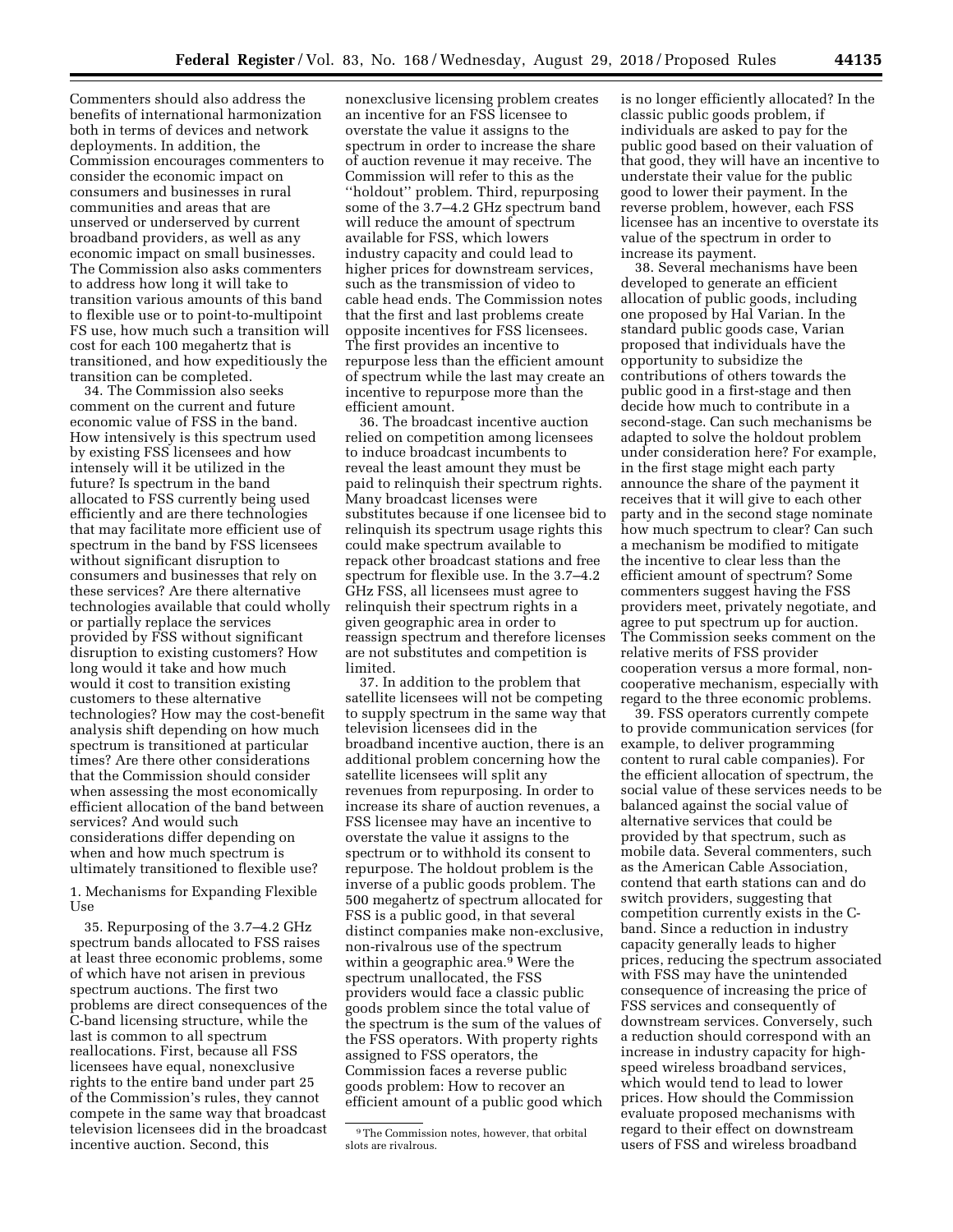Commenters should also address the benefits of international harmonization both in terms of devices and network deployments. In addition, the Commission encourages commenters to consider the economic impact on consumers and businesses in rural communities and areas that are unserved or underserved by current broadband providers, as well as any economic impact on small businesses. The Commission also asks commenters to address how long it will take to transition various amounts of this band to flexible use or to point-to-multipoint FS use, how much such a transition will cost for each 100 megahertz that is transitioned, and how expeditiously the transition can be completed.

34. The Commission also seeks comment on the current and future economic value of FSS in the band. How intensively is this spectrum used by existing FSS licensees and how intensely will it be utilized in the future? Is spectrum in the band allocated to FSS currently being used efficiently and are there technologies that may facilitate more efficient use of spectrum in the band by FSS licensees without significant disruption to consumers and businesses that rely on these services? Are there alternative technologies available that could wholly or partially replace the services provided by FSS without significant disruption to existing customers? How long would it take and how much would it cost to transition existing customers to these alternative technologies? How may the cost-benefit analysis shift depending on how much spectrum is transitioned at particular times? Are there other considerations that the Commission should consider when assessing the most economically efficient allocation of the band between services? And would such considerations differ depending on when and how much spectrum is ultimately transitioned to flexible use?

### 1. Mechanisms for Expanding Flexible Use

35. Repurposing of the 3.7–4.2 GHz spectrum bands allocated to FSS raises at least three economic problems, some of which have not arisen in previous spectrum auctions. The first two problems are direct consequences of the C-band licensing structure, while the last is common to all spectrum reallocations. First, because all FSS licensees have equal, nonexclusive rights to the entire band under part 25 of the Commission's rules, they cannot compete in the same way that broadcast television licensees did in the broadcast incentive auction. Second, this nonexclusive licensing problem creates an incentive for an FSS licensee to overstate the value it assigns to the spectrum in order to increase the share of auction revenue it may receive. The Commission will refer to this as the "holdout" problem. Third, repurposing some of the 3.7–4.2 GHz spectrum band will reduce the amount of spectrum available for FSS, which lowers industry capacity and could lead to higher prices for downstream services, such as the transmission of video to cable head ends. The Commission notes that the first and last problems create opposite incentives for FSS licensees. The first provides an incentive to repurpose less than the efficient amount of spectrum while the last may create an incentive to repurpose more than the efficient amount.

36. The broadcast incentive auction relied on competition among licensees to induce broadcast incumbents to reveal the least amount they must be paid to relinquish their spectrum rights. Many broadcast licenses were substitutes because if one licensee bid to relinquish its spectrum usage rights this could make spectrum available to repack other broadcast stations and free spectrum for flexible use. In the 3.7–4.2 GHz FSS, all licensees must agree to relinquish their spectrum rights in a given geographic area in order to reassign spectrum and therefore licenses are not substitutes and competition is limited.

37. In addition to the problem that satellite licensees will not be competing to supply spectrum in the same way that television licensees did in the broadband incentive auction, there is an additional problem concerning how the satellite licensees will split any revenues from repurposing. In order to increase its share of auction revenues, a FSS licensee may have an incentive to overstate the value it assigns to the spectrum or to withhold its consent to repurpose. The holdout problem is the inverse of a public goods problem. The 500 megahertz of spectrum allocated for FSS is a public good, in that several distinct companies make non-exclusive, non-rivalrous use of the spectrum within a geographic area.[9] Were the spectrum unallocated, the FSS providers would face a classic public goods problem since the total value of the spectrum is the sum of the values of the FSS operators. With property rights assigned to FSS operators, the Commission faces a reverse public goods problem: How to recover an efficient amount of a public good which is no longer efficiently allocated? In the classic public goods problem, if individuals are asked to pay for the public good based on their valuation of that good, they will have an incentive to understate their value for the public good to lower their payment. In the reverse problem, however, each FSS licensee has an incentive to overstate its value of the spectrum in order to increase its payment.

38. Several mechanisms have been developed to generate an efficient allocation of public goods, including one proposed by Hal Varian. In the standard public goods case, Varian proposed that individuals have the opportunity to subsidize the contributions of others towards the public good in a first-stage and then decide how much to contribute in a second-stage. Can such mechanisms be adapted to solve the holdout problem under consideration here? For example, in the first stage might each party announce the share of the payment it receives that it will give to each other party and in the second stage nominate how much spectrum to clear? Can such a mechanism be modified to mitigate the incentive to clear less than the efficient amount of spectrum? Some commenters suggest having the FSS providers meet, privately negotiate, and agree to put spectrum up for auction. The Commission seeks comment on the relative merits of FSS provider cooperation versus a more formal, non-cooperative mechanism, especially with regard to the three economic problems.

39. FSS operators currently compete to provide communication services (for example, to deliver programming content to rural cable companies). For the efficient allocation of spectrum, the social value of these services needs to be balanced against the social value of alternative services that could be provided by that spectrum, such as mobile data. Several commenters, such as the American Cable Association, contend that earth stations can and do switch providers, suggesting that competition currently exists in the C-band. Since a reduction in industry capacity generally leads to higher prices, reducing the spectrum associated with FSS may have the unintended consequence of increasing the price of FSS services and consequently of downstream services. Conversely, such a reduction should correspond with an increase in industry capacity for high-speed wireless broadband services, which would tend to lead to lower prices. How should the Commission evaluate proposed mechanisms with regard to their effect on downstream users of FSS and wireless broadband

---

[9] The Commission notes, however, that orbital slots are rivalrous.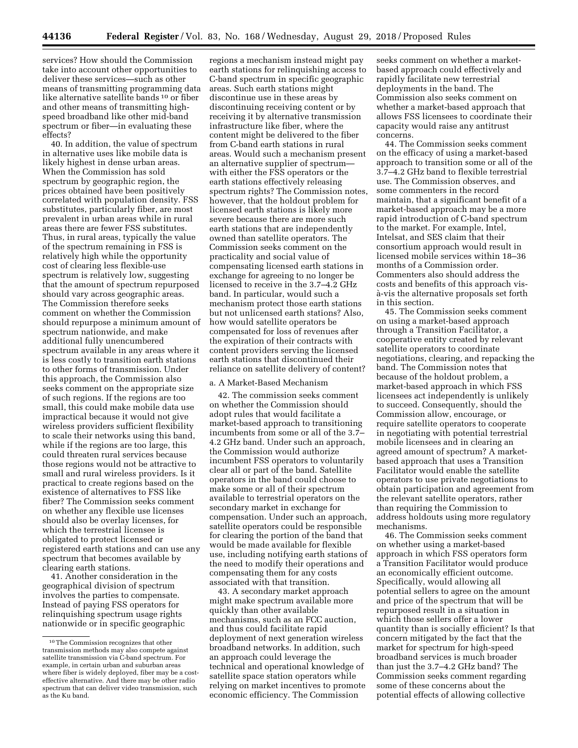services? How should the Commission take into account other opportunities to deliver these services—such as other means of transmitting programming data like alternative satellite bands [10] or fiber and other means of transmitting high-speed broadband like other mid-band spectrum or fiber—in evaluating these effects?

40. In addition, the value of spectrum in alternative uses like mobile data is likely highest in dense urban areas. When the Commission has sold spectrum by geographic region, the prices obtained have been positively correlated with population density. FSS substitutes, particularly fiber, are most prevalent in urban areas while in rural areas there are fewer FSS substitutes. Thus, in rural areas, typically the value of the spectrum remaining in FSS is relatively high while the opportunity cost of clearing less flexible-use spectrum is relatively low, suggesting that the amount of spectrum repurposed should vary across geographic areas. The Commission therefore seeks comment on whether the Commission should repurpose a minimum amount of spectrum nationwide, and make additional fully unencumbered spectrum available in any areas where it is less costly to transition earth stations to other forms of transmission. Under this approach, the Commission also seeks comment on the appropriate size of such regions. If the regions are too small, this could make mobile data use impractical because it would not give wireless providers sufficient flexibility to scale their networks using this band, while if the regions are too large, this could threaten rural services because those regions would not be attractive to small and rural wireless providers. Is it practical to create regions based on the existence of alternatives to FSS like fiber? The Commission seeks comment on whether any flexible use licenses should also be overlay licenses, for which the terrestrial licensee is obligated to protect licensed or registered earth stations and can use any spectrum that becomes available by clearing earth stations.

41. Another consideration in the geographical division of spectrum involves the parties to compensate. Instead of paying FSS operators for relinquishing spectrum usage rights nationwide or in specific geographic regions a mechanism instead might pay earth stations for relinquishing access to C-band spectrum in specific geographic areas. Such earth stations might discontinue use in these areas by discontinuing receiving content or by receiving it by alternative transmission infrastructure like fiber, where the content might be delivered to the fiber from C-band earth stations in rural areas. Would such a mechanism present an alternative supplier of spectrum—with either the FSS operators or the earth stations effectively releasing spectrum rights? The Commission notes, however, that the holdout problem for licensed earth stations is likely more severe because there are more such earth stations that are independently owned than satellite operators. The Commission seeks comment on the practicality and social value of compensating licensed earth stations in exchange for agreeing to no longer be licensed to receive in the 3.7–4.2 GHz band. In particular, would such a mechanism protect those earth stations but not unlicensed earth stations? Also, how would satellite operators be compensated for loss of revenues after the expiration of their contracts with content providers serving the licensed earth stations that discontinued their reliance on satellite delivery of content?

#### a. A Market-Based Mechanism

42. The commission seeks comment on whether the Commission should adopt rules that would facilitate a market-based approach to transitioning incumbents from some or all of the 3.7–4.2 GHz band. Under such an approach, the Commission would authorize incumbent FSS operators to voluntarily clear all or part of the band. Satellite operators in the band could choose to make some or all of their spectrum available to terrestrial operators on the secondary market in exchange for compensation. Under such an approach, satellite operators could be responsible for clearing the portion of the band that would be made available for flexible use, including notifying earth stations of the need to modify their operations and compensating them for any costs associated with that transition.

43. A secondary market approach might make spectrum available more quickly than other available mechanisms, such as an FCC auction, and thus could facilitate rapid deployment of next generation wireless broadband networks. In addition, such an approach could leverage the technical and operational knowledge of satellite space station operators while relying on market incentives to promote economic efficiency. The Commission seeks comment on whether a market-based approach could effectively and rapidly facilitate new terrestrial deployments in the band. The Commission also seeks comment on whether a market-based approach that allows FSS licensees to coordinate their capacity would raise any antitrust concerns.

44. The Commission seeks comment on the efficacy of using a market-based approach to transition some or all of the 3.7–4.2 GHz band to flexible terrestrial use. The Commission observes, and some commenters in the record maintain, that a significant benefit of a market-based approach may be a more rapid introduction of C-band spectrum to the market. For example, Intel, Intelsat, and SES claim that their consortium approach would result in licensed mobile services within 18–36 months of a Commission order. Commenters also should address the costs and benefits of this approach vis-à-vis the alternative proposals set forth in this section.

45. The Commission seeks comment on using a market-based approach through a Transition Facilitator, a cooperative entity created by relevant satellite operators to coordinate negotiations, clearing, and repacking the band. The Commission notes that because of the holdout problem, a market-based approach in which FSS licensees act independently is unlikely to succeed. Consequently, should the Commission allow, encourage, or require satellite operators to cooperate in negotiating with potential terrestrial mobile licensees and in clearing an agreed amount of spectrum? A market-based approach that uses a Transition Facilitator would enable the satellite operators to use private negotiations to obtain participation and agreement from the relevant satellite operators, rather than requiring the Commission to address holdouts using more regulatory mechanisms.

46. The Commission seeks comment on whether using a market-based approach in which FSS operators form a Transition Facilitator would produce an economically efficient outcome. Specifically, would allowing all potential sellers to agree on the amount and price of the spectrum that will be repurposed result in a situation in which those sellers offer a lower quantity than is socially efficient? Is that concern mitigated by the fact that the market for spectrum for high-speed broadband services is much broader than just the 3.7–4.2 GHz band? The Commission seeks comment regarding some of these concerns about the potential effects of allowing collective

[10] The Commission recognizes that other transmission methods may also compete against satellite transmission via C-band spectrum. For example, in certain urban and suburban areas where fiber is widely deployed, fiber may be a cost-effective alternative. And there may be other radio spectrum that can deliver video transmission, such as the Ku band.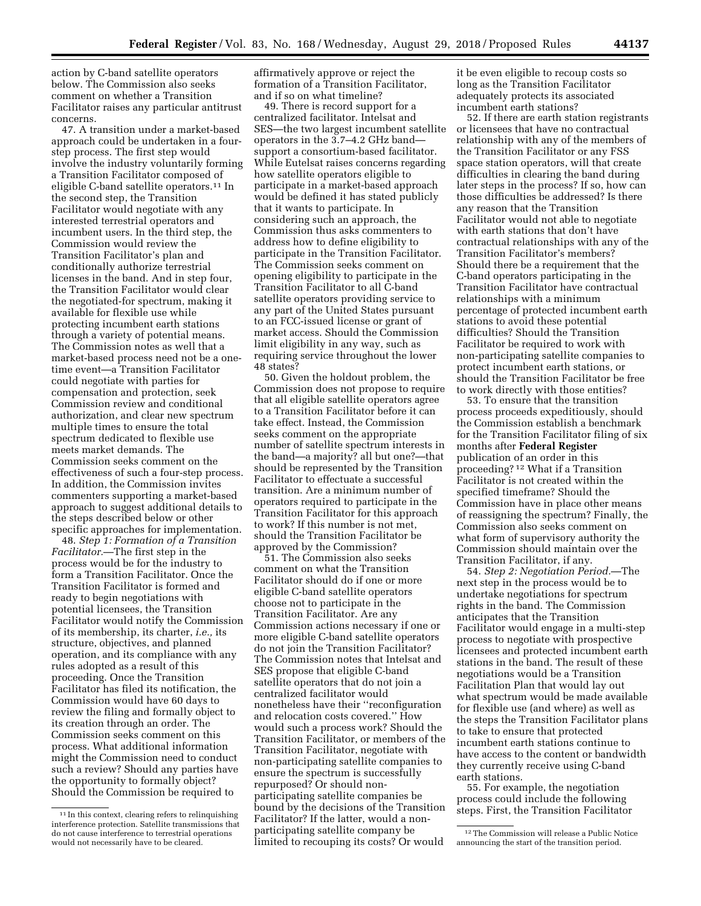action by C-band satellite operators below. The Commission also seeks comment on whether a Transition Facilitator raises any particular antitrust concerns.

47. A transition under a market-based approach could be undertaken in a four-step process. The first step would involve the industry voluntarily forming a Transition Facilitator composed of eligible C-band satellite operators.[11] In the second step, the Transition Facilitator would negotiate with any interested terrestrial operators and incumbent users. In the third step, the Commission would review the Transition Facilitator's plan and conditionally authorize terrestrial licenses in the band. And in step four, the Transition Facilitator would clear the negotiated-for spectrum, making it available for flexible use while protecting incumbent earth stations through a variety of potential means. The Commission notes as well that a market-based process need not be a one-time event—a Transition Facilitator could negotiate with parties for compensation and protection, seek Commission review and conditional authorization, and clear new spectrum multiple times to ensure the total spectrum dedicated to flexible use meets market demands. The Commission seeks comment on the effectiveness of such a four-step process. In addition, the Commission invites commenters supporting a market-based approach to suggest additional details to the steps described below or other specific approaches for implementation.

48. *Step 1: Formation of a Transition Facilitator.*—The first step in the process would be for the industry to form a Transition Facilitator. Once the Transition Facilitator is formed and ready to begin negotiations with potential licensees, the Transition Facilitator would notify the Commission of its membership, its charter, *i.e.,* its structure, objectives, and planned operation, and its compliance with any rules adopted as a result of this proceeding. Once the Transition Facilitator has filed its notification, the Commission would have 60 days to review the filing and formally object to its creation through an order. The Commission seeks comment on this process. What additional information might the Commission need to conduct such a review? Should any parties have the opportunity to formally object? Should the Commission be required to affirmatively approve or reject the formation of a Transition Facilitator, and if so on what timeline?

49. There is record support for a centralized facilitator. Intelsat and SES—the two largest incumbent satellite operators in the 3.7–4.2 GHz band—support a consortium-based facilitator. While Eutelsat raises concerns regarding how satellite operators eligible to participate in a market-based approach would be defined it has stated publicly that it wants to participate. In considering such an approach, the Commission thus asks commenters to address how to define eligibility to participate in the Transition Facilitator. The Commission seeks comment on opening eligibility to participate in the Transition Facilitator to all C-band satellite operators providing service to any part of the United States pursuant to an FCC-issued license or grant of market access. Should the Commission limit eligibility in any way, such as requiring service throughout the lower 48 states?

50. Given the holdout problem, the Commission does not propose to require that all eligible satellite operators agree to a Transition Facilitator before it can take effect. Instead, the Commission seeks comment on the appropriate number of satellite spectrum interests in the band—a majority? all but one?—that should be represented by the Transition Facilitator to effectuate a successful transition. Are a minimum number of operators required to participate in the Transition Facilitator for this approach to work? If this number is not met, should the Transition Facilitator be approved by the Commission?

51. The Commission also seeks comment on what the Transition Facilitator should do if one or more eligible C-band satellite operators choose not to participate in the Transition Facilitator. Are any Commission actions necessary if one or more eligible C-band satellite operators do not join the Transition Facilitator? The Commission notes that Intelsat and SES propose that eligible C-band satellite operators that do not join a centralized facilitator would nonetheless have their "reconfiguration and relocation costs covered." How would such a process work? Should the Transition Facilitator, or members of the Transition Facilitator, negotiate with non-participating satellite companies to ensure the spectrum is successfully repurposed? Or should non-participating satellite companies be bound by the decisions of the Transition Facilitator? If the latter, would a non-participating satellite company be limited to recouping its costs? Or would it be even eligible to recoup costs so long as the Transition Facilitator adequately protects its associated incumbent earth stations?

52. If there are earth station registrants or licensees that have no contractual relationship with any of the members of the Transition Facilitator or any FSS space station operators, will that create difficulties in clearing the band during later steps in the process? If so, how can those difficulties be addressed? Is there any reason that the Transition Facilitator would not able to negotiate with earth stations that don't have contractual relationships with any of the Transition Facilitator's members? Should there be a requirement that the C-band operators participating in the Transition Facilitator have contractual relationships with a minimum percentage of protected incumbent earth stations to avoid these potential difficulties? Should the Transition Facilitator be required to work with non-participating satellite companies to protect incumbent earth stations, or should the Transition Facilitator be free to work directly with those entities?

53. To ensure that the transition process proceeds expeditiously, should the Commission establish a benchmark for the Transition Facilitator filing of six months after **Federal Register** publication of an order in this proceeding?[12] What if a Transition Facilitator is not created within the specified timeframe? Should the Commission have in place other means of reassigning the spectrum? Finally, the Commission also seeks comment on what form of supervisory authority the Commission should maintain over the Transition Facilitator, if any.

54. *Step 2: Negotiation Period.*—The next step in the process would be to undertake negotiations for spectrum rights in the band. The Commission anticipates that the Transition Facilitator would engage in a multi-step process to negotiate with prospective licensees and protected incumbent earth stations in the band. The result of these negotiations would be a Transition Facilitation Plan that would lay out what spectrum would be made available for flexible use (and where) as well as the steps the Transition Facilitator plans to take to ensure that protected incumbent earth stations continue to have access to the content or bandwidth they currently receive using C-band earth stations.

55. For example, the negotiation process could include the following steps. First, the Transition Facilitator

---

[11] In this context, clearing refers to relinquishing interference protection. Satellite transmissions that do not cause interference to terrestrial operations would not necessarily have to be cleared.

[12] The Commission will release a Public Notice announcing the start of the transition period.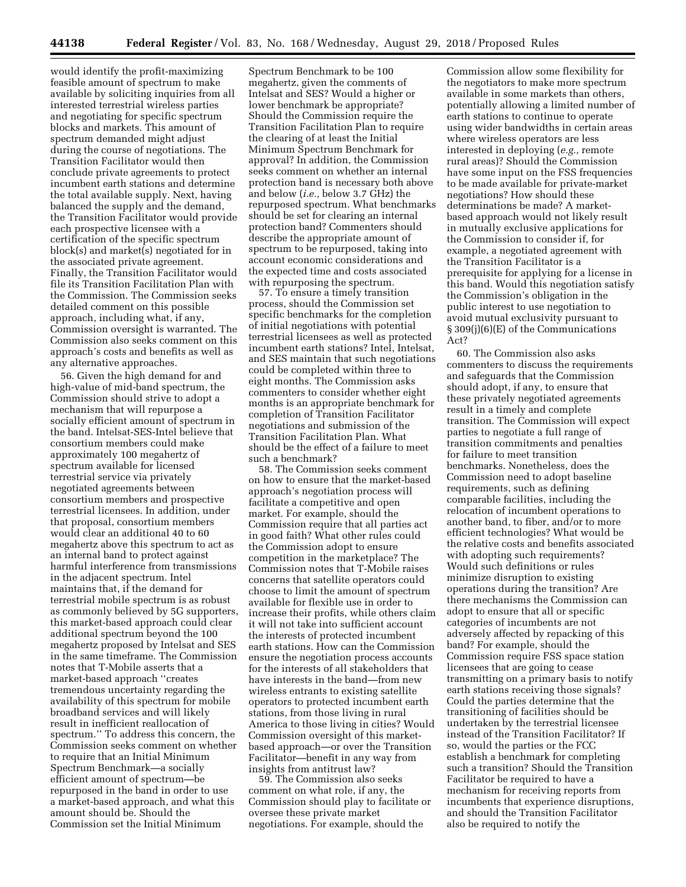would identify the profit-maximizing feasible amount of spectrum to make available by soliciting inquiries from all interested terrestrial wireless parties and negotiating for specific spectrum blocks and markets. This amount of spectrum demanded might adjust during the course of negotiations. The Transition Facilitator would then conclude private agreements to protect incumbent earth stations and determine the total available supply. Next, having balanced the supply and the demand, the Transition Facilitator would provide each prospective licensee with a certification of the specific spectrum block(s) and market(s) negotiated for in the associated private agreement. Finally, the Transition Facilitator would file its Transition Facilitation Plan with the Commission. The Commission seeks detailed comment on this possible approach, including what, if any, Commission oversight is warranted. The Commission also seeks comment on this approach's costs and benefits as well as any alternative approaches.

56. Given the high demand for and high-value of mid-band spectrum, the Commission should strive to adopt a mechanism that will repurpose a socially efficient amount of spectrum in the band. Intelsat-SES-Intel believe that consortium members could make approximately 100 megahertz of spectrum available for licensed terrestrial service via privately negotiated agreements between consortium members and prospective terrestrial licensees. In addition, under that proposal, consortium members would clear an additional 40 to 60 megahertz above this spectrum to act as an internal band to protect against harmful interference from transmissions in the adjacent spectrum. Intel maintains that, if the demand for terrestrial mobile spectrum is as robust as commonly believed by 5G supporters, this market-based approach could clear additional spectrum beyond the 100 megahertz proposed by Intelsat and SES in the same timeframe. The Commission notes that T-Mobile asserts that a market-based approach ''creates tremendous uncertainty regarding the availability of this spectrum for mobile broadband services and will likely result in inefficient reallocation of spectrum.'' To address this concern, the Commission seeks comment on whether to require that an Initial Minimum Spectrum Benchmark—a socially efficient amount of spectrum—be repurposed in the band in order to use a market-based approach, and what this amount should be. Should the Commission set the Initial Minimum Spectrum Benchmark to be 100 megahertz, given the comments of Intelsat and SES? Would a higher or lower benchmark be appropriate? Should the Commission require the Transition Facilitation Plan to require the clearing of at least the Initial Minimum Spectrum Benchmark for approval? In addition, the Commission seeks comment on whether an internal protection band is necessary both above and below (*i.e.,* below 3.7 GHz) the repurposed spectrum. What benchmarks should be set for clearing an internal protection band? Commenters should describe the appropriate amount of spectrum to be repurposed, taking into account economic considerations and the expected time and costs associated with repurposing the spectrum.

57. To ensure a timely transition process, should the Commission set specific benchmarks for the completion of initial negotiations with potential terrestrial licensees as well as protected incumbent earth stations? Intel, Intelsat, and SES maintain that such negotiations could be completed within three to eight months. The Commission asks commenters to consider whether eight months is an appropriate benchmark for completion of Transition Facilitator negotiations and submission of the Transition Facilitation Plan. What should be the effect of a failure to meet such a benchmark?

58. The Commission seeks comment on how to ensure that the market-based approach's negotiation process will facilitate a competitive and open market. For example, should the Commission require that all parties act in good faith? What other rules could the Commission adopt to ensure competition in the marketplace? The Commission notes that T-Mobile raises concerns that satellite operators could choose to limit the amount of spectrum available for flexible use in order to increase their profits, while others claim it will not take into sufficient account the interests of protected incumbent earth stations. How can the Commission ensure the negotiation process accounts for the interests of all stakeholders that have interests in the band—from new wireless entrants to existing satellite operators to protected incumbent earth stations, from those living in rural America to those living in cities? Would Commission oversight of this market-based approach—or over the Transition Facilitator—benefit in any way from insights from antitrust law?

59. The Commission also seeks comment on what role, if any, the Commission should play to facilitate or oversee these private market negotiations. For example, should the Commission allow some flexibility for the negotiators to make more spectrum available in some markets than others, potentially allowing a limited number of earth stations to continue to operate using wider bandwidths in certain areas where wireless operators are less interested in deploying (*e.g.,* remote rural areas)? Should the Commission have some input on the FSS frequencies to be made available for private-market negotiations? How should these determinations be made? A market-based approach would not likely result in mutually exclusive applications for the Commission to consider if, for example, a negotiated agreement with the Transition Facilitator is a prerequisite for applying for a license in this band. Would this negotiation satisfy the Commission's obligation in the public interest to use negotiation to avoid mutual exclusivity pursuant to § 309(j)(6)(E) of the Communications Act?

60. The Commission also asks commenters to discuss the requirements and safeguards that the Commission should adopt, if any, to ensure that these privately negotiated agreements result in a timely and complete transition. The Commission will expect parties to negotiate a full range of transition commitments and penalties for failure to meet transition benchmarks. Nonetheless, does the Commission need to adopt baseline requirements, such as defining comparable facilities, including the relocation of incumbent operations to another band, to fiber, and/or to more efficient technologies? What would be the relative costs and benefits associated with adopting such requirements? Would such definitions or rules minimize disruption to existing operations during the transition? Are there mechanisms the Commission can adopt to ensure that all or specific categories of incumbents are not adversely affected by repacking of this band? For example, should the Commission require FSS space station licensees that are going to cease transmitting on a primary basis to notify earth stations receiving those signals? Could the parties determine that the transitioning of facilities should be undertaken by the terrestrial licensee instead of the Transition Facilitator? If so, would the parties or the FCC establish a benchmark for completing such a transition? Should the Transition Facilitator be required to have a mechanism for receiving reports from incumbents that experience disruptions, and should the Transition Facilitator also be required to notify the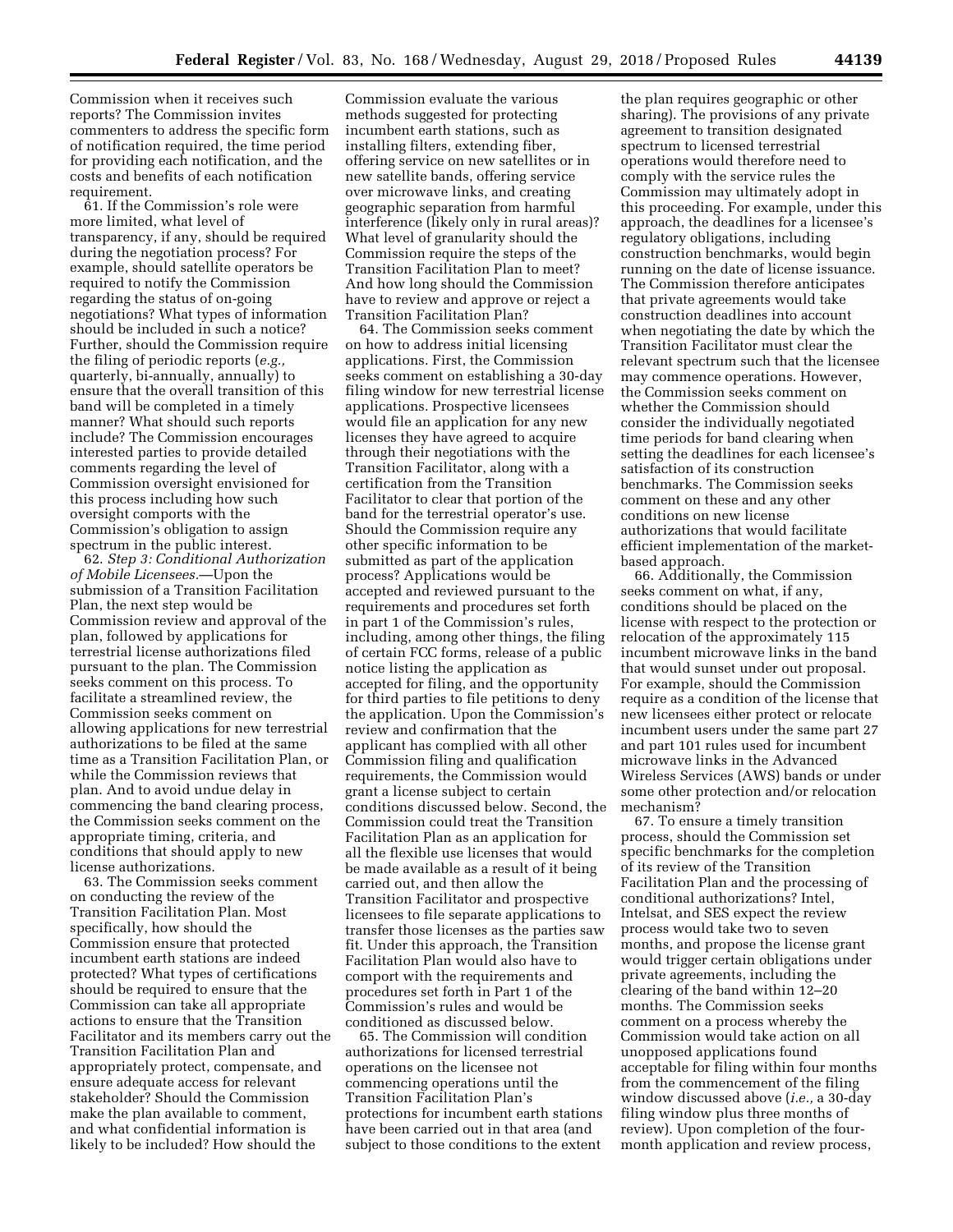Commission when it receives such reports? The Commission invites commenters to address the specific form of notification required, the time period for providing each notification, and the costs and benefits of each notification requirement.

61. If the Commission's role were more limited, what level of transparency, if any, should be required during the negotiation process? For example, should satellite operators be required to notify the Commission regarding the status of on-going negotiations? What types of information should be included in such a notice? Further, should the Commission require the filing of periodic reports (*e.g.,* quarterly, bi-annually, annually) to ensure that the overall transition of this band will be completed in a timely manner? What should such reports include? The Commission encourages interested parties to provide detailed comments regarding the level of Commission oversight envisioned for this process including how such oversight comports with the Commission's obligation to assign spectrum in the public interest.

62. *Step 3: Conditional Authorization of Mobile Licensees.*—Upon the submission of a Transition Facilitation Plan, the next step would be Commission review and approval of the plan, followed by applications for terrestrial license authorizations filed pursuant to the plan. The Commission seeks comment on this process. To facilitate a streamlined review, the Commission seeks comment on allowing applications for new terrestrial authorizations to be filed at the same time as a Transition Facilitation Plan, or while the Commission reviews that plan. And to avoid undue delay in commencing the band clearing process, the Commission seeks comment on the appropriate timing, criteria, and conditions that should apply to new license authorizations.

63. The Commission seeks comment on conducting the review of the Transition Facilitation Plan. Most specifically, how should the Commission ensure that protected incumbent earth stations are indeed protected? What types of certifications should be required to ensure that the Commission can take all appropriate actions to ensure that the Transition Facilitator and its members carry out the Transition Facilitation Plan and appropriately protect, compensate, and ensure adequate access for relevant stakeholder? Should the Commission make the plan available to comment, and what confidential information is likely to be included? How should the Commission evaluate the various methods suggested for protecting incumbent earth stations, such as installing filters, extending fiber, offering service on new satellites or in new satellite bands, offering service over microwave links, and creating geographic separation from harmful interference (likely only in rural areas)? What level of granularity should the Commission require the steps of the Transition Facilitation Plan to meet? And how long should the Commission have to review and approve or reject a Transition Facilitation Plan?

64. The Commission seeks comment on how to address initial licensing applications. First, the Commission seeks comment on establishing a 30-day filing window for new terrestrial license applications. Prospective licensees would file an application for any new licenses they have agreed to acquire through their negotiations with the Transition Facilitator, along with a certification from the Transition Facilitator to clear that portion of the band for the terrestrial operator's use. Should the Commission require any other specific information to be submitted as part of the application process? Applications would be accepted and reviewed pursuant to the requirements and procedures set forth in part 1 of the Commission's rules, including, among other things, the filing of certain FCC forms, release of a public notice listing the application as accepted for filing, and the opportunity for third parties to file petitions to deny the application. Upon the Commission's review and confirmation that the applicant has complied with all other Commission filing and qualification requirements, the Commission would grant a license subject to certain conditions discussed below. Second, the Commission could treat the Transition Facilitation Plan as an application for all the flexible use licenses that would be made available as a result of it being carried out, and then allow the Transition Facilitator and prospective licensees to file separate applications to transfer those licenses as the parties saw fit. Under this approach, the Transition Facilitation Plan would also have to comport with the requirements and procedures set forth in Part 1 of the Commission's rules and would be conditioned as discussed below.

65. The Commission will condition authorizations for licensed terrestrial operations on the licensee not commencing operations until the Transition Facilitation Plan's protections for incumbent earth stations have been carried out in that area (and subject to those conditions to the extent the plan requires geographic or other sharing). The provisions of any private agreement to transition designated spectrum to licensed terrestrial operations would therefore need to comply with the service rules the Commission may ultimately adopt in this proceeding. For example, under this approach, the deadlines for a licensee's regulatory obligations, including construction benchmarks, would begin running on the date of license issuance. The Commission therefore anticipates that private agreements would take construction deadlines into account when negotiating the date by which the Transition Facilitator must clear the relevant spectrum such that the licensee may commence operations. However, the Commission seeks comment on whether the Commission should consider the individually negotiated time periods for band clearing when setting the deadlines for each licensee's satisfaction of its construction benchmarks. The Commission seeks comment on these and any other conditions on new license authorizations that would facilitate efficient implementation of the market-based approach.

66. Additionally, the Commission seeks comment on what, if any, conditions should be placed on the license with respect to the protection or relocation of the approximately 115 incumbent microwave links in the band that would sunset under out proposal. For example, should the Commission require as a condition of the license that new licensees either protect or relocate incumbent users under the same part 27 and part 101 rules used for incumbent microwave links in the Advanced Wireless Services (AWS) bands or under some other protection and/or relocation mechanism?

67. To ensure a timely transition process, should the Commission set specific benchmarks for the completion of its review of the Transition Facilitation Plan and the processing of conditional authorizations? Intel, Intelsat, and SES expect the review process would take two to seven months, and propose the license grant would trigger certain obligations under private agreements, including the clearing of the band within 12–20 months. The Commission seeks comment on a process whereby the Commission would take action on all unopposed applications found acceptable for filing within four months from the commencement of the filing window discussed above (*i.e.,* a 30-day filing window plus three months of review). Upon completion of the four-month application and review process,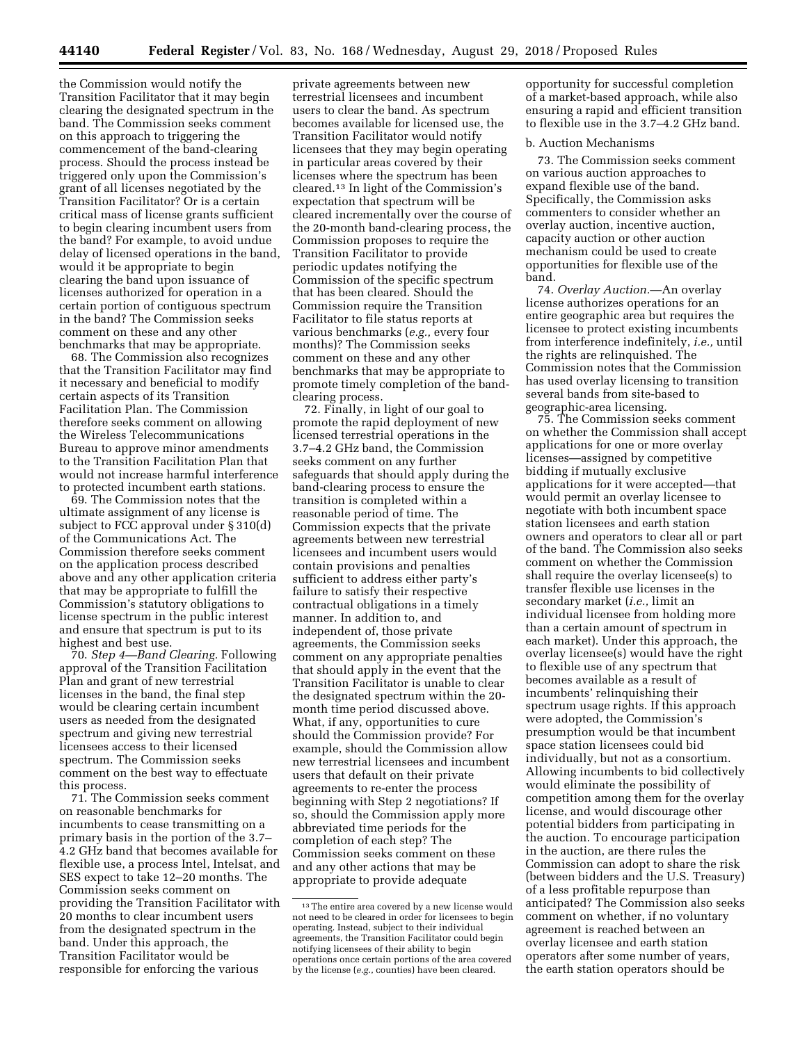the Commission would notify the Transition Facilitator that it may begin clearing the designated spectrum in the band. The Commission seeks comment on this approach to triggering the commencement of the band-clearing process. Should the process instead be triggered only upon the Commission's grant of all licenses negotiated by the Transition Facilitator? Or is a certain critical mass of license grants sufficient to begin clearing incumbent users from the band? For example, to avoid undue delay of licensed operations in the band, would it be appropriate to begin clearing the band upon issuance of licenses authorized for operation in a certain portion of contiguous spectrum in the band? The Commission seeks comment on these and any other benchmarks that may be appropriate.

68. The Commission also recognizes that the Transition Facilitator may find it necessary and beneficial to modify certain aspects of its Transition Facilitation Plan. The Commission therefore seeks comment on allowing the Wireless Telecommunications Bureau to approve minor amendments to the Transition Facilitation Plan that would not increase harmful interference to protected incumbent earth stations.

69. The Commission notes that the ultimate assignment of any license is subject to FCC approval under § 310(d) of the Communications Act. The Commission therefore seeks comment on the application process described above and any other application criteria that may be appropriate to fulfill the Commission's statutory obligations to license spectrum in the public interest and ensure that spectrum is put to its highest and best use.

70. *Step 4—Band Clearing.* Following approval of the Transition Facilitation Plan and grant of new terrestrial licenses in the band, the final step would be clearing certain incumbent users as needed from the designated spectrum and giving new terrestrial licensees access to their licensed spectrum. The Commission seeks comment on the best way to effectuate this process.

71. The Commission seeks comment on reasonable benchmarks for incumbents to cease transmitting on a primary basis in the portion of the 3.7–4.2 GHz band that becomes available for flexible use, a process Intel, Intelsat, and SES expect to take 12–20 months. The Commission seeks comment on providing the Transition Facilitator with 20 months to clear incumbent users from the designated spectrum in the band. Under this approach, the Transition Facilitator would be responsible for enforcing the various private agreements between new terrestrial licensees and incumbent users to clear the band. As spectrum becomes available for licensed use, the Transition Facilitator would notify licensees that they may begin operating in particular areas covered by their licenses where the spectrum has been cleared.[13] In light of the Commission's expectation that spectrum will be cleared incrementally over the course of the 20-month band-clearing process, the Commission proposes to require the Transition Facilitator to provide periodic updates notifying the Commission of the specific spectrum that has been cleared. Should the Commission require the Transition Facilitator to file status reports at various benchmarks (*e.g.,* every four months)? The Commission seeks comment on these and any other benchmarks that may be appropriate to promote timely completion of the band-clearing process.

72. Finally, in light of our goal to promote the rapid deployment of new licensed terrestrial operations in the 3.7–4.2 GHz band, the Commission seeks comment on any further safeguards that should apply during the band-clearing process to ensure the transition is completed within a reasonable period of time. The Commission expects that the private agreements between new terrestrial licensees and incumbent users would contain provisions and penalties sufficient to address either party's failure to satisfy their respective contractual obligations in a timely manner. In addition to, and independent of, those private agreements, the Commission seeks comment on any appropriate penalties that should apply in the event that the Transition Facilitator is unable to clear the designated spectrum within the 20-month time period discussed above. What, if any, opportunities to cure should the Commission provide? For example, should the Commission allow new terrestrial licensees and incumbent users that default on their private agreements to re-enter the process beginning with Step 2 negotiations? If so, should the Commission apply more abbreviated time periods for the completion of each step? The Commission seeks comment on these and any other actions that may be appropriate to provide adequate opportunity for successful completion of a market-based approach, while also ensuring a rapid and efficient transition to flexible use in the 3.7–4.2 GHz band.

b. Auction Mechanisms

73. The Commission seeks comment on various auction approaches to expand flexible use of the band. Specifically, the Commission asks commenters to consider whether an overlay auction, incentive auction, capacity auction or other auction mechanism could be used to create opportunities for flexible use of the band.

74. *Overlay Auction.*—An overlay license authorizes operations for an entire geographic area but requires the licensee to protect existing incumbents from interference indefinitely, *i.e.,* until the rights are relinquished. The Commission notes that the Commission has used overlay licensing to transition several bands from site-based to geographic-area licensing.

75. The Commission seeks comment on whether the Commission shall accept applications for one or more overlay licenses—assigned by competitive bidding if mutually exclusive applications for it were accepted—that would permit an overlay licensee to negotiate with both incumbent space station licensees and earth station owners and operators to clear all or part of the band. The Commission also seeks comment on whether the Commission shall require the overlay licensee(s) to transfer flexible use licenses in the secondary market (*i.e.,* limit an individual licensee from holding more than a certain amount of spectrum in each market). Under this approach, the overlay licensee(s) would have the right to flexible use of any spectrum that becomes available as a result of incumbents' relinquishing their spectrum usage rights. If this approach were adopted, the Commission's presumption would be that incumbent space station licensees could bid individually, but not as a consortium. Allowing incumbents to bid collectively would eliminate the possibility of competition among them for the overlay license, and would discourage other potential bidders from participating in the auction. To encourage participation in the auction, are there rules the Commission can adopt to share the risk (between bidders and the U.S. Treasury) of a less profitable repurpose than anticipated? The Commission also seeks comment on whether, if no voluntary agreement is reached between an overlay licensee and earth station operators after some number of years, the earth station operators should be

[13] The entire area covered by a new license would not need to be cleared in order for licensees to begin operating. Instead, subject to their individual agreements, the Transition Facilitator could begin notifying licensees of their ability to begin operations once certain portions of the area covered by the license (*e.g.,* counties) have been cleared.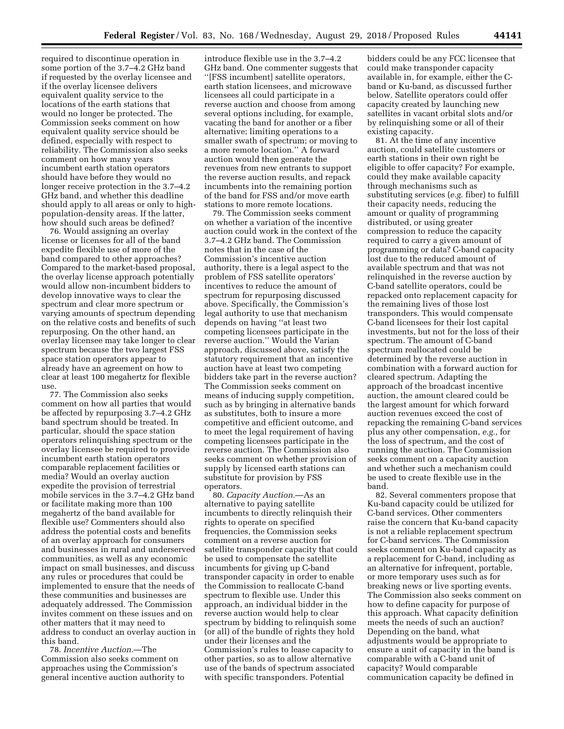required to discontinue operation in some portion of the 3.7–4.2 GHz band if requested by the overlay licensee and if the overlay licensee delivers equivalent quality service to the locations of the earth stations that would no longer be protected. The Commission seeks comment on how equivalent quality service should be defined, especially with respect to reliability. The Commission also seeks comment on how many years incumbent earth station operators should have before they would no longer receive protection in the 3.7–4.2 GHz band, and whether this deadline should apply to all areas or only to high-population-density areas. If the latter, how should such areas be defined?

76. Would assigning an overlay license or licenses for all of the band expedite flexible use of more of the band compared to other approaches? Compared to the market-based proposal, the overlay license approach potentially would allow non-incumbent bidders to develop innovative ways to clear the spectrum and clear more spectrum or varying amounts of spectrum depending on the relative costs and benefits of such repurposing. On the other hand, an overlay licensee may take longer to clear spectrum because the two largest FSS space station operators appear to already have an agreement on how to clear at least 100 megahertz for flexible use.

77. The Commission also seeks comment on how all parties that would be affected by repurposing 3.7–4.2 GHz band spectrum should be treated. In particular, should the space station operators relinquishing spectrum or the overlay licensee be required to provide incumbent earth station operators comparable replacement facilities or media? Would an overlay auction expedite the provision of terrestrial mobile services in the 3.7–4.2 GHz band or facilitate making more than 100 megahertz of the band available for flexible use? Commenters should also address the potential costs and benefits of an overlay approach for consumers and businesses in rural and underserved communities, as well as any economic impact on small businesses, and discuss any rules or procedures that could be implemented to ensure that the needs of these communities and businesses are adequately addressed. The Commission invites comment on these issues and on other matters that it may need to address to conduct an overlay auction in this band.

78. *Incentive Auction.*—The Commission also seeks comment on approaches using the Commission's general incentive auction authority to introduce flexible use in the 3.7–4.2 GHz band. One commenter suggests that ''[FSS incumbent] satellite operators, earth station licensees, and microwave licensees all could participate in a reverse auction and choose from among several options including, for example, vacating the band for another or a fiber alternative; limiting operations to a smaller swath of spectrum; or moving to a more remote location.'' A forward auction would then generate the revenues from new entrants to support the reverse auction results, and repack incumbents into the remaining portion of the band for FSS and/or move earth stations to more remote locations.

79. The Commission seeks comment on whether a variation of the incentive auction could work in the context of the 3.7–4.2 GHz band. The Commission notes that in the case of the Commission's incentive auction authority, there is a legal aspect to the problem of FSS satellite operators' incentives to reduce the amount of spectrum for repurposing discussed above. Specifically, the Commission's legal authority to use that mechanism depends on having ''at least two competing licensees participate in the reverse auction.'' Would the Varian approach, discussed above, satisfy the statutory requirement that an incentive auction have at least two competing bidders take part in the reverse auction? The Commission seeks comment on means of inducing supply competition, such as by bringing in alternative bands as substitutes, both to insure a more competitive and efficient outcome, and to meet the legal requirement of having competing licensees participate in the reverse auction. The Commission also seeks comment on whether provision of supply by licensed earth stations can substitute for provision by FSS operators.

80. *Capacity Auction.*—As an alternative to paying satellite incumbents to directly relinquish their rights to operate on specified frequencies, the Commission seeks comment on a reverse auction for satellite transponder capacity that could be used to compensate the satellite incumbents for giving up C-band transponder capacity in order to enable the Commission to reallocate C-band spectrum to flexible use. Under this approach, an individual bidder in the reverse auction would help to clear spectrum by bidding to relinquish some (or all) of the bundle of rights they hold under their licenses and the Commission's rules to lease capacity to other parties, so as to allow alternative use of the bands of spectrum associated with specific transponders. Potential bidders could be any FCC licensee that could make transponder capacity available in, for example, either the C-band or Ku-band, as discussed further below. Satellite operators could offer capacity created by launching new satellites in vacant orbital slots and/or by relinquishing some or all of their existing capacity.

81. At the time of any incentive auction, could satellite customers or earth stations in their own right be eligible to offer capacity? For example, could they make available capacity through mechanisms such as substituting services (*e.g.* fiber) to fulfill their capacity needs, reducing the amount or quality of programming distributed, or using greater compression to reduce the capacity required to carry a given amount of programming or data? C-band capacity lost due to the reduced amount of available spectrum and that was not relinquished in the reverse auction by C-band satellite operators, could be repacked onto replacement capacity for the remaining lives of those lost transponders. This would compensate C-band licensees for their lost capital investments, but not for the loss of their spectrum. The amount of C-band spectrum reallocated could be determined by the reverse auction in combination with a forward auction for cleared spectrum. Adapting the approach of the broadcast incentive auction, the amount cleared could be the largest amount for which forward auction revenues exceed the cost of repacking the remaining C-band services plus any other compensation, *e.g.,* for the loss of spectrum, and the cost of running the auction. The Commission seeks comment on a capacity auction and whether such a mechanism could be used to create flexible use in the band.

82. Several commenters propose that Ku-band capacity could be utilized for C-band services. Other commenters raise the concern that Ku-band capacity is not a reliable replacement spectrum for C-band services. The Commission seeks comment on Ku-band capacity as a replacement for C-band, including as an alternative for infrequent, portable, or more temporary uses such as for breaking news or live sporting events. The Commission also seeks comment on how to define capacity for purpose of this approach. What capacity definition meets the needs of such an auction? Depending on the band, what adjustments would be appropriate to ensure a unit of capacity in the band is comparable with a C-band unit of capacity? Would comparable communication capacity be defined in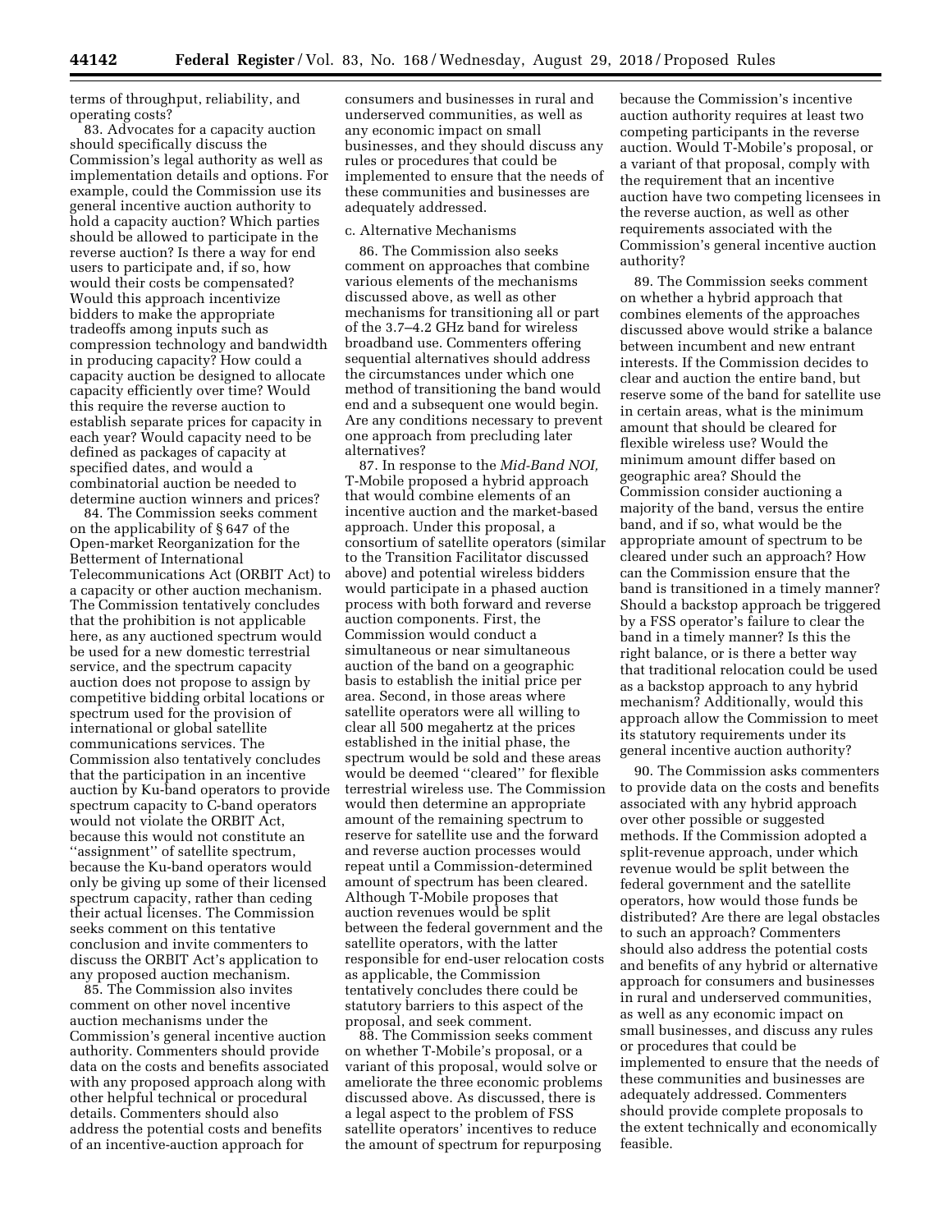terms of throughput, reliability, and operating costs?

83. Advocates for a capacity auction should specifically discuss the Commission's legal authority as well as implementation details and options. For example, could the Commission use its general incentive auction authority to hold a capacity auction? Which parties should be allowed to participate in the reverse auction? Is there a way for end users to participate and, if so, how would their costs be compensated? Would this approach incentivize bidders to make the appropriate tradeoffs among inputs such as compression technology and bandwidth in producing capacity? How could a capacity auction be designed to allocate capacity efficiently over time? Would this require the reverse auction to establish separate prices for capacity in each year? Would capacity need to be defined as packages of capacity at specified dates, and would a combinatorial auction be needed to determine auction winners and prices?

84. The Commission seeks comment on the applicability of § 647 of the Open-market Reorganization for the Betterment of International Telecommunications Act (ORBIT Act) to a capacity or other auction mechanism. The Commission tentatively concludes that the prohibition is not applicable here, as any auctioned spectrum would be used for a new domestic terrestrial service, and the spectrum capacity auction does not propose to assign by competitive bidding orbital locations or spectrum used for the provision of international or global satellite communications services. The Commission also tentatively concludes that the participation in an incentive auction by Ku-band operators to provide spectrum capacity to C-band operators would not violate the ORBIT Act, because this would not constitute an ''assignment'' of satellite spectrum, because the Ku-band operators would only be giving up some of their licensed spectrum capacity, rather than ceding their actual licenses. The Commission seeks comment on this tentative conclusion and invite commenters to discuss the ORBIT Act's application to any proposed auction mechanism.

85. The Commission also invites comment on other novel incentive auction mechanisms under the Commission's general incentive auction authority. Commenters should provide data on the costs and benefits associated with any proposed approach along with other helpful technical or procedural details. Commenters should also address the potential costs and benefits of an incentive-auction approach for consumers and businesses in rural and underserved communities, as well as any economic impact on small businesses, and they should discuss any rules or procedures that could be implemented to ensure that the needs of these communities and businesses are adequately addressed.

c. Alternative Mechanisms

86. The Commission also seeks comment on approaches that combine various elements of the mechanisms discussed above, as well as other mechanisms for transitioning all or part of the 3.7–4.2 GHz band for wireless broadband use. Commenters offering sequential alternatives should address the circumstances under which one method of transitioning the band would end and a subsequent one would begin. Are any conditions necessary to prevent one approach from precluding later alternatives?

87. In response to the *Mid-Band NOI,* T-Mobile proposed a hybrid approach that would combine elements of an incentive auction and the market-based approach. Under this proposal, a consortium of satellite operators (similar to the Transition Facilitator discussed above) and potential wireless bidders would participate in a phased auction process with both forward and reverse auction components. First, the Commission would conduct a simultaneous or near simultaneous auction of the band on a geographic basis to establish the initial price per area. Second, in those areas where satellite operators were all willing to clear all 500 megahertz at the prices established in the initial phase, the spectrum would be sold and these areas would be deemed ''cleared'' for flexible terrestrial wireless use. The Commission would then determine an appropriate amount of the remaining spectrum to reserve for satellite use and the forward and reverse auction processes would repeat until a Commission-determined amount of spectrum has been cleared. Although T-Mobile proposes that auction revenues would be split between the federal government and the satellite operators, with the latter responsible for end-user relocation costs as applicable, the Commission tentatively concludes there could be statutory barriers to this aspect of the proposal, and seek comment.

88. The Commission seeks comment on whether T-Mobile's proposal, or a variant of this proposal, would solve or ameliorate the three economic problems discussed above. As discussed, there is a legal aspect to the problem of FSS satellite operators' incentives to reduce the amount of spectrum for repurposing because the Commission's incentive auction authority requires at least two competing participants in the reverse auction. Would T-Mobile's proposal, or a variant of that proposal, comply with the requirement that an incentive auction have two competing licensees in the reverse auction, as well as other requirements associated with the Commission's general incentive auction authority?

89. The Commission seeks comment on whether a hybrid approach that combines elements of the approaches discussed above would strike a balance between incumbent and new entrant interests. If the Commission decides to clear and auction the entire band, but reserve some of the band for satellite use in certain areas, what is the minimum amount that should be cleared for flexible wireless use? Would the minimum amount differ based on geographic area? Should the Commission consider auctioning a majority of the band, versus the entire band, and if so, what would be the appropriate amount of spectrum to be cleared under such an approach? How can the Commission ensure that the band is transitioned in a timely manner? Should a backstop approach be triggered by a FSS operator's failure to clear the band in a timely manner? Is this the right balance, or is there a better way that traditional relocation could be used as a backstop approach to any hybrid mechanism? Additionally, would this approach allow the Commission to meet its statutory requirements under its general incentive auction authority?

90. The Commission asks commenters to provide data on the costs and benefits associated with any hybrid approach over other possible or suggested methods. If the Commission adopted a split-revenue approach, under which revenue would be split between the federal government and the satellite operators, how would those funds be distributed? Are there are legal obstacles to such an approach? Commenters should also address the potential costs and benefits of any hybrid or alternative approach for consumers and businesses in rural and underserved communities, as well as any economic impact on small businesses, and discuss any rules or procedures that could be implemented to ensure that the needs of these communities and businesses are adequately addressed. Commenters should provide complete proposals to the extent technically and economically feasible.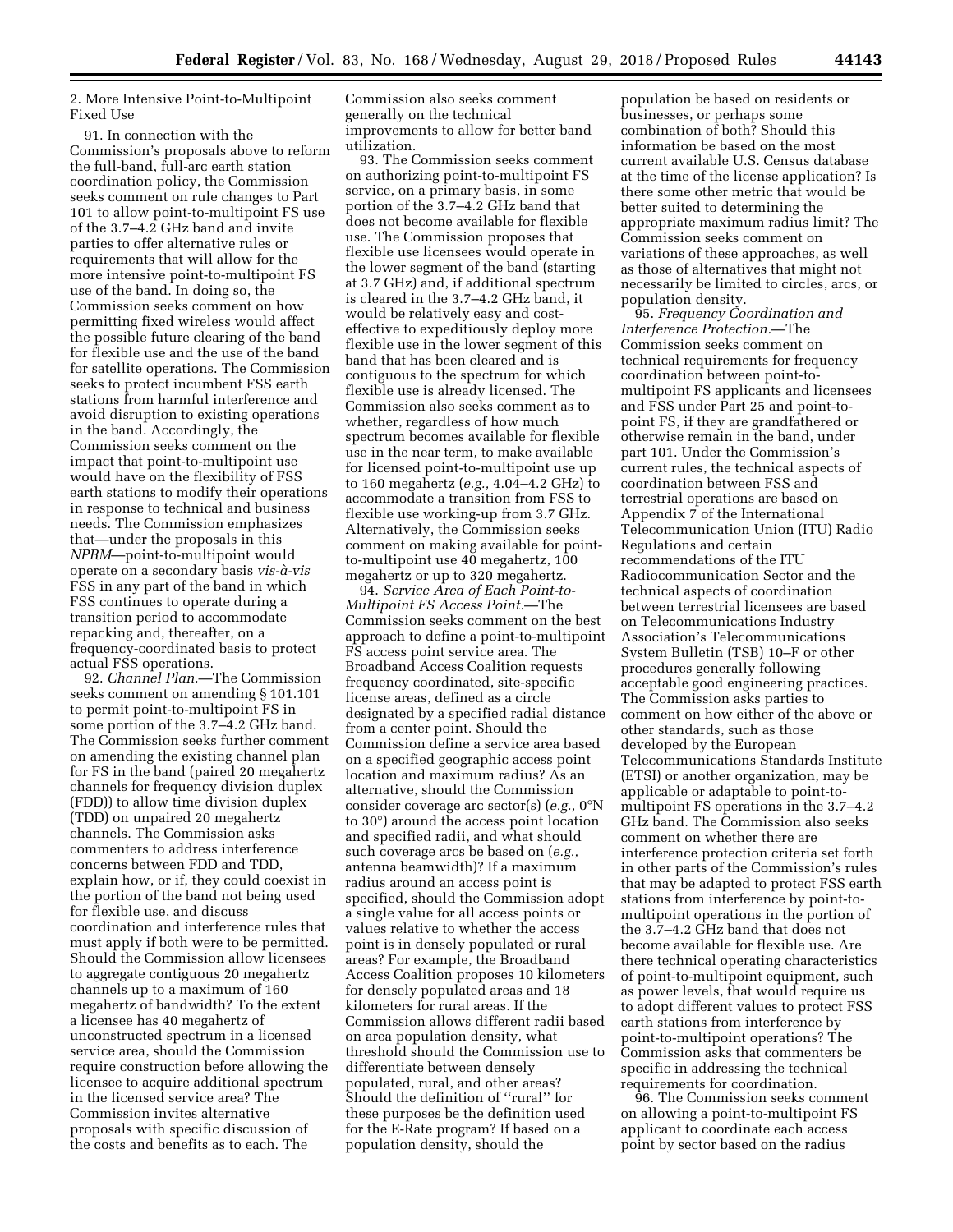2. More Intensive Point-to-Multipoint Fixed Use

91. In connection with the Commission's proposals above to reform the full-band, full-arc earth station coordination policy, the Commission seeks comment on rule changes to Part 101 to allow point-to-multipoint FS use of the 3.7–4.2 GHz band and invite parties to offer alternative rules or requirements that will allow for the more intensive point-to-multipoint FS use of the band. In doing so, the Commission seeks comment on how permitting fixed wireless would affect the possible future clearing of the band for flexible use and the use of the band for satellite operations. The Commission seeks to protect incumbent FSS earth stations from harmful interference and avoid disruption to existing operations in the band. Accordingly, the Commission seeks comment on the impact that point-to-multipoint use would have on the flexibility of FSS earth stations to modify their operations in response to technical and business needs. The Commission emphasizes that—under the proposals in this *NPRM*—point-to-multipoint would operate on a secondary basis *vis-à-vis* FSS in any part of the band in which FSS continues to operate during a transition period to accommodate repacking and, thereafter, on a frequency-coordinated basis to protect actual FSS operations.

92. *Channel Plan.*—The Commission seeks comment on amending § 101.101 to permit point-to-multipoint FS in some portion of the 3.7–4.2 GHz band. The Commission seeks further comment on amending the existing channel plan for FS in the band (paired 20 megahertz channels for frequency division duplex (FDD)) to allow time division duplex (TDD) on unpaired 20 megahertz channels. The Commission asks commenters to address interference concerns between FDD and TDD, explain how, or if, they could coexist in the portion of the band not being used for flexible use, and discuss coordination and interference rules that must apply if both were to be permitted. Should the Commission allow licensees to aggregate contiguous 20 megahertz channels up to a maximum of 160 megahertz of bandwidth? To the extent a licensee has 40 megahertz of unconstructed spectrum in a licensed service area, should the Commission require construction before allowing the licensee to acquire additional spectrum in the licensed service area? The Commission invites alternative proposals with specific discussion of the costs and benefits as to each. The Commission also seeks comment generally on the technical improvements to allow for better band utilization.

93. The Commission seeks comment on authorizing point-to-multipoint FS service, on a primary basis, in some portion of the 3.7–4.2 GHz band that does not become available for flexible use. The Commission proposes that flexible use licensees would operate in the lower segment of the band (starting at 3.7 GHz) and, if additional spectrum is cleared in the 3.7–4.2 GHz band, it would be relatively easy and cost-effective to expeditiously deploy more flexible use in the lower segment of this band that has been cleared and is contiguous to the spectrum for which flexible use is already licensed. The Commission also seeks comment as to whether, regardless of how much spectrum becomes available for flexible use in the near term, to make available for licensed point-to-multipoint use up to 160 megahertz (*e.g.,* 4.04–4.2 GHz) to accommodate a transition from FSS to flexible use working-up from 3.7 GHz. Alternatively, the Commission seeks comment on making available for point-to-multipoint use 40 megahertz, 100 megahertz or up to 320 megahertz.

94. *Service Area of Each Point-to-Multipoint FS Access Point.*—The Commission seeks comment on the best approach to define a point-to-multipoint FS access point service area. The Broadband Access Coalition requests frequency coordinated, site-specific license areas, defined as a circle designated by a specified radial distance from a center point. Should the Commission define a service area based on a specified geographic access point location and maximum radius? As an alternative, should the Commission consider coverage arc sector(s) (*e.g.,* 0°N to 30°) around the access point location and specified radii, and what should such coverage arcs be based on (*e.g.,* antenna beamwidth)? If a maximum radius around an access point is specified, should the Commission adopt a single value for all access points or values relative to whether the access point is in densely populated or rural areas? For example, the Broadband Access Coalition proposes 10 kilometers for densely populated areas and 18 kilometers for rural areas. If the Commission allows different radii based on area population density, what threshold should the Commission use to differentiate between densely populated, rural, and other areas? Should the definition of ''rural'' for these purposes be the definition used for the E-Rate program? If based on a population density, should the population be based on residents or businesses, or perhaps some combination of both? Should this information be based on the most current available U.S. Census database at the time of the license application? Is there some other metric that would be better suited to determining the appropriate maximum radius limit? The Commission seeks comment on variations of these approaches, as well as those of alternatives that might not necessarily be limited to circles, arcs, or population density.

95. *Frequency Coordination and Interference Protection.*—The Commission seeks comment on technical requirements for frequency coordination between point-to-multipoint FS applicants and licensees and FSS under Part 25 and point-to-point FS, if they are grandfathered or otherwise remain in the band, under part 101. Under the Commission's current rules, the technical aspects of coordination between FSS and terrestrial operations are based on Appendix 7 of the International Telecommunication Union (ITU) Radio Regulations and certain recommendations of the ITU Radiocommunication Sector and the technical aspects of coordination between terrestrial licensees are based on Telecommunications Industry Association's Telecommunications System Bulletin (TSB) 10–F or other procedures generally following acceptable good engineering practices. The Commission asks parties to comment on how either of the above or other standards, such as those developed by the European Telecommunications Standards Institute (ETSI) or another organization, may be applicable or adaptable to point-to-multipoint FS operations in the 3.7–4.2 GHz band. The Commission also seeks comment on whether there are interference protection criteria set forth in other parts of the Commission's rules that may be adapted to protect FSS earth stations from interference by point-to-multipoint operations in the portion of the 3.7–4.2 GHz band that does not become available for flexible use. Are there technical operating characteristics of point-to-multipoint equipment, such as power levels, that would require us to adopt different values to protect FSS earth stations from interference by point-to-multipoint operations? The Commission asks that commenters be specific in addressing the technical requirements for coordination.

96. The Commission seeks comment on allowing a point-to-multipoint FS applicant to coordinate each access point by sector based on the radius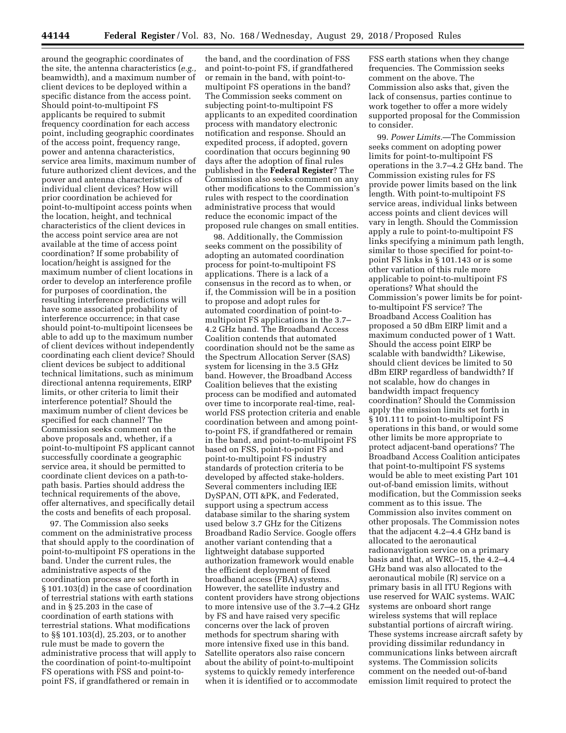around the geographic coordinates of the site, the antenna characteristics (*e.g.,* beamwidth), and a maximum number of client devices to be deployed within a specific distance from the access point. Should point-to-multipoint FS applicants be required to submit frequency coordination for each access point, including geographic coordinates of the access point, frequency range, power and antenna characteristics, service area limits, maximum number of future authorized client devices, and the power and antenna characteristics of individual client devices? How will prior coordination be achieved for point-to-multipoint access points when the location, height, and technical characteristics of the client devices in the access point service area are not available at the time of access point coordination? If some probability of location/height is assigned for the maximum number of client locations in order to develop an interference profile for purposes of coordination, the resulting interference predictions will have some associated probability of interference occurrence; in that case should point-to-multipoint licensees be able to add up to the maximum number of client devices without independently coordinating each client device? Should client devices be subject to additional technical limitations, such as minimum directional antenna requirements, EIRP limits, or other criteria to limit their interference potential? Should the maximum number of client devices be specified for each channel? The Commission seeks comment on the above proposals and, whether, if a point-to-multipoint FS applicant cannot successfully coordinate a geographic service area, it should be permitted to coordinate client devices on a path-to-path basis. Parties should address the technical requirements of the above, offer alternatives, and specifically detail the costs and benefits of each proposal.

97. The Commission also seeks comment on the administrative process that should apply to the coordination of point-to-multipoint FS operations in the band. Under the current rules, the administrative aspects of the coordination process are set forth in § 101.103(d) in the case of coordination of terrestrial stations with earth stations and in § 25.203 in the case of coordination of earth stations with terrestrial stations. What modifications to §§ 101.103(d), 25.203, or to another rule must be made to govern the administrative process that will apply to the coordination of point-to-multipoint FS operations with FSS and point-to-point FS, if grandfathered or remain in the band, and the coordination of FSS and point-to-point FS, if grandfathered or remain in the band, with point-to-multipoint FS operations in the band? The Commission seeks comment on subjecting point-to-multipoint FS applicants to an expedited coordination process with mandatory electronic notification and response. Should an expedited process, if adopted, govern coordination that occurs beginning 90 days after the adoption of final rules published in the **Federal Register**? The Commission also seeks comment on any other modifications to the Commission's rules with respect to the coordination administrative process that would reduce the economic impact of the proposed rule changes on small entities.

98. Additionally, the Commission seeks comment on the possibility of adopting an automated coordination process for point-to-multipoint FS applications. There is a lack of a consensus in the record as to when, or if, the Commission will be in a position to propose and adopt rules for automated coordination of point-to-multipoint FS applications in the 3.7–4.2 GHz band. The Broadband Access Coalition contends that automated coordination should not be the same as the Spectrum Allocation Server (SAS) system for licensing in the 3.5 GHz band. However, the Broadband Access Coalition believes that the existing process can be modified and automated over time to incorporate real-time, real-world FSS protection criteria and enable coordination between and among point-to-point FS, if grandfathered or remain in the band, and point-to-multipoint FS based on FSS, point-to-point FS and point-to-multipoint FS industry standards of protection criteria to be developed by affected stake-holders. Several commenters including IEE DySPAN, OTI &PK, and Federated, support using a spectrum access database similar to the sharing system used below 3.7 GHz for the Citizens Broadband Radio Service. Google offers another variant contending that a lightweight database supported authorization framework would enable the efficient deployment of fixed broadband access (FBA) systems. However, the satellite industry and content providers have strong objections to more intensive use of the 3.7–4.2 GHz by FS and have raised very specific concerns over the lack of proven methods for spectrum sharing with more intensive fixed use in this band. Satellite operators also raise concern about the ability of point-to-multipoint systems to quickly remedy interference when it is identified or to accommodate FSS earth stations when they change frequencies. The Commission seeks comment on the above. The Commission also asks that, given the lack of consensus, parties continue to work together to offer a more widely supported proposal for the Commission to consider.

99. *Power Limits.*—The Commission seeks comment on adopting power limits for point-to-multipoint FS operations in the 3.7–4.2 GHz band. The Commission existing rules for FS provide power limits based on the link length. With point-to-multipoint FS service areas, individual links between access points and client devices will vary in length. Should the Commission apply a rule to point-to-multipoint FS links specifying a minimum path length, similar to those specified for point-to-point FS links in § 101.143 or is some other variation of this rule more applicable to point-to-multipoint FS operations? What should the Commission's power limits be for point-to-multipoint FS service? The Broadband Access Coalition has proposed a 50 dBm EIRP limit and a maximum conducted power of 1 Watt. Should the access point EIRP be scalable with bandwidth? Likewise, should client devices be limited to 50 dBm EIRP regardless of bandwidth? If not scalable, how do changes in bandwidth impact frequency coordination? Should the Commission apply the emission limits set forth in § 101.111 to point-to-multipoint FS operations in this band, or would some other limits be more appropriate to protect adjacent-band operations? The Broadband Access Coalition anticipates that point-to-multipoint FS systems would be able to meet existing Part 101 out-of-band emission limits, without modification, but the Commission seeks comment as to this issue. The Commission also invites comment on other proposals. The Commission notes that the adjacent 4.2–4.4 GHz band is allocated to the aeronautical radionavigation service on a primary basis and that, at WRC–15, the 4.2–4.4 GHz band was also allocated to the aeronautical mobile (R) service on a primary basis in all ITU Regions with use reserved for WAIC systems. WAIC systems are onboard short range wireless systems that will replace substantial portions of aircraft wiring. These systems increase aircraft safety by providing dissimilar redundancy in communications links between aircraft systems. The Commission solicits comment on the needed out-of-band emission limit required to protect the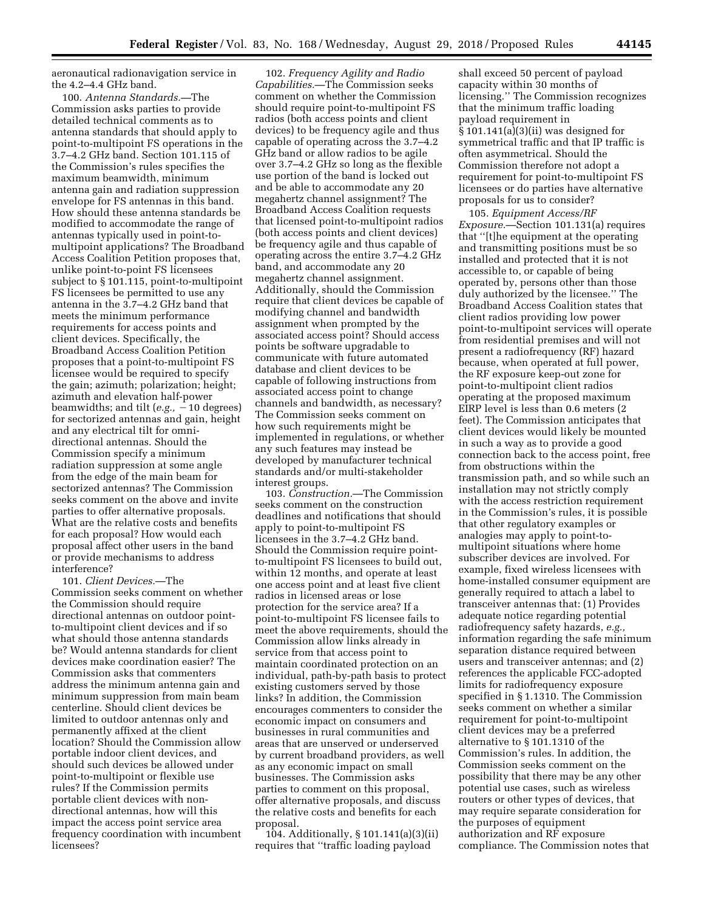aeronautical radionavigation service in the 4.2–4.4 GHz band.

100. *Antenna Standards.*—The Commission asks parties to provide detailed technical comments as to antenna standards that should apply to point-to-multipoint FS operations in the 3.7–4.2 GHz band. Section 101.115 of the Commission's rules specifies the maximum beamwidth, minimum antenna gain and radiation suppression envelope for FS antennas in this band. How should these antenna standards be modified to accommodate the range of antennas typically used in point-to-multipoint applications? The Broadband Access Coalition Petition proposes that, unlike point-to-point FS licensees subject to § 101.115, point-to-multipoint FS licensees be permitted to use any antenna in the 3.7–4.2 GHz band that meets the minimum performance requirements for access points and client devices. Specifically, the Broadband Access Coalition Petition proposes that a point-to-multipoint FS licensee would be required to specify the gain; azimuth; polarization; height; azimuth and elevation half-power beamwidths; and tilt (*e.g.,* −10 degrees) for sectorized antennas and gain, height and any electrical tilt for omni-directional antennas. Should the Commission specify a minimum radiation suppression at some angle from the edge of the main beam for sectorized antennas? The Commission seeks comment on the above and invite parties to offer alternative proposals. What are the relative costs and benefits for each proposal? How would each proposal affect other users in the band or provide mechanisms to address interference?

101. *Client Devices.*—The Commission seeks comment on whether the Commission should require directional antennas on outdoor point-to-multipoint client devices and if so what should those antenna standards be? Would antenna standards for client devices make coordination easier? The Commission asks that commenters address the minimum antenna gain and minimum suppression from main beam centerline. Should client devices be limited to outdoor antennas only and permanently affixed at the client location? Should the Commission allow portable indoor client devices, and should such devices be allowed under point-to-multipoint or flexible use rules? If the Commission permits portable client devices with non-directional antennas, how will this impact the access point service area frequency coordination with incumbent licensees?

102. *Frequency Agility and Radio Capabilities.*—The Commission seeks comment on whether the Commission should require point-to-multipoint FS radios (both access points and client devices) to be frequency agile and thus capable of operating across the 3.7–4.2 GHz band or allow radios to be agile over 3.7–4.2 GHz so long as the flexible use portion of the band is locked out and be able to accommodate any 20 megahertz channel assignment? The Broadband Access Coalition requests that licensed point-to-multipoint radios (both access points and client devices) be frequency agile and thus capable of operating across the entire 3.7–4.2 GHz band, and accommodate any 20 megahertz channel assignment. Additionally, should the Commission require that client devices be capable of modifying channel and bandwidth assignment when prompted by the associated access point? Should access points be software upgradable to communicate with future automated database and client devices to be capable of following instructions from associated access point to change channels and bandwidth, as necessary? The Commission seeks comment on how such requirements might be implemented in regulations, or whether any such features may instead be developed by manufacturer technical standards and/or multi-stakeholder interest groups.

103. *Construction.*—The Commission seeks comment on the construction deadlines and notifications that should apply to point-to-multipoint FS licensees in the 3.7–4.2 GHz band. Should the Commission require point-to-multipoint FS licensees to build out, within 12 months, and operate at least one access point and at least five client radios in licensed areas or lose protection for the service area? If a point-to-multipoint FS licensee fails to meet the above requirements, should the Commission allow links already in service from that access point to maintain coordinated protection on an individual, path-by-path basis to protect existing customers served by those links? In addition, the Commission encourages commenters to consider the economic impact on consumers and businesses in rural communities and areas that are unserved or underserved by current broadband providers, as well as any economic impact on small businesses. The Commission asks parties to comment on this proposal, offer alternative proposals, and discuss the relative costs and benefits for each proposal.

104. Additionally, § 101.141(a)(3)(ii) requires that ''traffic loading payload shall exceed 50 percent of payload capacity within 30 months of licensing.'' The Commission recognizes that the minimum traffic loading payload requirement in § 101.141(a)(3)(ii) was designed for symmetrical traffic and that IP traffic is often asymmetrical. Should the Commission therefore not adopt a requirement for point-to-multipoint FS licensees or do parties have alternative proposals for us to consider?

105. *Equipment Access/RF Exposure.*—Section 101.131(a) requires that ''[t]he equipment at the operating and transmitting positions must be so installed and protected that it is not accessible to, or capable of being operated by, persons other than those duly authorized by the licensee.'' The Broadband Access Coalition states that client radios providing low power point-to-multipoint services will operate from residential premises and will not present a radiofrequency (RF) hazard because, when operated at full power, the RF exposure keep-out zone for point-to-multipoint client radios operating at the proposed maximum EIRP level is less than 0.6 meters (2 feet). The Commission anticipates that client devices would likely be mounted in such a way as to provide a good connection back to the access point, free from obstructions within the transmission path, and so while such an installation may not strictly comply with the access restriction requirement in the Commission's rules, it is possible that other regulatory examples or analogies may apply to point-to-multipoint situations where home subscriber devices are involved. For example, fixed wireless licensees with home-installed consumer equipment are generally required to attach a label to transceiver antennas that: (1) Provides adequate notice regarding potential radiofrequency safety hazards, *e.g.,* information regarding the safe minimum separation distance required between users and transceiver antennas; and (2) references the applicable FCC-adopted limits for radiofrequency exposure specified in § 1.1310. The Commission seeks comment on whether a similar requirement for point-to-multipoint client devices may be a preferred alternative to § 101.1310 of the Commission's rules. In addition, the Commission seeks comment on the possibility that there may be any other potential use cases, such as wireless routers or other types of devices, that may require separate consideration for the purposes of equipment authorization and RF exposure compliance. The Commission notes that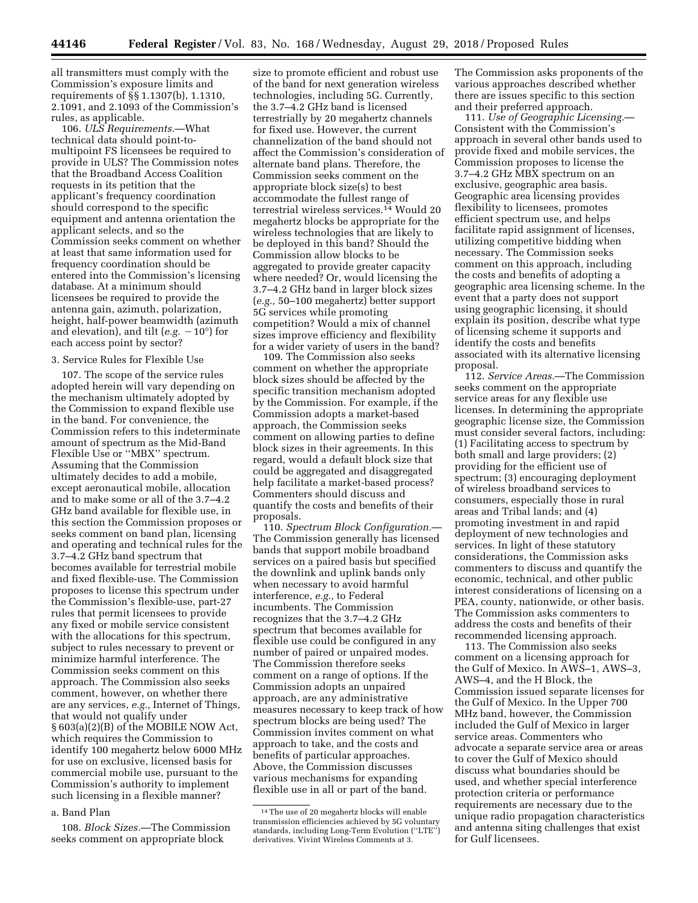all transmitters must comply with the Commission's exposure limits and requirements of §§ 1.1307(b), 1.1310, 2.1091, and 2.1093 of the Commission's rules, as applicable.

106. *ULS Requirements.*—What technical data should point-to-multipoint FS licensees be required to provide in ULS? The Commission notes that the Broadband Access Coalition requests in its petition that the applicant's frequency coordination should correspond to the specific equipment and antenna orientation the applicant selects, and so the Commission seeks comment on whether at least that same information used for frequency coordination should be entered into the Commission's licensing database. At a minimum should licensees be required to provide the antenna gain, azimuth, polarization, height, half-power beamwidth (azimuth and elevation), and tilt (*e.g.* −10°) for each access point by sector?

3. Service Rules for Flexible Use

107. The scope of the service rules adopted herein will vary depending on the mechanism ultimately adopted by the Commission to expand flexible use in the band. For convenience, the Commission refers to this indeterminate amount of spectrum as the Mid-Band Flexible Use or "MBX" spectrum. Assuming that the Commission ultimately decides to add a mobile, except aeronautical mobile, allocation and to make some or all of the 3.7–4.2 GHz band available for flexible use, in this section the Commission proposes or seeks comment on band plan, licensing and operating and technical rules for the 3.7–4.2 GHz band spectrum that becomes available for terrestrial mobile and fixed flexible-use. The Commission proposes to license this spectrum under the Commission's flexible-use, part-27 rules that permit licensees to provide any fixed or mobile service consistent with the allocations for this spectrum, subject to rules necessary to prevent or minimize harmful interference. The Commission seeks comment on this approach. The Commission also seeks comment, however, on whether there are any services, *e.g.,* Internet of Things, that would not qualify under § 603(a)(2)(B) of the MOBILE NOW Act, which requires the Commission to identify 100 megahertz below 6000 MHz for use on exclusive, licensed basis for commercial mobile use, pursuant to the Commission's authority to implement such licensing in a flexible manner?

a. Band Plan

108. *Block Sizes.*—The Commission seeks comment on appropriate block size to promote efficient and robust use of the band for next generation wireless technologies, including 5G. Currently, the 3.7–4.2 GHz band is licensed terrestrially by 20 megahertz channels for fixed use. However, the current channelization of the band should not affect the Commission's consideration of alternate band plans. Therefore, the Commission seeks comment on the appropriate block size(s) to best accommodate the fullest range of terrestrial wireless services.[14] Would 20 megahertz blocks be appropriate for the wireless technologies that are likely to be deployed in this band? Should the Commission allow blocks to be aggregated to provide greater capacity where needed? Or, would licensing the 3.7–4.2 GHz band in larger block sizes (*e.g.,* 50–100 megahertz) better support 5G services while promoting competition? Would a mix of channel sizes improve efficiency and flexibility for a wider variety of users in the band?

109. The Commission also seeks comment on whether the appropriate block sizes should be affected by the specific transition mechanism adopted by the Commission. For example, if the Commission adopts a market-based approach, the Commission seeks comment on allowing parties to define block sizes in their agreements. In this regard, would a default block size that could be aggregated and disaggregated help facilitate a market-based process? Commenters should discuss and quantify the costs and benefits of their proposals.

110. *Spectrum Block Configuration.*—The Commission generally has licensed bands that support mobile broadband services on a paired basis but specified the downlink and uplink bands only when necessary to avoid harmful interference, *e.g.,* to Federal incumbents. The Commission recognizes that the 3.7–4.2 GHz spectrum that becomes available for flexible use could be configured in any number of paired or unpaired modes. The Commission therefore seeks comment on a range of options. If the Commission adopts an unpaired approach, are any administrative measures necessary to keep track of how spectrum blocks are being used? The Commission invites comment on what approach to take, and the costs and benefits of particular approaches. Above, the Commission discusses various mechanisms for expanding flexible use in all or part of the band. The Commission asks proponents of the various approaches described whether there are issues specific to this section and their preferred approach.

111. *Use of Geographic Licensing.*—Consistent with the Commission's approach in several other bands used to provide fixed and mobile services, the Commission proposes to license the 3.7–4.2 GHz MBX spectrum on an exclusive, geographic area basis. Geographic area licensing provides flexibility to licensees, promotes efficient spectrum use, and helps facilitate rapid assignment of licenses, utilizing competitive bidding when necessary. The Commission seeks comment on this approach, including the costs and benefits of adopting a geographic area licensing scheme. In the event that a party does not support using geographic licensing, it should explain its position, describe what type of licensing scheme it supports and identify the costs and benefits associated with its alternative licensing proposal.

112. *Service Areas.*—The Commission seeks comment on the appropriate service areas for any flexible use licenses. In determining the appropriate geographic license size, the Commission must consider several factors, including: (1) Facilitating access to spectrum by both small and large providers; (2) providing for the efficient use of spectrum; (3) encouraging deployment of wireless broadband services to consumers, especially those in rural areas and Tribal lands; and (4) promoting investment in and rapid deployment of new technologies and services. In light of these statutory considerations, the Commission asks commenters to discuss and quantify the economic, technical, and other public interest considerations of licensing on a PEA, county, nationwide, or other basis. The Commission asks commenters to address the costs and benefits of their recommended licensing approach.

113. The Commission also seeks comment on a licensing approach for the Gulf of Mexico. In AWS–1, AWS–3, AWS–4, and the H Block, the Commission issued separate licenses for the Gulf of Mexico. In the Upper 700 MHz band, however, the Commission included the Gulf of Mexico in larger service areas. Commenters who advocate a separate service area or areas to cover the Gulf of Mexico should discuss what boundaries should be used, and whether special interference protection criteria or performance requirements are necessary due to the unique radio propagation characteristics and antenna siting challenges that exist for Gulf licensees.

[14] The use of 20 megahertz blocks will enable transmission efficiencies achieved by 5G voluntary standards, including Long-Term Evolution ("LTE") derivatives. Vivint Wireless Comments at 3.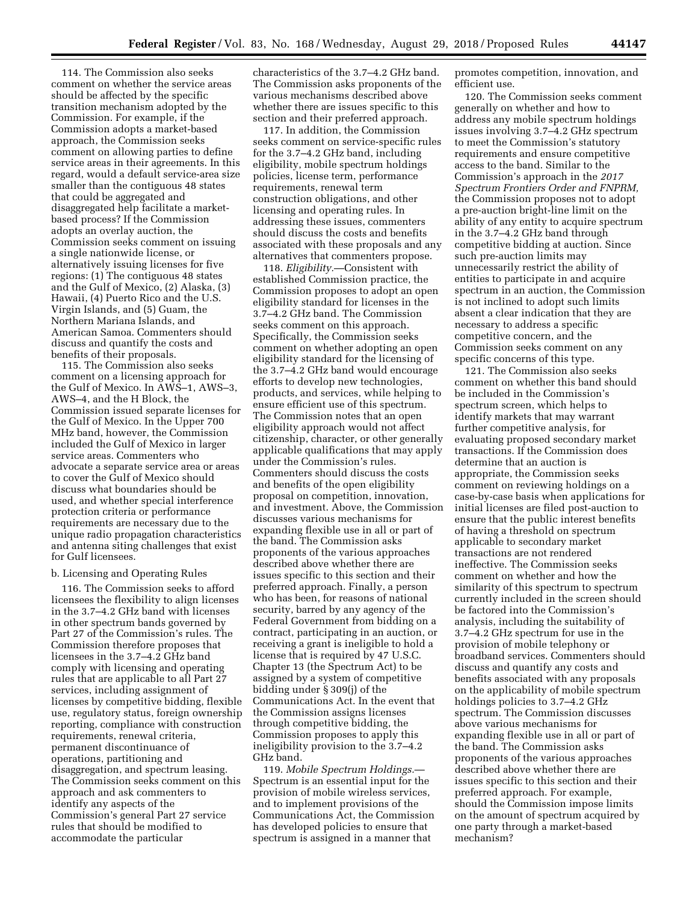114. The Commission also seeks comment on whether the service areas should be affected by the specific transition mechanism adopted by the Commission. For example, if the Commission adopts a market-based approach, the Commission seeks comment on allowing parties to define service areas in their agreements. In this regard, would a default service-area size smaller than the contiguous 48 states that could be aggregated and disaggregated help facilitate a market-based process? If the Commission adopts an overlay auction, the Commission seeks comment on issuing a single nationwide license, or alternatively issuing licenses for five regions: (1) The contiguous 48 states and the Gulf of Mexico, (2) Alaska, (3) Hawaii, (4) Puerto Rico and the U.S. Virgin Islands, and (5) Guam, the Northern Mariana Islands, and American Samoa. Commenters should discuss and quantify the costs and benefits of their proposals.

115. The Commission also seeks comment on a licensing approach for the Gulf of Mexico. In AWS–1, AWS–3, AWS–4, and the H Block, the Commission issued separate licenses for the Gulf of Mexico. In the Upper 700 MHz band, however, the Commission included the Gulf of Mexico in larger service areas. Commenters who advocate a separate service area or areas to cover the Gulf of Mexico should discuss what boundaries should be used, and whether special interference protection criteria or performance requirements are necessary due to the unique radio propagation characteristics and antenna siting challenges that exist for Gulf licensees.

b. Licensing and Operating Rules

116. The Commission seeks to afford licensees the flexibility to align licenses in the 3.7–4.2 GHz band with licenses in other spectrum bands governed by Part 27 of the Commission's rules. The Commission therefore proposes that licensees in the 3.7–4.2 GHz band comply with licensing and operating rules that are applicable to all Part 27 services, including assignment of licenses by competitive bidding, flexible use, regulatory status, foreign ownership reporting, compliance with construction requirements, renewal criteria, permanent discontinuance of operations, partitioning and disaggregation, and spectrum leasing. The Commission seeks comment on this approach and ask commenters to identify any aspects of the Commission's general Part 27 service rules that should be modified to accommodate the particular characteristics of the 3.7–4.2 GHz band. The Commission asks proponents of the various mechanisms described above whether there are issues specific to this section and their preferred approach.

117. In addition, the Commission seeks comment on service-specific rules for the 3.7–4.2 GHz band, including eligibility, mobile spectrum holdings policies, license term, performance requirements, renewal term construction obligations, and other licensing and operating rules. In addressing these issues, commenters should discuss the costs and benefits associated with these proposals and any alternatives that commenters propose.

118. *Eligibility.*—Consistent with established Commission practice, the Commission proposes to adopt an open eligibility standard for licenses in the 3.7–4.2 GHz band. The Commission seeks comment on this approach. Specifically, the Commission seeks comment on whether adopting an open eligibility standard for the licensing of the 3.7–4.2 GHz band would encourage efforts to develop new technologies, products, and services, while helping to ensure efficient use of this spectrum. The Commission notes that an open eligibility approach would not affect citizenship, character, or other generally applicable qualifications that may apply under the Commission's rules. Commenters should discuss the costs and benefits of the open eligibility proposal on competition, innovation, and investment. Above, the Commission discusses various mechanisms for expanding flexible use in all or part of the band. The Commission asks proponents of the various approaches described above whether there are issues specific to this section and their preferred approach. Finally, a person who has been, for reasons of national security, barred by any agency of the Federal Government from bidding on a contract, participating in an auction, or receiving a grant is ineligible to hold a license that is required by 47 U.S.C. Chapter 13 (the Spectrum Act) to be assigned by a system of competitive bidding under § 309(j) of the Communications Act. In the event that the Commission assigns licenses through competitive bidding, the Commission proposes to apply this ineligibility provision to the 3.7–4.2 GHz band.

119. *Mobile Spectrum Holdings.*—Spectrum is an essential input for the provision of mobile wireless services, and to implement provisions of the Communications Act, the Commission has developed policies to ensure that spectrum is assigned in a manner that promotes competition, innovation, and efficient use.

120. The Commission seeks comment generally on whether and how to address any mobile spectrum holdings issues involving 3.7–4.2 GHz spectrum to meet the Commission's statutory requirements and ensure competitive access to the band. Similar to the Commission's approach in the *2017 Spectrum Frontiers Order and FNPRM,* the Commission proposes not to adopt a pre-auction bright-line limit on the ability of any entity to acquire spectrum in the 3.7–4.2 GHz band through competitive bidding at auction. Since such pre-auction limits may unnecessarily restrict the ability of entities to participate in and acquire spectrum in an auction, the Commission is not inclined to adopt such limits absent a clear indication that they are necessary to address a specific competitive concern, and the Commission seeks comment on any specific concerns of this type.

121. The Commission also seeks comment on whether this band should be included in the Commission's spectrum screen, which helps to identify markets that may warrant further competitive analysis, for evaluating proposed secondary market transactions. If the Commission does determine that an auction is appropriate, the Commission seeks comment on reviewing holdings on a case-by-case basis when applications for initial licenses are filed post-auction to ensure that the public interest benefits of having a threshold on spectrum applicable to secondary market transactions are not rendered ineffective. The Commission seeks comment on whether and how the similarity of this spectrum to spectrum currently included in the screen should be factored into the Commission's analysis, including the suitability of 3.7–4.2 GHz spectrum for use in the provision of mobile telephony or broadband services. Commenters should discuss and quantify any costs and benefits associated with any proposals on the applicability of mobile spectrum holdings policies to 3.7–4.2 GHz spectrum. The Commission discusses above various mechanisms for expanding flexible use in all or part of the band. The Commission asks proponents of the various approaches described above whether there are issues specific to this section and their preferred approach. For example, should the Commission impose limits on the amount of spectrum acquired by one party through a market-based mechanism?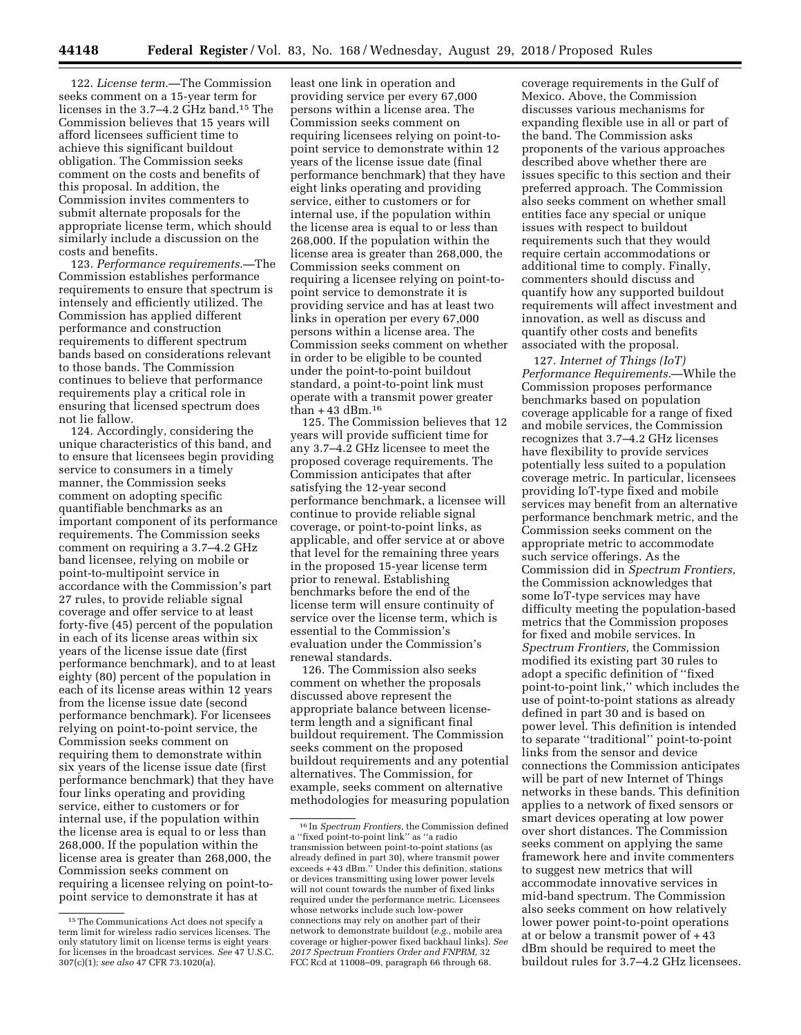122. *License term.*—The Commission seeks comment on a 15-year term for licenses in the 3.7–4.2 GHz band.[15] The Commission believes that 15 years will afford licensees sufficient time to achieve this significant buildout obligation. The Commission seeks comment on the costs and benefits of this proposal. In addition, the Commission invites commenters to submit alternate proposals for the appropriate license term, which should similarly include a discussion on the costs and benefits.

123. *Performance requirements.*—The Commission establishes performance requirements to ensure that spectrum is intensely and efficiently utilized. The Commission has applied different performance and construction requirements to different spectrum bands based on considerations relevant to those bands. The Commission continues to believe that performance requirements play a critical role in ensuring that licensed spectrum does not lie fallow.

124. Accordingly, considering the unique characteristics of this band, and to ensure that licensees begin providing service to consumers in a timely manner, the Commission seeks comment on adopting specific quantifiable benchmarks as an important component of its performance requirements. The Commission seeks comment on requiring a 3.7–4.2 GHz band licensee, relying on mobile or point-to-multipoint service in accordance with the Commission's part 27 rules, to provide reliable signal coverage and offer service to at least forty-five (45) percent of the population in each of its license areas within six years of the license issue date (first performance benchmark), and to at least eighty (80) percent of the population in each of its license areas within 12 years from the license issue date (second performance benchmark). For licensees relying on point-to-point service, the Commission seeks comment on requiring them to demonstrate within six years of the license issue date (first performance benchmark) that they have four links operating and providing service, either to customers or for internal use, if the population within the license area is equal to or less than 268,000. If the population within the license area is greater than 268,000, the Commission seeks comment on requiring a licensee relying on point-to-point service to demonstrate it has at least one link in operation and providing service per every 67,000 persons within a license area. The Commission seeks comment on requiring licensees relying on point-to-point service to demonstrate within 12 years of the license issue date (final performance benchmark) that they have eight links operating and providing service, either to customers or for internal use, if the population within the license area is equal to or less than 268,000. If the population within the license area is greater than 268,000, the Commission seeks comment on requiring a licensee relying on point-to-point service to demonstrate it is providing service and has at least two links in operation per every 67,000 persons within a license area. The Commission seeks comment on whether in order to be eligible to be counted under the point-to-point buildout standard, a point-to-point link must operate with a transmit power greater than +43 dBm.[16]

125. The Commission believes that 12 years will provide sufficient time for any 3.7–4.2 GHz licensee to meet the proposed coverage requirements. The Commission anticipates that after satisfying the 12-year second performance benchmark, a licensee will continue to provide reliable signal coverage, or point-to-point links, as applicable, and offer service at or above that level for the remaining three years in the proposed 15-year license term prior to renewal. Establishing benchmarks before the end of the license term will ensure continuity of service over the license term, which is essential to the Commission's evaluation under the Commission's renewal standards.

126. The Commission also seeks comment on whether the proposals discussed above represent the appropriate balance between license-term length and a significant final buildout requirement. The Commission seeks comment on the proposed buildout requirements and any potential alternatives. The Commission, for example, seeks comment on alternative methodologies for measuring population coverage requirements in the Gulf of Mexico. Above, the Commission discusses various mechanisms for expanding flexible use in all or part of the band. The Commission asks proponents of the various approaches described above whether there are issues specific to this section and their preferred approach. The Commission also seeks comment on whether small entities face any special or unique issues with respect to buildout requirements such that they would require certain accommodations or additional time to comply. Finally, commenters should discuss and quantify how any supported buildout requirements will affect investment and innovation, as well as discuss and quantify other costs and benefits associated with the proposal.

127. *Internet of Things (IoT) Performance Requirements.*—While the Commission proposes performance benchmarks based on population coverage applicable for a range of fixed and mobile services, the Commission recognizes that 3.7–4.2 GHz licenses have flexibility to provide services potentially less suited to a population coverage metric. In particular, licensees providing IoT-type fixed and mobile services may benefit from an alternative performance benchmark metric, and the Commission seeks comment on the appropriate metric to accommodate such service offerings. As the Commission did in *Spectrum Frontiers,* the Commission acknowledges that some IoT-type services may have difficulty meeting the population-based metrics that the Commission proposes for fixed and mobile services. In *Spectrum Frontiers,* the Commission modified its existing part 30 rules to adopt a specific definition of "fixed point-to-point link," which includes the use of point-to-point stations as already defined in part 30 and is based on power level. This definition is intended to separate "traditional" point-to-point links from the sensor and device connections the Commission anticipates will be part of new Internet of Things networks in these bands. This definition applies to a network of fixed sensors or smart devices operating at low power over short distances. The Commission seeks comment on applying the same framework here and invite commenters to suggest new metrics that will accommodate innovative services in mid-band spectrum. The Commission also seeks comment on how relatively lower power point-to-point operations at or below a transmit power of +43 dBm should be required to meet the buildout rules for 3.7–4.2 GHz licensees.

---

[15] The Communications Act does not specify a term limit for wireless radio services licenses. The only statutory limit on license terms is eight years for licenses in the broadcast services. *See* 47 U.S.C. 307(c)(1); *see also* 47 CFR 73.1020(a).

[16] In *Spectrum Frontiers,* the Commission defined a "fixed point-to-point link" as "a radio transmission between point-to-point stations (as already defined in part 30), where transmit power exceeds +43 dBm." Under this definition, stations or devices transmitting using lower power levels will not count towards the number of fixed links required under the performance metric. Licensees whose networks include such low-power connections may rely on another part of their network to demonstrate buildout (*e.g.,* mobile area coverage or higher-power fixed backhaul links). *See 2017 Spectrum Frontiers Order and FNPRM,* 32 FCC Rcd at 11008–09, paragraph 66 through 68.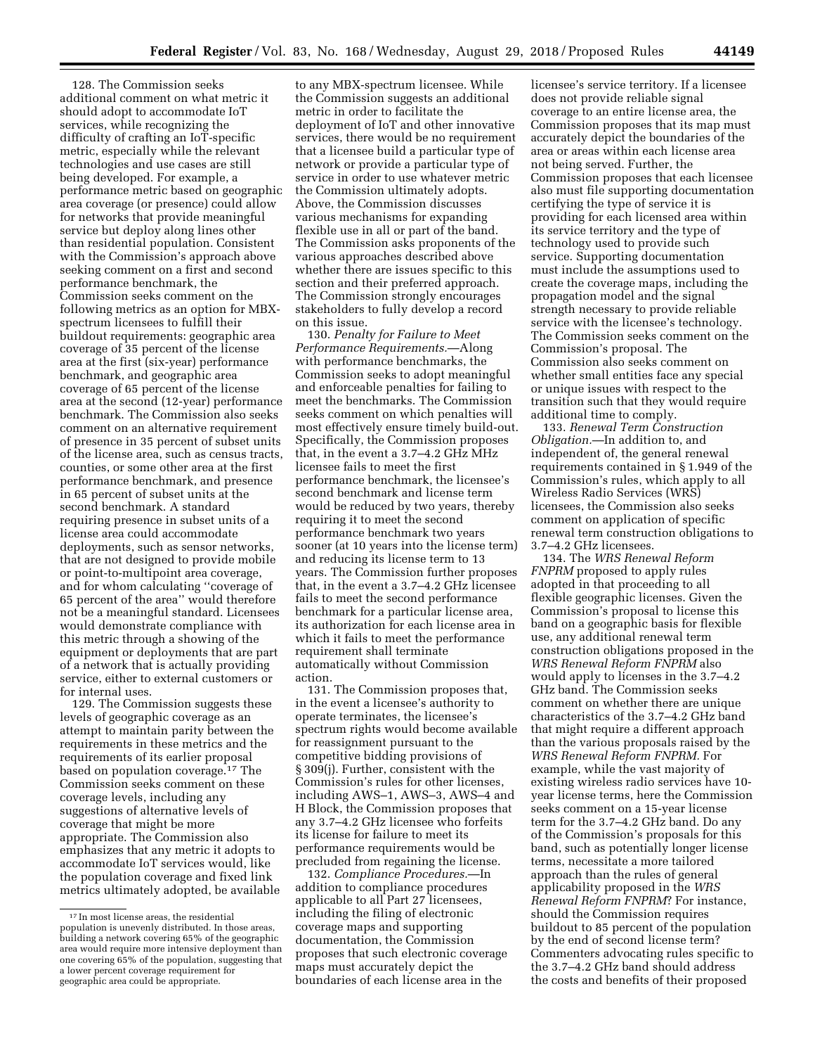128. The Commission seeks additional comment on what metric it should adopt to accommodate IoT services, while recognizing the difficulty of crafting an IoT-specific metric, especially while the relevant technologies and use cases are still being developed. For example, a performance metric based on geographic area coverage (or presence) could allow for networks that provide meaningful service but deploy along lines other than residential population. Consistent with the Commission's approach above seeking comment on a first and second performance benchmark, the Commission seeks comment on the following metrics as an option for MBX-spectrum licensees to fulfill their buildout requirements: geographic area coverage of 35 percent of the license area at the first (six-year) performance benchmark, and geographic area coverage of 65 percent of the license area at the second (12-year) performance benchmark. The Commission also seeks comment on an alternative requirement of presence in 35 percent of subset units of the license area, such as census tracts, counties, or some other area at the first performance benchmark, and presence in 65 percent of subset units at the second benchmark. A standard requiring presence in subset units of a license area could accommodate deployments, such as sensor networks, that are not designed to provide mobile or point-to-multipoint area coverage, and for whom calculating "coverage of 65 percent of the area" would therefore not be a meaningful standard. Licensees would demonstrate compliance with this metric through a showing of the equipment or deployments that are part of a network that is actually providing service, either to external customers or for internal uses.

129. The Commission suggests these levels of geographic coverage as an attempt to maintain parity between the requirements in these metrics and the requirements of its earlier proposal based on population coverage.[17] The Commission seeks comment on these coverage levels, including any suggestions of alternative levels of coverage that might be more appropriate. The Commission also emphasizes that any metric it adopts to accommodate IoT services would, like the population coverage and fixed link metrics ultimately adopted, be available to any MBX-spectrum licensee. While the Commission suggests an additional metric in order to facilitate the deployment of IoT and other innovative services, there would be no requirement that a licensee build a particular type of network or provide a particular type of service in order to use whatever metric the Commission ultimately adopts. Above, the Commission discusses various mechanisms for expanding flexible use in all or part of the band. The Commission asks proponents of the various approaches described above whether there are issues specific to this section and their preferred approach. The Commission strongly encourages stakeholders to fully develop a record on this issue.

130. *Penalty for Failure to Meet Performance Requirements.*—Along with performance benchmarks, the Commission seeks to adopt meaningful and enforceable penalties for failing to meet the benchmarks. The Commission seeks comment on which penalties will most effectively ensure timely build-out. Specifically, the Commission proposes that, in the event a 3.7–4.2 GHz MHz licensee fails to meet the first performance benchmark, the licensee's second benchmark and license term would be reduced by two years, thereby requiring it to meet the second performance benchmark two years sooner (at 10 years into the license term) and reducing its license term to 13 years. The Commission further proposes that, in the event a 3.7–4.2 GHz licensee fails to meet the second performance benchmark for a particular license area, its authorization for each license area in which it fails to meet the performance requirement shall terminate automatically without Commission action.

131. The Commission proposes that, in the event a licensee's authority to operate terminates, the licensee's spectrum rights would become available for reassignment pursuant to the competitive bidding provisions of § 309(j). Further, consistent with the Commission's rules for other licenses, including AWS–1, AWS–3, AWS–4 and H Block, the Commission proposes that any 3.7–4.2 GHz licensee who forfeits its license for failure to meet its performance requirements would be precluded from regaining the license.

132. *Compliance Procedures.*—In addition to compliance procedures applicable to all Part 27 licensees, including the filing of electronic coverage maps and supporting documentation, the Commission proposes that such electronic coverage maps must accurately depict the boundaries of each license area in the licensee's service territory. If a licensee does not provide reliable signal coverage to an entire license area, the Commission proposes that its map must accurately depict the boundaries of the area or areas within each license area not being served. Further, the Commission proposes that each licensee also must file supporting documentation certifying the type of service it is providing for each licensed area within its service territory and the type of technology used to provide such service. Supporting documentation must include the assumptions used to create the coverage maps, including the propagation model and the signal strength necessary to provide reliable service with the licensee's technology. The Commission seeks comment on the Commission's proposal. The Commission also seeks comment on whether small entities face any special or unique issues with respect to the transition such that they would require additional time to comply.

133. *Renewal Term Construction Obligation.*—In addition to, and independent of, the general renewal requirements contained in § 1.949 of the Commission's rules, which apply to all Wireless Radio Services (WRS) licensees, the Commission also seeks comment on application of specific renewal term construction obligations to 3.7–4.2 GHz licensees.

134. The *WRS Renewal Reform FNPRM* proposed to apply rules adopted in that proceeding to all flexible geographic licenses. Given the Commission's proposal to license this band on a geographic basis for flexible use, any additional renewal term construction obligations proposed in the *WRS Renewal Reform FNPRM* also would apply to licenses in the 3.7–4.2 GHz band. The Commission seeks comment on whether there are unique characteristics of the 3.7–4.2 GHz band that might require a different approach than the various proposals raised by the *WRS Renewal Reform FNPRM.* For example, while the vast majority of existing wireless radio services have 10-year license terms, here the Commission seeks comment on a 15-year license term for the 3.7–4.2 GHz band. Do any of the Commission's proposals for this band, such as potentially longer license terms, necessitate a more tailored approach than the rules of general applicability proposed in the *WRS Renewal Reform FNPRM*? For instance, should the Commission requires buildout to 85 percent of the population by the end of second license term? Commenters advocating rules specific to the 3.7–4.2 GHz band should address the costs and benefits of their proposed

[17] In most license areas, the residential population is unevenly distributed. In those areas, building a network covering 65% of the geographic area would require more intensive deployment than one covering 65% of the population, suggesting that a lower percent coverage requirement for geographic area could be appropriate.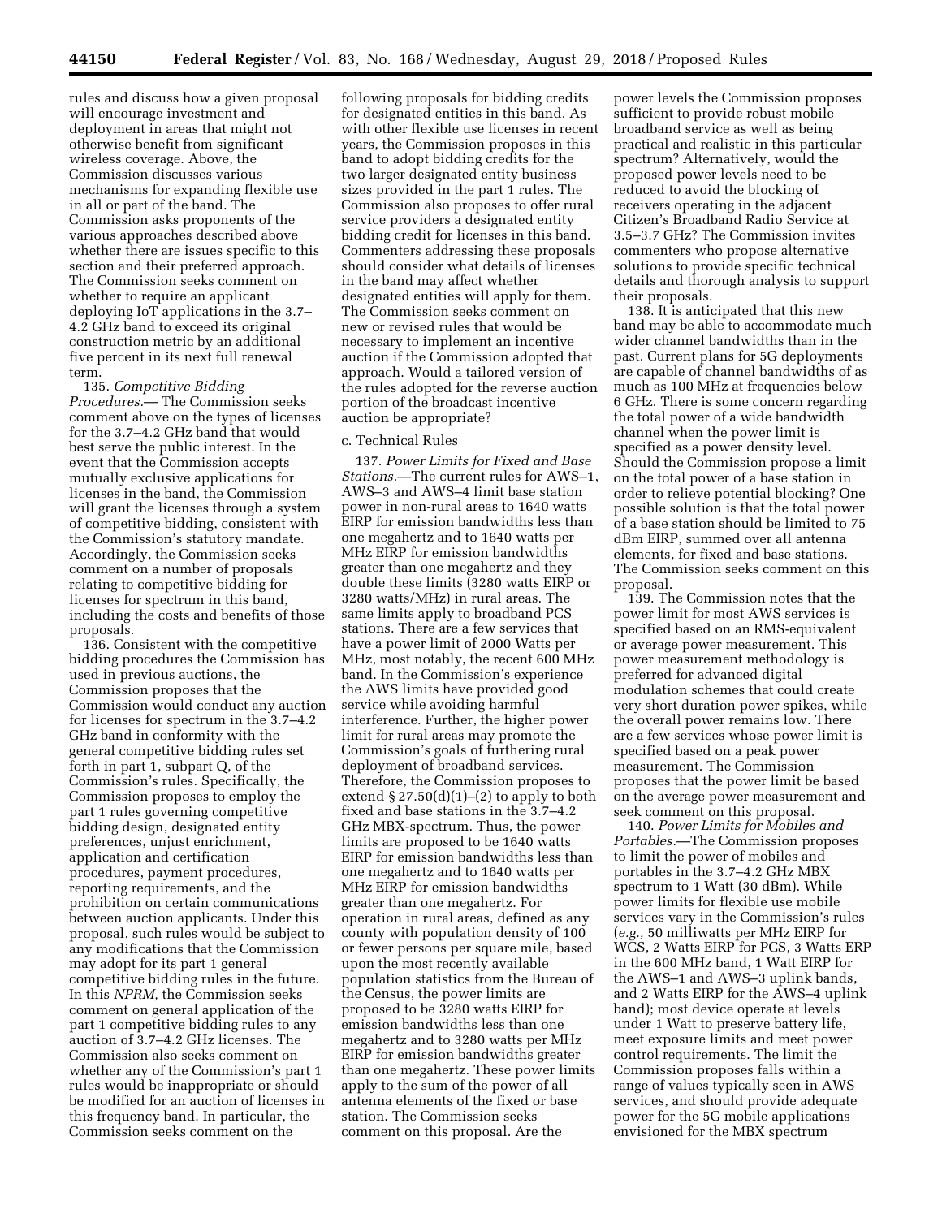rules and discuss how a given proposal will encourage investment and deployment in areas that might not otherwise benefit from significant wireless coverage. Above, the Commission discusses various mechanisms for expanding flexible use in all or part of the band. The Commission asks proponents of the various approaches described above whether there are issues specific to this section and their preferred approach. The Commission seeks comment on whether to require an applicant deploying IoT applications in the 3.7–4.2 GHz band to exceed its original construction metric by an additional five percent in its next full renewal term.

135. *Competitive Bidding Procedures.*— The Commission seeks comment above on the types of licenses for the 3.7–4.2 GHz band that would best serve the public interest. In the event that the Commission accepts mutually exclusive applications for licenses in the band, the Commission will grant the licenses through a system of competitive bidding, consistent with the Commission's statutory mandate. Accordingly, the Commission seeks comment on a number of proposals relating to competitive bidding for licenses for spectrum in this band, including the costs and benefits of those proposals.

136. Consistent with the competitive bidding procedures the Commission has used in previous auctions, the Commission proposes that the Commission would conduct any auction for licenses for spectrum in the 3.7–4.2 GHz band in conformity with the general competitive bidding rules set forth in part 1, subpart Q, of the Commission's rules. Specifically, the Commission proposes to employ the part 1 rules governing competitive bidding design, designated entity preferences, unjust enrichment, application and certification procedures, payment procedures, reporting requirements, and the prohibition on certain communications between auction applicants. Under this proposal, such rules would be subject to any modifications that the Commission may adopt for its part 1 general competitive bidding rules in the future. In this *NPRM,* the Commission seeks comment on general application of the part 1 competitive bidding rules to any auction of 3.7–4.2 GHz licenses. The Commission also seeks comment on whether any of the Commission's part 1 rules would be inappropriate or should be modified for an auction of licenses in this frequency band. In particular, the Commission seeks comment on the following proposals for bidding credits for designated entities in this band. As with other flexible use licenses in recent years, the Commission proposes in this band to adopt bidding credits for the two larger designated entity business sizes provided in the part 1 rules. The Commission also proposes to offer rural service providers a designated entity bidding credit for licenses in this band. Commenters addressing these proposals should consider what details of licenses in the band may affect whether designated entities will apply for them. The Commission seeks comment on new or revised rules that would be necessary to implement an incentive auction if the Commission adopted that approach. Would a tailored version of the rules adopted for the reverse auction portion of the broadcast incentive auction be appropriate?

### c. Technical Rules

137. *Power Limits for Fixed and Base Stations.*—The current rules for AWS–1, AWS–3 and AWS–4 limit base station power in non-rural areas to 1640 watts EIRP for emission bandwidths less than one megahertz and to 1640 watts per MHz EIRP for emission bandwidths greater than one megahertz and they double these limits (3280 watts EIRP or 3280 watts/MHz) in rural areas. The same limits apply to broadband PCS stations. There are a few services that have a power limit of 2000 Watts per MHz, most notably, the recent 600 MHz band. In the Commission's experience the AWS limits have provided good service while avoiding harmful interference. Further, the higher power limit for rural areas may promote the Commission's goals of furthering rural deployment of broadband services. Therefore, the Commission proposes to extend § 27.50(d)(1)–(2) to apply to both fixed and base stations in the 3.7–4.2 GHz MBX-spectrum. Thus, the power limits are proposed to be 1640 watts EIRP for emission bandwidths less than one megahertz and to 1640 watts per MHz EIRP for emission bandwidths greater than one megahertz. For operation in rural areas, defined as any county with population density of 100 or fewer persons per square mile, based upon the most recently available population statistics from the Bureau of the Census, the power limits are proposed to be 3280 watts EIRP for emission bandwidths less than one megahertz and to 3280 watts per MHz EIRP for emission bandwidths greater than one megahertz. These power limits apply to the sum of the power of all antenna elements of the fixed or base station. The Commission seeks comment on this proposal. Are the power levels the Commission proposes sufficient to provide robust mobile broadband service as well as being practical and realistic in this particular spectrum? Alternatively, would the proposed power levels need to be reduced to avoid the blocking of receivers operating in the adjacent Citizen's Broadband Radio Service at 3.5–3.7 GHz? The Commission invites commenters who propose alternative solutions to provide specific technical details and thorough analysis to support their proposals.

138. It is anticipated that this new band may be able to accommodate much wider channel bandwidths than in the past. Current plans for 5G deployments are capable of channel bandwidths of as much as 100 MHz at frequencies below 6 GHz. There is some concern regarding the total power of a wide bandwidth channel when the power limit is specified as a power density level. Should the Commission propose a limit on the total power of a base station in order to relieve potential blocking? One possible solution is that the total power of a base station should be limited to 75 dBm EIRP, summed over all antenna elements, for fixed and base stations. The Commission seeks comment on this proposal.

139. The Commission notes that the power limit for most AWS services is specified based on an RMS-equivalent or average power measurement. This power measurement methodology is preferred for advanced digital modulation schemes that could create very short duration power spikes, while the overall power remains low. There are a few services whose power limit is specified based on a peak power measurement. The Commission proposes that the power limit be based on the average power measurement and seek comment on this proposal.

140. *Power Limits for Mobiles and Portables.*—The Commission proposes to limit the power of mobiles and portables in the 3.7–4.2 GHz MBX spectrum to 1 Watt (30 dBm). While power limits for flexible use mobile services vary in the Commission's rules (*e.g.,* 50 milliwatts per MHz EIRP for WCS, 2 Watts EIRP for PCS, 3 Watts ERP in the 600 MHz band, 1 Watt EIRP for the AWS–1 and AWS–3 uplink bands, and 2 Watts EIRP for the AWS–4 uplink band); most device operate at levels under 1 Watt to preserve battery life, meet exposure limits and meet power control requirements. The limit the Commission proposes falls within a range of values typically seen in AWS services, and should provide adequate power for the 5G mobile applications envisioned for the MBX spectrum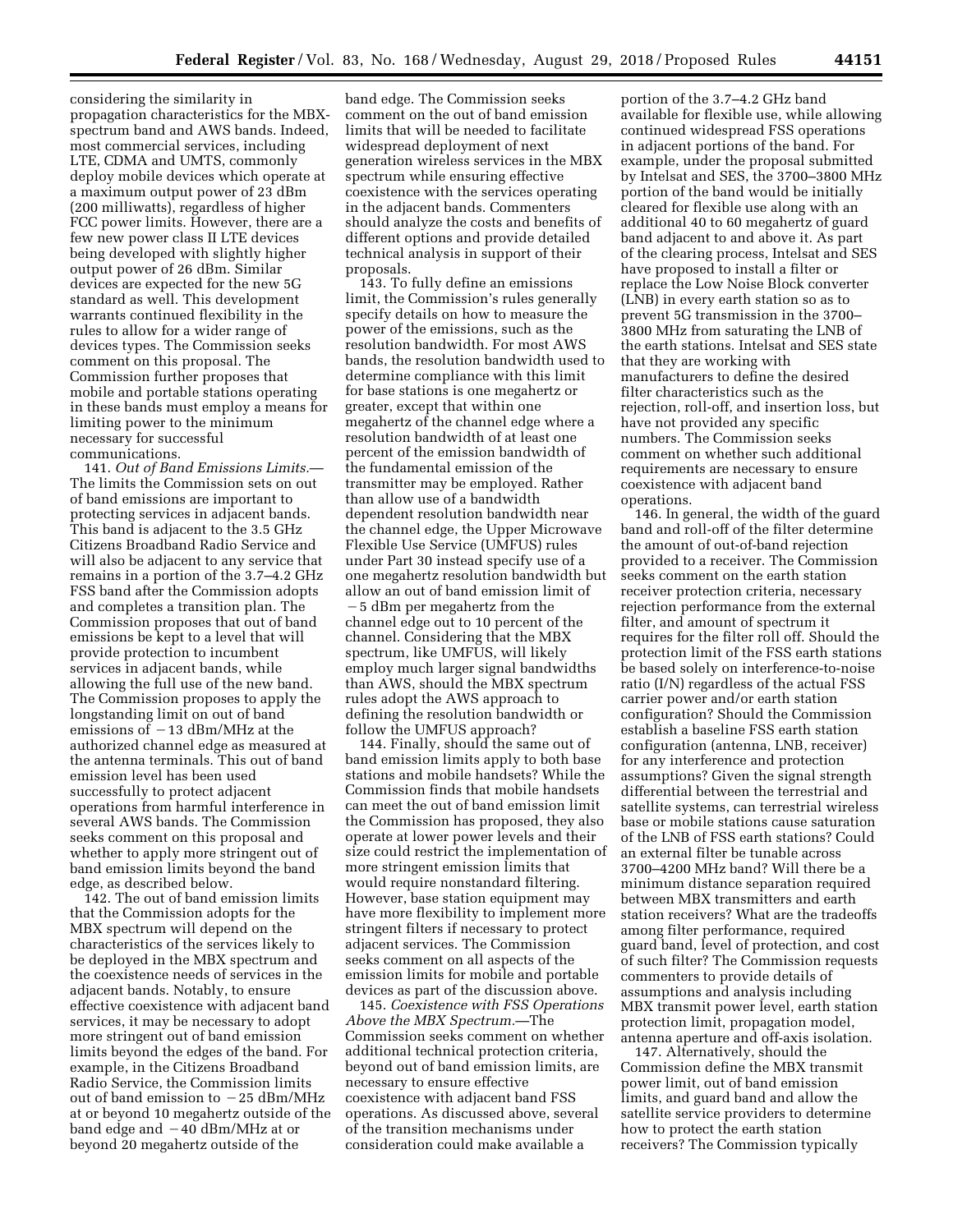considering the similarity in propagation characteristics for the MBX-spectrum band and AWS bands. Indeed, most commercial services, including LTE, CDMA and UMTS, commonly deploy mobile devices which operate at a maximum output power of 23 dBm (200 milliwatts), regardless of higher FCC power limits. However, there are a few new power class II LTE devices being developed with slightly higher output power of 26 dBm. Similar devices are expected for the new 5G standard as well. This development warrants continued flexibility in the rules to allow for a wider range of devices types. The Commission seeks comment on this proposal. The Commission further proposes that mobile and portable stations operating in these bands must employ a means for limiting power to the minimum necessary for successful communications.

141. *Out of Band Emissions Limits.*—The limits the Commission sets on out of band emissions are important to protecting services in adjacent bands. This band is adjacent to the 3.5 GHz Citizens Broadband Radio Service and will also be adjacent to any service that remains in a portion of the 3.7–4.2 GHz FSS band after the Commission adopts and completes a transition plan. The Commission proposes that out of band emissions be kept to a level that will provide protection to incumbent services in adjacent bands, while allowing the full use of the new band. The Commission proposes to apply the longstanding limit on out of band emissions of −13 dBm/MHz at the authorized channel edge as measured at the antenna terminals. This out of band emission level has been used successfully to protect adjacent operations from harmful interference in several AWS bands. The Commission seeks comment on this proposal and whether to apply more stringent out of band emission limits beyond the band edge, as described below.

142. The out of band emission limits that the Commission adopts for the MBX spectrum will depend on the characteristics of the services likely to be deployed in the MBX spectrum and the coexistence needs of services in the adjacent bands. Notably, to ensure effective coexistence with adjacent band services, it may be necessary to adopt more stringent out of band emission limits beyond the edges of the band. For example, in the Citizens Broadband Radio Service, the Commission limits out of band emission to −25 dBm/MHz at or beyond 10 megahertz outside of the band edge and −40 dBm/MHz at or beyond 20 megahertz outside of the band edge. The Commission seeks comment on the out of band emission limits that will be needed to facilitate widespread deployment of next generation wireless services in the MBX spectrum while ensuring effective coexistence with the services operating in the adjacent bands. Commenters should analyze the costs and benefits of different options and provide detailed technical analysis in support of their proposals.

143. To fully define an emissions limit, the Commission's rules generally specify details on how to measure the power of the emissions, such as the resolution bandwidth. For most AWS bands, the resolution bandwidth used to determine compliance with this limit for base stations is one megahertz or greater, except that within one megahertz of the channel edge where a resolution bandwidth of at least one percent of the emission bandwidth of the fundamental emission of the transmitter may be employed. Rather than allow use of a bandwidth dependent resolution bandwidth near the channel edge, the Upper Microwave Flexible Use Service (UMFUS) rules under Part 30 instead specify use of a one megahertz resolution bandwidth but allow an out of band emission limit of −5 dBm per megahertz from the channel edge out to 10 percent of the channel. Considering that the MBX spectrum, like UMFUS, will likely employ much larger signal bandwidths than AWS, should the MBX spectrum rules adopt the AWS approach to defining the resolution bandwidth or follow the UMFUS approach?

144. Finally, should the same out of band emission limits apply to both base stations and mobile handsets? While the Commission finds that mobile handsets can meet the out of band emission limit the Commission has proposed, they also operate at lower power levels and their size could restrict the implementation of more stringent emission limits that would require nonstandard filtering. However, base station equipment may have more flexibility to implement more stringent filters if necessary to protect adjacent services. The Commission seeks comment on all aspects of the emission limits for mobile and portable devices as part of the discussion above.

145. *Coexistence with FSS Operations Above the MBX Spectrum.*—The Commission seeks comment on whether additional technical protection criteria, beyond out of band emission limits, are necessary to ensure effective coexistence with adjacent band FSS operations. As discussed above, several of the transition mechanisms under consideration could make available a portion of the 3.7–4.2 GHz band available for flexible use, while allowing continued widespread FSS operations in adjacent portions of the band. For example, under the proposal submitted by Intelsat and SES, the 3700–3800 MHz portion of the band would be initially cleared for flexible use along with an additional 40 to 60 megahertz of guard band adjacent to and above it. As part of the clearing process, Intelsat and SES have proposed to install a filter or replace the Low Noise Block converter (LNB) in every earth station so as to prevent 5G transmission in the 3700–3800 MHz from saturating the LNB of the earth stations. Intelsat and SES state that they are working with manufacturers to define the desired filter characteristics such as the rejection, roll-off, and insertion loss, but have not provided any specific numbers. The Commission seeks comment on whether such additional requirements are necessary to ensure coexistence with adjacent band operations.

146. In general, the width of the guard band and roll-off of the filter determine the amount of out-of-band rejection provided to a receiver. The Commission seeks comment on the earth station receiver protection criteria, necessary rejection performance from the external filter, and amount of spectrum it requires for the filter roll off. Should the protection limit of the FSS earth stations be based solely on interference-to-noise ratio (I/N) regardless of the actual FSS carrier power and/or earth station configuration? Should the Commission establish a baseline FSS earth station configuration (antenna, LNB, receiver) for any interference and protection assumptions? Given the signal strength differential between the terrestrial and satellite systems, can terrestrial wireless base or mobile stations cause saturation of the LNB of FSS earth stations? Could an external filter be tunable across 3700–4200 MHz band? Will there be a minimum distance separation required between MBX transmitters and earth station receivers? What are the tradeoffs among filter performance, required guard band, level of protection, and cost of such filter? The Commission requests commenters to provide details of assumptions and analysis including MBX transmit power level, earth station protection limit, propagation model, antenna aperture and off-axis isolation.

147. Alternatively, should the Commission define the MBX transmit power limit, out of band emission limits, and guard band and allow the satellite service providers to determine how to protect the earth station receivers? The Commission typically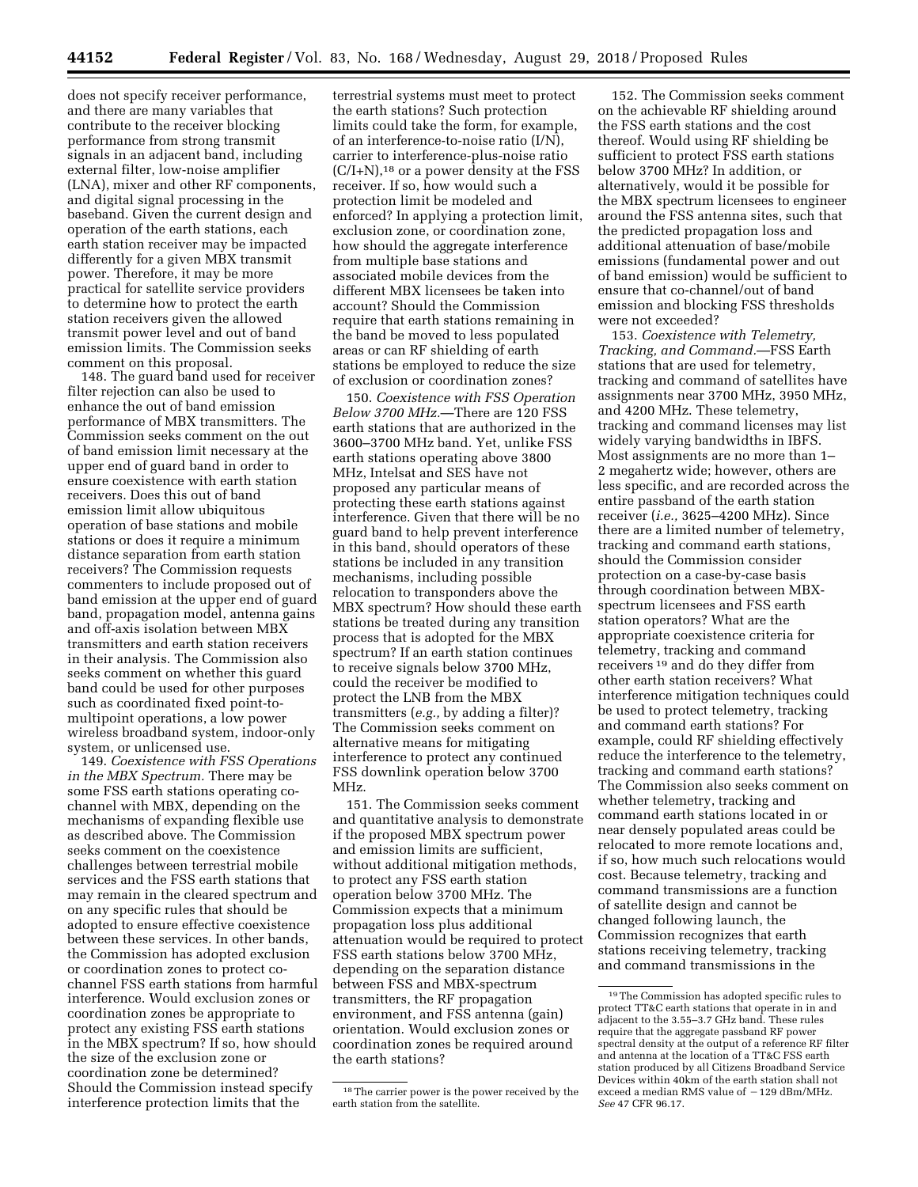does not specify receiver performance, and there are many variables that contribute to the receiver blocking performance from strong transmit signals in an adjacent band, including external filter, low-noise amplifier (LNA), mixer and other RF components, and digital signal processing in the baseband. Given the current design and operation of the earth stations, each earth station receiver may be impacted differently for a given MBX transmit power. Therefore, it may be more practical for satellite service providers to determine how to protect the earth station receivers given the allowed transmit power level and out of band emission limits. The Commission seeks comment on this proposal.

148. The guard band used for receiver filter rejection can also be used to enhance the out of band emission performance of MBX transmitters. The Commission seeks comment on the out of band emission limit necessary at the upper end of guard band in order to ensure coexistence with earth station receivers. Does this out of band emission limit allow ubiquitous operation of base stations and mobile stations or does it require a minimum distance separation from earth station receivers? The Commission requests commenters to include proposed out of band emission at the upper end of guard band, propagation model, antenna gains and off-axis isolation between MBX transmitters and earth station receivers in their analysis. The Commission also seeks comment on whether this guard band could be used for other purposes such as coordinated fixed point-to-multipoint operations, a low power wireless broadband system, indoor-only system, or unlicensed use.

149. *Coexistence with FSS Operations in the MBX Spectrum.* There may be some FSS earth stations operating co-channel with MBX, depending on the mechanisms of expanding flexible use as described above. The Commission seeks comment on the coexistence challenges between terrestrial mobile services and the FSS earth stations that may remain in the cleared spectrum and on any specific rules that should be adopted to ensure effective coexistence between these services. In other bands, the Commission has adopted exclusion or coordination zones to protect co-channel FSS earth stations from harmful interference. Would exclusion zones or coordination zones be appropriate to protect any existing FSS earth stations in the MBX spectrum? If so, how should the size of the exclusion zone or coordination zone be determined? Should the Commission instead specify interference protection limits that the terrestrial systems must meet to protect the earth stations? Such protection limits could take the form, for example, of an interference-to-noise ratio (I/N), carrier to interference-plus-noise ratio (C/I+N),[18] or a power density at the FSS receiver. If so, how would such a protection limit be modeled and enforced? In applying a protection limit, exclusion zone, or coordination zone, how should the aggregate interference from multiple base stations and associated mobile devices from the different MBX licensees be taken into account? Should the Commission require that earth stations remaining in the band be moved to less populated areas or can RF shielding of earth stations be employed to reduce the size of exclusion or coordination zones?

150. *Coexistence with FSS Operation Below 3700 MHz.*—There are 120 FSS earth stations that are authorized in the 3600–3700 MHz band. Yet, unlike FSS earth stations operating above 3800 MHz, Intelsat and SES have not proposed any particular means of protecting these earth stations against interference. Given that there will be no guard band to help prevent interference in this band, should operators of these stations be included in any transition mechanisms, including possible relocation to transponders above the MBX spectrum? How should these earth stations be treated during any transition process that is adopted for the MBX spectrum? If an earth station continues to receive signals below 3700 MHz, could the receiver be modified to protect the LNB from the MBX transmitters (*e.g.,* by adding a filter)? The Commission seeks comment on alternative means for mitigating interference to protect any continued FSS downlink operation below 3700 MHz.

151. The Commission seeks comment and quantitative analysis to demonstrate if the proposed MBX spectrum power and emission limits are sufficient, without additional mitigation methods, to protect any FSS earth station operation below 3700 MHz. The Commission expects that a minimum propagation loss plus additional attenuation would be required to protect FSS earth stations below 3700 MHz, depending on the separation distance between FSS and MBX-spectrum transmitters, the RF propagation environment, and FSS antenna (gain) orientation. Would exclusion zones or coordination zones be required around the earth stations?

152. The Commission seeks comment on the achievable RF shielding around the FSS earth stations and the cost thereof. Would using RF shielding be sufficient to protect FSS earth stations below 3700 MHz? In addition, or alternatively, would it be possible for the MBX spectrum licensees to engineer around the FSS antenna sites, such that the predicted propagation loss and additional attenuation of base/mobile emissions (fundamental power and out of band emission) would be sufficient to ensure that co-channel/out of band emission and blocking FSS thresholds were not exceeded?

153. *Coexistence with Telemetry, Tracking, and Command.*—FSS Earth stations that are used for telemetry, tracking and command of satellites have assignments near 3700 MHz, 3950 MHz, and 4200 MHz. These telemetry, tracking and command licenses may list widely varying bandwidths in IBFS. Most assignments are no more than 1–2 megahertz wide; however, others are less specific, and are recorded across the entire passband of the earth station receiver (*i.e.,* 3625–4200 MHz). Since there are a limited number of telemetry, tracking and command earth stations, should the Commission consider protection on a case-by-case basis through coordination between MBX-spectrum licensees and FSS earth station operators? What are the appropriate coexistence criteria for telemetry, tracking and command receivers[19] and do they differ from other earth station receivers? What interference mitigation techniques could be used to protect telemetry, tracking and command earth stations? For example, could RF shielding effectively reduce the interference to the telemetry, tracking and command earth stations? The Commission also seeks comment on whether telemetry, tracking and command earth stations located in or near densely populated areas could be relocated to more remote locations and, if so, how much such relocations would cost. Because telemetry, tracking and command transmissions are a function of satellite design and cannot be changed following launch, the Commission recognizes that earth stations receiving telemetry, tracking and command transmissions in the

---

[18] The carrier power is the power received by the earth station from the satellite.

[19] The Commission has adopted specific rules to protect TT&C earth stations that operate in in and adjacent to the 3.55–3.7 GHz band. These rules require that the aggregate passband RF power spectral density at the output of a reference RF filter and antenna at the location of a TT&C FSS earth station produced by all Citizens Broadband Service Devices within 40km of the earth station shall not exceed a median RMS value of −129 dBm/MHz. *See* 47 CFR 96.17.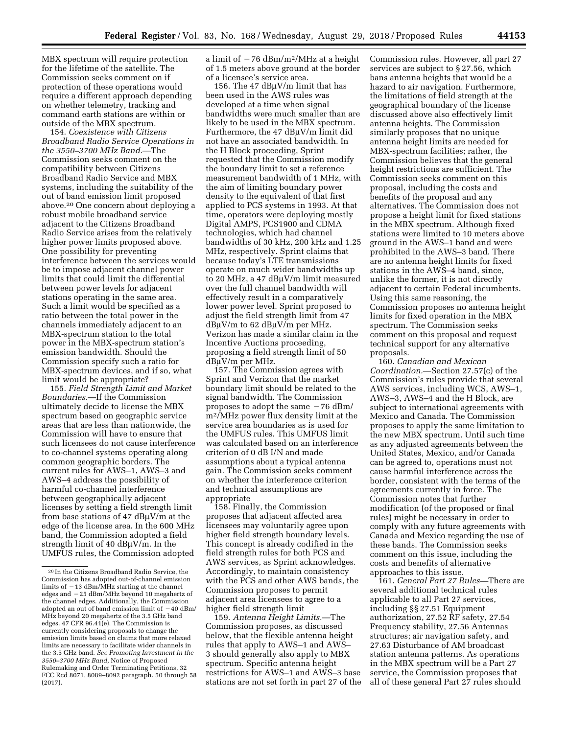MBX spectrum will require protection for the lifetime of the satellite. The Commission seeks comment on if protection of these operations would require a different approach depending on whether telemetry, tracking and command earth stations are within or outside of the MBX spectrum.

154. *Coexistence with Citizens Broadband Radio Service Operations in the 3550–3700 MHz Band.*—The Commission seeks comment on the compatibility between Citizens Broadband Radio Service and MBX systems, including the suitability of the out of band emission limit proposed above.[20] One concern about deploying a robust mobile broadband service adjacent to the Citizens Broadband Radio Service arises from the relatively higher power limits proposed above. One possibility for preventing interference between the services would be to impose adjacent channel power limits that could limit the differential between power levels for adjacent stations operating in the same area. Such a limit would be specified as a ratio between the total power in the channels immediately adjacent to an MBX-spectrum station to the total power in the MBX-spectrum station's emission bandwidth. Should the Commission specify such a ratio for MBX-spectrum devices, and if so, what limit would be appropriate?

155. *Field Strength Limit and Market Boundaries.*—If the Commission ultimately decide to license the MBX spectrum based on geographic service areas that are less than nationwide, the Commission will have to ensure that such licensees do not cause interference to co-channel systems operating along common geographic borders. The current rules for AWS–1, AWS–3 and AWS–4 address the possibility of harmful co-channel interference between geographically adjacent licenses by setting a field strength limit from base stations of 47 dBμV/m at the edge of the license area. In the 600 MHz band, the Commission adopted a field strength limit of 40 dBμV/m. In the UMFUS rules, the Commission adopted a limit of −76 dBm/m[2]/MHz at a height of 1.5 meters above ground at the border of a licensee's service area.

156. The 47 dBμV/m limit that has been used in the AWS rules was developed at a time when signal bandwidths were much smaller than are likely to be used in the MBX spectrum. Furthermore, the 47 dBμV/m limit did not have an associated bandwidth. In the H Block proceeding, Sprint requested that the Commission modify the boundary limit to set a reference measurement bandwidth of 1 MHz, with the aim of limiting boundary power density to the equivalent of that first applied to PCS systems in 1993. At that time, operators were deploying mostly Digital AMPS, PCS1900 and CDMA technologies, which had channel bandwidths of 30 kHz, 200 kHz and 1.25 MHz, respectively. Sprint claims that because today's LTE transmissions operate on much wider bandwidths up to 20 MHz, a 47 dBμV/m limit measured over the full channel bandwidth will effectively result in a comparatively lower power level. Sprint proposed to adjust the field strength limit from 47 dBμV/m to 62 dBμV/m per MHz. Verizon has made a similar claim in the Incentive Auctions proceeding, proposing a field strength limit of 50 dBμV/m per MHz.

157. The Commission agrees with Sprint and Verizon that the market boundary limit should be related to the signal bandwidth. The Commission proposes to adopt the same −76 dBm/m[2]/MHz power flux density limit at the service area boundaries as is used for the UMFUS rules. This UMFUS limit was calculated based on an interference criterion of 0 dB I/N and made assumptions about a typical antenna gain. The Commission seeks comment on whether the interference criterion and technical assumptions are appropriate

158. Finally, the Commission proposes that adjacent affected area licensees may voluntarily agree upon higher field strength boundary levels. This concept is already codified in the field strength rules for both PCS and AWS services, as Sprint acknowledges. Accordingly, to maintain consistency with the PCS and other AWS bands, the Commission proposes to permit adjacent area licensees to agree to a higher field strength limit

159. *Antenna Height Limits.*—The Commission proposes, as discussed below, that the flexible antenna height rules that apply to AWS–1 and AWS–3 should generally also apply to MBX spectrum. Specific antenna height restrictions for AWS–1 and AWS–3 base stations are not set forth in part 27 of the Commission rules. However, all part 27 services are subject to § 27.56, which bans antenna heights that would be a hazard to air navigation. Furthermore, the limitations of field strength at the geographical boundary of the license discussed above also effectively limit antenna heights. The Commission similarly proposes that no unique antenna height limits are needed for MBX-spectrum facilities; rather, the Commission believes that the general height restrictions are sufficient. The Commission seeks comment on this proposal, including the costs and benefits of the proposal and any alternatives. The Commission does not propose a height limit for fixed stations in the MBX spectrum. Although fixed stations were limited to 10 meters above ground in the AWS–1 band and were prohibited in the AWS–3 band. There are no antenna height limits for fixed stations in the AWS–4 band, since, unlike the former, it is not directly adjacent to certain Federal incumbents. Using this same reasoning, the Commission proposes no antenna height limits for fixed operation in the MBX spectrum. The Commission seeks comment on this proposal and request technical support for any alternative proposals.

160. *Canadian and Mexican Coordination.*—Section 27.57(c) of the Commission's rules provide that several AWS services, including WCS, AWS–1, AWS–3, AWS–4 and the H Block, are subject to international agreements with Mexico and Canada. The Commission proposes to apply the same limitation to the new MBX spectrum. Until such time as any adjusted agreements between the United States, Mexico, and/or Canada can be agreed to, operations must not cause harmful interference across the border, consistent with the terms of the agreements currently in force. The Commission notes that further modification (of the proposed or final rules) might be necessary in order to comply with any future agreements with Canada and Mexico regarding the use of these bands. The Commission seeks comment on this issue, including the costs and benefits of alternative approaches to this issue.

161. *General Part 27 Rules*—There are several additional technical rules applicable to all Part 27 services, including §§ 27.51 Equipment authorization, 27.52 RF safety, 27.54 Frequency stability, 27.56 Antennas structures; air navigation safety, and 27.63 Disturbance of AM broadcast station antenna patterns. As operations in the MBX spectrum will be a Part 27 service, the Commission proposes that all of these general Part 27 rules should

---

[20] In the Citizens Broadband Radio Service, the Commission has adopted out-of-channel emission limits of −13 dBm/MHz starting at the channel edges and −25 dBm/MHz beyond 10 megahertz of the channel edges. Additionally, the Commission adopted an out of band emission limit of −40 dBm/MHz beyond 20 megahertz of the 3.5 GHz band edges. 47 CFR 96.41(e). The Commission is currently considering proposals to change the emission limits based on claims that more relaxed limits are necessary to facilitate wider channels in the 3.5 GHz band. *See Promoting Investment in the 3550–3700 MHz Band,* Notice of Proposed Rulemaking and Order Terminating Petitions, 32 FCC Rcd 8071, 8089–8092 paragraph. 50 through 58 (2017).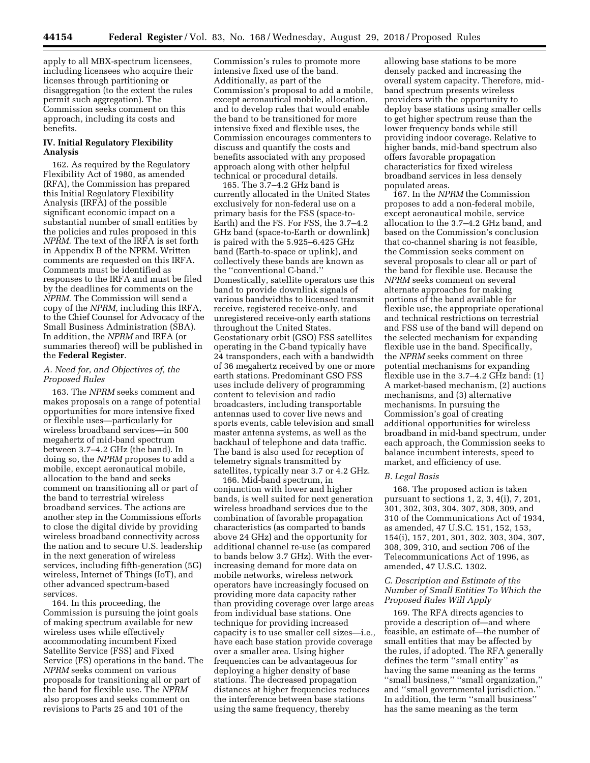apply to all MBX-spectrum licensees, including licensees who acquire their licenses through partitioning or disaggregation (to the extent the rules permit such aggregation). The Commission seeks comment on this approach, including its costs and benefits.

## IV. Initial Regulatory Flexibility Analysis

162. As required by the Regulatory Flexibility Act of 1980, as amended (RFA), the Commission has prepared this Initial Regulatory Flexibility Analysis (IRFA) of the possible significant economic impact on a substantial number of small entities by the policies and rules proposed in this *NPRM.* The text of the IRFA is set forth in Appendix B of the NPRM. Written comments are requested on this IRFA. Comments must be identified as responses to the IRFA and must be filed by the deadlines for comments on the *NPRM.* The Commission will send a copy of the *NPRM,* including this IRFA, to the Chief Counsel for Advocacy of the Small Business Administration (SBA). In addition, the *NPRM* and IRFA (or summaries thereof) will be published in the **Federal Register**.

### *A. Need for, and Objectives of, the Proposed Rules*

163. The *NPRM* seeks comment and makes proposals on a range of potential opportunities for more intensive fixed or flexible uses—particularly for wireless broadband services—in 500 megahertz of mid-band spectrum between 3.7–4.2 GHz (the band). In doing so, the *NPRM* proposes to add a mobile, except aeronautical mobile, allocation to the band and seeks comment on transitioning all or part of the band to terrestrial wireless broadband services. The actions are another step in the Commissions efforts to close the digital divide by providing wireless broadband connectivity across the nation and to secure U.S. leadership in the next generation of wireless services, including fifth-generation (5G) wireless, Internet of Things (IoT), and other advanced spectrum-based services.

164. In this proceeding, the Commission is pursuing the joint goals of making spectrum available for new wireless uses while effectively accommodating incumbent Fixed Satellite Service (FSS) and Fixed Service (FS) operations in the band. The *NPRM* seeks comment on various proposals for transitioning all or part of the band for flexible use. The *NPRM* also proposes and seeks comment on revisions to Parts 25 and 101 of the Commission's rules to promote more intensive fixed use of the band. Additionally, as part of the Commission's proposal to add a mobile, except aeronautical mobile, allocation, and to develop rules that would enable the band to be transitioned for more intensive fixed and flexible uses, the Commission encourages commenters to discuss and quantify the costs and benefits associated with any proposed approach along with other helpful technical or procedural details.

165. The 3.7–4.2 GHz band is currently allocated in the United States exclusively for non-federal use on a primary basis for the FSS (space-to-Earth) and the FS. For FSS, the 3.7–4.2 GHz band (space-to-Earth or downlink) is paired with the 5.925–6.425 GHz band (Earth-to-space or uplink), and collectively these bands are known as the ''conventional C-band.'' Domestically, satellite operators use this band to provide downlink signals of various bandwidths to licensed transmit receive, registered receive-only, and unregistered receive-only earth stations throughout the United States. Geostationary orbit (GSO) FSS satellites operating in the C-band typically have 24 transponders, each with a bandwidth of 36 megahertz received by one or more earth stations. Predominant GSO FSS uses include delivery of programming content to television and radio broadcasters, including transportable antennas used to cover live news and sports events, cable television and small master antenna systems, as well as the backhaul of telephone and data traffic. The band is also used for reception of telemetry signals transmitted by satellites, typically near 3.7 or 4.2 GHz.

166. Mid-band spectrum, in conjunction with lower and higher bands, is well suited for next generation wireless broadband services due to the combination of favorable propagation characteristics (as comparted to bands above 24 GHz) and the opportunity for additional channel re-use (as compared to bands below 3.7 GHz). With the ever-increasing demand for more data on mobile networks, wireless network operators have increasingly focused on providing more data capacity rather than providing coverage over large areas from individual base stations. One technique for providing increased capacity is to use smaller cell sizes—i.e.*,* have each base station provide coverage over a smaller area. Using higher frequencies can be advantageous for deploying a higher density of base stations. The decreased propagation distances at higher frequencies reduces the interference between base stations using the same frequency, thereby allowing base stations to be more densely packed and increasing the overall system capacity. Therefore, mid-band spectrum presents wireless providers with the opportunity to deploy base stations using smaller cells to get higher spectrum reuse than the lower frequency bands while still providing indoor coverage. Relative to higher bands, mid-band spectrum also offers favorable propagation characteristics for fixed wireless broadband services in less densely populated areas.

167. In the *NPRM* the Commission proposes to add a non-federal mobile, except aeronautical mobile, service allocation to the 3.7–4.2 GHz band, and based on the Commission's conclusion that co-channel sharing is not feasible, the Commission seeks comment on several proposals to clear all or part of the band for flexible use. Because the *NPRM* seeks comment on several alternate approaches for making portions of the band available for flexible use, the appropriate operational and technical restrictions on terrestrial and FSS use of the band will depend on the selected mechanism for expanding flexible use in the band. Specifically, the *NPRM* seeks comment on three potential mechanisms for expanding flexible use in the 3.7–4.2 GHz band: (1) A market-based mechanism, (2) auctions mechanisms, and (3) alternative mechanisms. In pursuing the Commission's goal of creating additional opportunities for wireless broadband in mid-band spectrum, under each approach, the Commission seeks to balance incumbent interests, speed to market, and efficiency of use.

### *B. Legal Basis*

168. The proposed action is taken pursuant to sections 1, 2, 3, 4(i), 7, 201, 301, 302, 303, 304, 307, 308, 309, and 310 of the Communications Act of 1934, as amended, 47 U.S.C. 151, 152, 153, 154(i), 157, 201, 301, 302, 303, 304, 307, 308, 309, 310, and section 706 of the Telecommunications Act of 1996, as amended, 47 U.S.C. 1302.

### *C. Description and Estimate of the Number of Small Entities To Which the Proposed Rules Will Apply*

169. The RFA directs agencies to provide a description of—and where feasible, an estimate of—the number of small entities that may be affected by the rules, if adopted. The RFA generally defines the term ''small entity'' as having the same meaning as the terms ''small business,'' ''small organization,'' and ''small governmental jurisdiction.'' In addition, the term ''small business'' has the same meaning as the term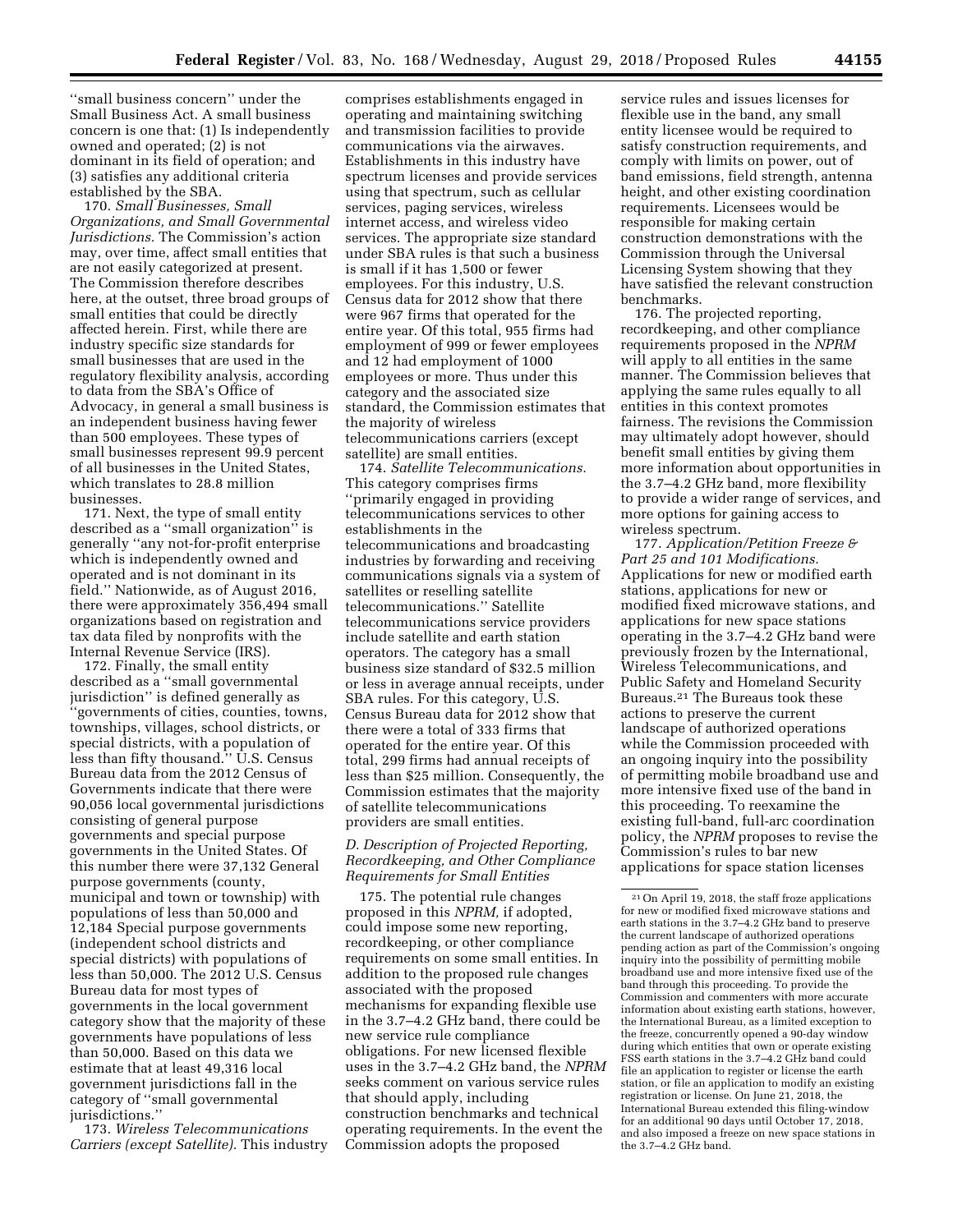"small business concern" under the Small Business Act. A small business concern is one that: (1) Is independently owned and operated; (2) is not dominant in its field of operation; and (3) satisfies any additional criteria established by the SBA.

170. *Small Businesses, Small Organizations, and Small Governmental Jurisdictions.* The Commission's action may, over time, affect small entities that are not easily categorized at present. The Commission therefore describes here, at the outset, three broad groups of small entities that could be directly affected herein. First, while there are industry specific size standards for small businesses that are used in the regulatory flexibility analysis, according to data from the SBA's Office of Advocacy, in general a small business is an independent business having fewer than 500 employees. These types of small businesses represent 99.9 percent of all businesses in the United States, which translates to 28.8 million businesses.

171. Next, the type of small entity described as a "small organization" is generally "any not-for-profit enterprise which is independently owned and operated and is not dominant in its field." Nationwide, as of August 2016, there were approximately 356,494 small organizations based on registration and tax data filed by nonprofits with the Internal Revenue Service (IRS).

172. Finally, the small entity described as a "small governmental jurisdiction" is defined generally as "governments of cities, counties, towns, townships, villages, school districts, or special districts, with a population of less than fifty thousand." U.S. Census Bureau data from the 2012 Census of Governments indicate that there were 90,056 local governmental jurisdictions consisting of general purpose governments and special purpose governments in the United States. Of this number there were 37,132 General purpose governments (county, municipal and town or township) with populations of less than 50,000 and 12,184 Special purpose governments (independent school districts and special districts) with populations of less than 50,000. The 2012 U.S. Census Bureau data for most types of governments in the local government category show that the majority of these governments have populations of less than 50,000. Based on this data we estimate that at least 49,316 local government jurisdictions fall in the category of "small governmental jurisdictions."

173. *Wireless Telecommunications Carriers (except Satellite).* This industry comprises establishments engaged in operating and maintaining switching and transmission facilities to provide communications via the airwaves. Establishments in this industry have spectrum licenses and provide services using that spectrum, such as cellular services, paging services, wireless internet access, and wireless video services. The appropriate size standard under SBA rules is that such a business is small if it has 1,500 or fewer employees. For this industry, U.S. Census data for 2012 show that there were 967 firms that operated for the entire year. Of this total, 955 firms had employment of 999 or fewer employees and 12 had employment of 1000 employees or more. Thus under this category and the associated size standard, the Commission estimates that the majority of wireless telecommunications carriers (except satellite) are small entities.

174. *Satellite Telecommunications.* This category comprises firms "primarily engaged in providing telecommunications services to other establishments in the telecommunications and broadcasting industries by forwarding and receiving communications signals via a system of satellites or reselling satellite telecommunications." Satellite telecommunications service providers include satellite and earth station operators. The category has a small business size standard of $32.5 million or less in average annual receipts, under SBA rules. For this category, U.S. Census Bureau data for 2012 show that there were a total of 333 firms that operated for the entire year. Of this total, 299 firms had annual receipts of less than $25 million. Consequently, the Commission estimates that the majority of satellite telecommunications providers are small entities.

### *D. Description of Projected Reporting, Recordkeeping, and Other Compliance Requirements for Small Entities*

175. The potential rule changes proposed in this *NPRM,* if adopted, could impose some new reporting, recordkeeping, or other compliance requirements on some small entities. In addition to the proposed rule changes associated with the proposed mechanisms for expanding flexible use in the 3.7–4.2 GHz band, there could be new service rule compliance obligations. For new licensed flexible uses in the 3.7–4.2 GHz band, the *NPRM* seeks comment on various service rules that should apply, including construction benchmarks and technical operating requirements. In the event the Commission adopts the proposed service rules and issues licenses for flexible use in the band, any small entity licensee would be required to satisfy construction requirements, and comply with limits on power, out of band emissions, field strength, antenna height, and other existing coordination requirements. Licensees would be responsible for making certain construction demonstrations with the Commission through the Universal Licensing System showing that they have satisfied the relevant construction benchmarks.

176. The projected reporting, recordkeeping, and other compliance requirements proposed in the *NPRM* will apply to all entities in the same manner. The Commission believes that applying the same rules equally to all entities in this context promotes fairness. The revisions the Commission may ultimately adopt however, should benefit small entities by giving them more information about opportunities in the 3.7–4.2 GHz band, more flexibility to provide a wider range of services, and more options for gaining access to wireless spectrum.

177. *Application/Petition Freeze & Part 25 and 101 Modifications.* Applications for new or modified earth stations, applications for new or modified fixed microwave stations, and applications for new space stations operating in the 3.7–4.2 GHz band were previously frozen by the International, Wireless Telecommunications, and Public Safety and Homeland Security Bureaus.[21] The Bureaus took these actions to preserve the current landscape of authorized operations while the Commission proceeded with an ongoing inquiry into the possibility of permitting mobile broadband use and more intensive fixed use of the band in this proceeding. To reexamine the existing full-band, full-arc coordination policy, the *NPRM* proposes to revise the Commission's rules to bar new applications for space station licenses

[21] On April 19, 2018, the staff froze applications for new or modified fixed microwave stations and earth stations in the 3.7–4.2 GHz band to preserve the current landscape of authorized operations pending action as part of the Commission's ongoing inquiry into the possibility of permitting mobile broadband use and more intensive fixed use of the band through this proceeding. To provide the Commission and commenters with more accurate information about existing earth stations, however, the International Bureau, as a limited exception to the freeze, concurrently opened a 90-day window during which entities that own or operate existing FSS earth stations in the 3.7–4.2 GHz band could file an application to register or license the earth station, or file an application to modify an existing registration or license. On June 21, 2018, the International Bureau extended this filing-window for an additional 90 days until October 17, 2018, and also imposed a freeze on new space stations in the 3.7–4.2 GHz band.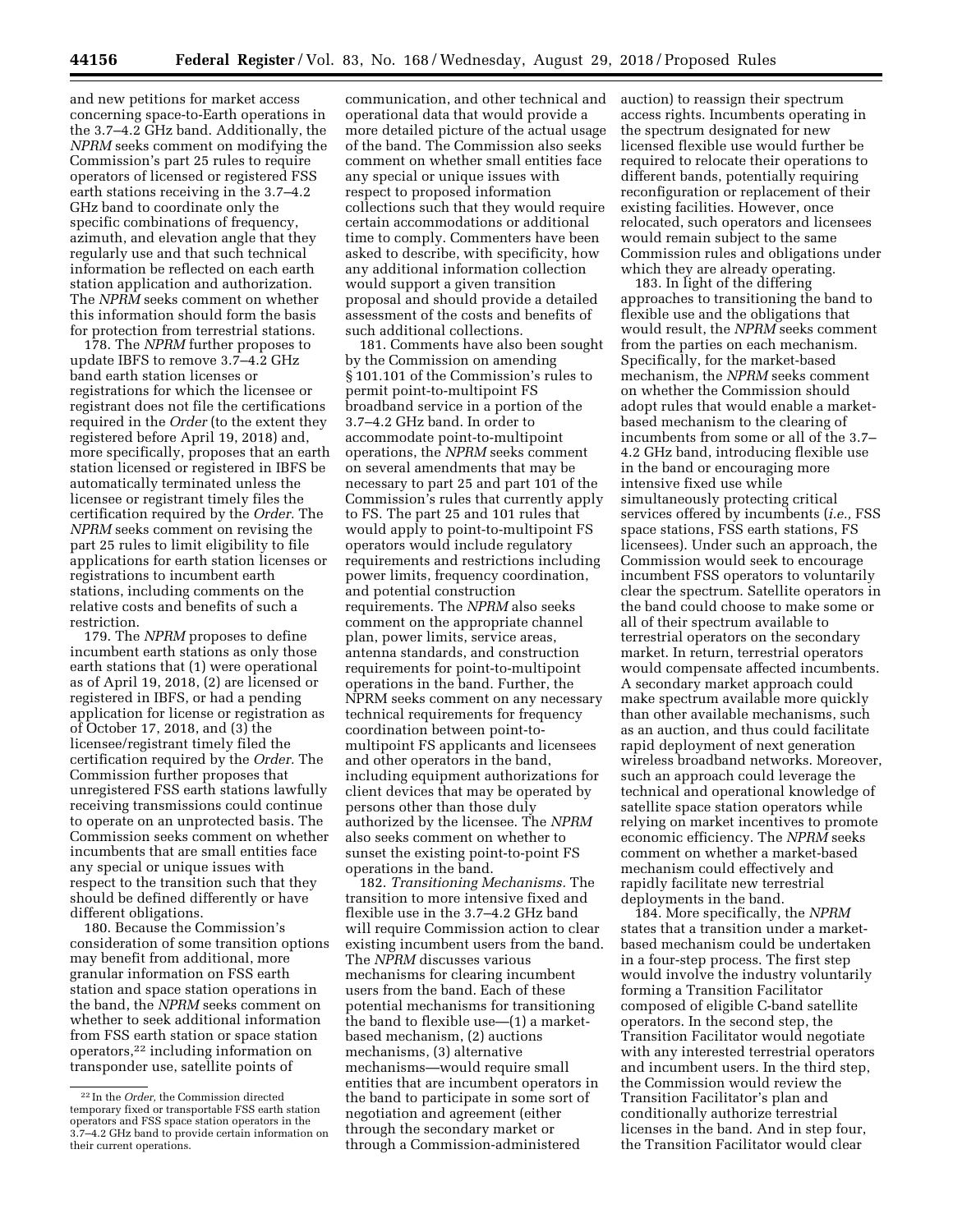and new petitions for market access concerning space-to-Earth operations in the 3.7–4.2 GHz band. Additionally, the *NPRM* seeks comment on modifying the Commission's part 25 rules to require operators of licensed or registered FSS earth stations receiving in the 3.7–4.2 GHz band to coordinate only the specific combinations of frequency, azimuth, and elevation angle that they regularly use and that such technical information be reflected on each earth station application and authorization. The *NPRM* seeks comment on whether this information should form the basis for protection from terrestrial stations.

178. The *NPRM* further proposes to update IBFS to remove 3.7–4.2 GHz band earth station licenses or registrations for which the licensee or registrant does not file the certifications required in the *Order* (to the extent they registered before April 19, 2018) and, more specifically, proposes that an earth station licensed or registered in IBFS be automatically terminated unless the licensee or registrant timely files the certification required by the *Order*. The *NPRM* seeks comment on revising the part 25 rules to limit eligibility to file applications for earth station licenses or registrations to incumbent earth stations, including comments on the relative costs and benefits of such a restriction.

179. The *NPRM* proposes to define incumbent earth stations as only those earth stations that (1) were operational as of April 19, 2018, (2) are licensed or registered in IBFS, or had a pending application for license or registration as of October 17, 2018, and (3) the licensee/registrant timely filed the certification required by the *Order*. The Commission further proposes that unregistered FSS earth stations lawfully receiving transmissions could continue to operate on an unprotected basis. The Commission seeks comment on whether incumbents that are small entities face any special or unique issues with respect to the transition such that they should be defined differently or have different obligations.

180. Because the Commission's consideration of some transition options may benefit from additional, more granular information on FSS earth station and space station operations in the band, the *NPRM* seeks comment on whether to seek additional information from FSS earth station or space station operators,[22] including information on transponder use, satellite points of communication, and other technical and operational data that would provide a more detailed picture of the actual usage of the band. The Commission also seeks comment on whether small entities face any special or unique issues with respect to proposed information collections such that they would require certain accommodations or additional time to comply. Commenters have been asked to describe, with specificity, how any additional information collection would support a given transition proposal and should provide a detailed assessment of the costs and benefits of such additional collections.

181. Comments have also been sought by the Commission on amending § 101.101 of the Commission's rules to permit point-to-multipoint FS broadband service in a portion of the 3.7–4.2 GHz band. In order to accommodate point-to-multipoint operations, the *NPRM* seeks comment on several amendments that may be necessary to part 25 and part 101 of the Commission's rules that currently apply to FS. The part 25 and 101 rules that would apply to point-to-multipoint FS operators would include regulatory requirements and restrictions including power limits, frequency coordination, and potential construction requirements. The *NPRM* also seeks comment on the appropriate channel plan, power limits, service areas, antenna standards, and construction requirements for point-to-multipoint operations in the band. Further, the NPRM seeks comment on any necessary technical requirements for frequency coordination between point-to-multipoint FS applicants and licensees and other operators in the band, including equipment authorizations for client devices that may be operated by persons other than those duly authorized by the licensee. The *NPRM* also seeks comment on whether to sunset the existing point-to-point FS operations in the band.

182. *Transitioning Mechanisms.* The transition to more intensive fixed and flexible use in the 3.7–4.2 GHz band will require Commission action to clear existing incumbent users from the band. The *NPRM* discusses various mechanisms for clearing incumbent users from the band. Each of these potential mechanisms for transitioning the band to flexible use—(1) a market-based mechanism, (2) auctions mechanisms, (3) alternative mechanisms—would require small entities that are incumbent operators in the band to participate in some sort of negotiation and agreement (either through the secondary market or through a Commission-administered auction) to reassign their spectrum access rights. Incumbents operating in the spectrum designated for new licensed flexible use would further be required to relocate their operations to different bands, potentially requiring reconfiguration or replacement of their existing facilities. However, once relocated, such operators and licensees would remain subject to the same Commission rules and obligations under which they are already operating.

183. In light of the differing approaches to transitioning the band to flexible use and the obligations that would result, the *NPRM* seeks comment from the parties on each mechanism. Specifically, for the market-based mechanism, the *NPRM* seeks comment on whether the Commission should adopt rules that would enable a market-based mechanism to the clearing of incumbents from some or all of the 3.7–4.2 GHz band, introducing flexible use in the band or encouraging more intensive fixed use while simultaneously protecting critical services offered by incumbents (*i.e.,* FSS space stations, FSS earth stations, FS licensees). Under such an approach, the Commission would seek to encourage incumbent FSS operators to voluntarily clear the spectrum. Satellite operators in the band could choose to make some or all of their spectrum available to terrestrial operators on the secondary market. In return, terrestrial operators would compensate affected incumbents. A secondary market approach could make spectrum available more quickly than other available mechanisms, such as an auction, and thus could facilitate rapid deployment of next generation wireless broadband networks. Moreover, such an approach could leverage the technical and operational knowledge of satellite space station operators while relying on market incentives to promote economic efficiency. The *NPRM* seeks comment on whether a market-based mechanism could effectively and rapidly facilitate new terrestrial deployments in the band.

184. More specifically, the *NPRM* states that a transition under a market-based mechanism could be undertaken in a four-step process. The first step would involve the industry voluntarily forming a Transition Facilitator composed of eligible C-band satellite operators. In the second step, the Transition Facilitator would negotiate with any interested terrestrial operators and incumbent users. In the third step, the Commission would review the Transition Facilitator's plan and conditionally authorize terrestrial licenses in the band. And in step four, the Transition Facilitator would clear

[22] In the *Order,* the Commission directed temporary fixed or transportable FSS earth station operators and FSS space station operators in the 3.7–4.2 GHz band to provide certain information on their current operations.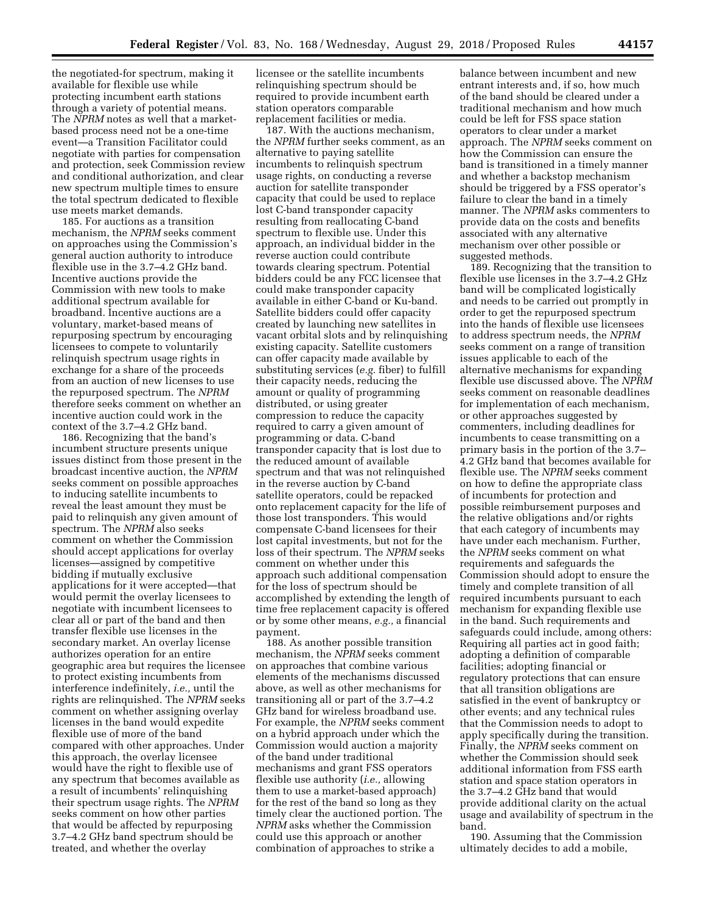the negotiated-for spectrum, making it available for flexible use while protecting incumbent earth stations through a variety of potential means. The *NPRM* notes as well that a market-based process need not be a one-time event—a Transition Facilitator could negotiate with parties for compensation and protection, seek Commission review and conditional authorization, and clear new spectrum multiple times to ensure the total spectrum dedicated to flexible use meets market demands.

185. For auctions as a transition mechanism, the *NPRM* seeks comment on approaches using the Commission's general auction authority to introduce flexible use in the 3.7–4.2 GHz band. Incentive auctions provide the Commission with new tools to make additional spectrum available for broadband. Incentive auctions are a voluntary, market-based means of repurposing spectrum by encouraging licensees to compete to voluntarily relinquish spectrum usage rights in exchange for a share of the proceeds from an auction of new licenses to use the repurposed spectrum. The *NPRM* therefore seeks comment on whether an incentive auction could work in the context of the 3.7–4.2 GHz band.

186. Recognizing that the band's incumbent structure presents unique issues distinct from those present in the broadcast incentive auction, the *NPRM* seeks comment on possible approaches to inducing satellite incumbents to reveal the least amount they must be paid to relinquish any given amount of spectrum. The *NPRM* also seeks comment on whether the Commission should accept applications for overlay licenses—assigned by competitive bidding if mutually exclusive applications for it were accepted—that would permit the overlay licensees to negotiate with incumbent licensees to clear all or part of the band and then transfer flexible use licenses in the secondary market. An overlay license authorizes operation for an entire geographic area but requires the licensee to protect existing incumbents from interference indefinitely, *i.e.,* until the rights are relinquished. The *NPRM* seeks comment on whether assigning overlay licenses in the band would expedite flexible use of more of the band compared with other approaches. Under this approach, the overlay licensee would have the right to flexible use of any spectrum that becomes available as a result of incumbents' relinquishing their spectrum usage rights. The *NPRM* seeks comment on how other parties that would be affected by repurposing 3.7–4.2 GHz band spectrum should be treated, and whether the overlay licensee or the satellite incumbents relinquishing spectrum should be required to provide incumbent earth station operators comparable replacement facilities or media.

187. With the auctions mechanism, the *NPRM* further seeks comment, as an alternative to paying satellite incumbents to relinquish spectrum usage rights, on conducting a reverse auction for satellite transponder capacity that could be used to replace lost C-band transponder capacity resulting from reallocating C-band spectrum to flexible use. Under this approach, an individual bidder in the reverse auction could contribute towards clearing spectrum. Potential bidders could be any FCC licensee that could make transponder capacity available in either C-band or Ku-band. Satellite bidders could offer capacity created by launching new satellites in vacant orbital slots and by relinquishing existing capacity. Satellite customers can offer capacity made available by substituting services (*e.g.* fiber) to fulfill their capacity needs, reducing the amount or quality of programming distributed, or using greater compression to reduce the capacity required to carry a given amount of programming or data. C-band transponder capacity that is lost due to the reduced amount of available spectrum and that was not relinquished in the reverse auction by C-band satellite operators, could be repacked onto replacement capacity for the life of those lost transponders. This would compensate C-band licensees for their lost capital investments, but not for the loss of their spectrum. The *NPRM* seeks comment on whether under this approach such additional compensation for the loss of spectrum should be accomplished by extending the length of time free replacement capacity is offered or by some other means, *e.g.,* a financial payment.

188. As another possible transition mechanism, the *NPRM* seeks comment on approaches that combine various elements of the mechanisms discussed above, as well as other mechanisms for transitioning all or part of the 3.7–4.2 GHz band for wireless broadband use. For example, the *NPRM* seeks comment on a hybrid approach under which the Commission would auction a majority of the band under traditional mechanisms and grant FSS operators flexible use authority (*i.e.,* allowing them to use a market-based approach) for the rest of the band so long as they timely clear the auctioned portion. The *NPRM* asks whether the Commission could use this approach or another combination of approaches to strike a balance between incumbent and new entrant interests and, if so, how much of the band should be cleared under a traditional mechanism and how much could be left for FSS space station operators to clear under a market approach. The *NPRM* seeks comment on how the Commission can ensure the band is transitioned in a timely manner and whether a backstop mechanism should be triggered by a FSS operator's failure to clear the band in a timely manner. The *NPRM* asks commenters to provide data on the costs and benefits associated with any alternative mechanism over other possible or suggested methods.

189. Recognizing that the transition to flexible use licenses in the 3.7–4.2 GHz band will be complicated logistically and needs to be carried out promptly in order to get the repurposed spectrum into the hands of flexible use licensees to address spectrum needs, the *NPRM* seeks comment on a range of transition issues applicable to each of the alternative mechanisms for expanding flexible use discussed above. The *NPRM* seeks comment on reasonable deadlines for implementation of each mechanism, or other approaches suggested by commenters, including deadlines for incumbents to cease transmitting on a primary basis in the portion of the 3.7–4.2 GHz band that becomes available for flexible use. The *NPRM* seeks comment on how to define the appropriate class of incumbents for protection and possible reimbursement purposes and the relative obligations and/or rights that each category of incumbents may have under each mechanism. Further, the *NPRM* seeks comment on what requirements and safeguards the Commission should adopt to ensure the timely and complete transition of all required incumbents pursuant to each mechanism for expanding flexible use in the band. Such requirements and safeguards could include, among others: Requiring all parties act in good faith; adopting a definition of comparable facilities; adopting financial or regulatory protections that can ensure that all transition obligations are satisfied in the event of bankruptcy or other events; and any technical rules that the Commission needs to adopt to apply specifically during the transition. Finally, the *NPRM* seeks comment on whether the Commission should seek additional information from FSS earth station and space station operators in the 3.7–4.2 GHz band that would provide additional clarity on the actual usage and availability of spectrum in the band.

190. Assuming that the Commission ultimately decides to add a mobile,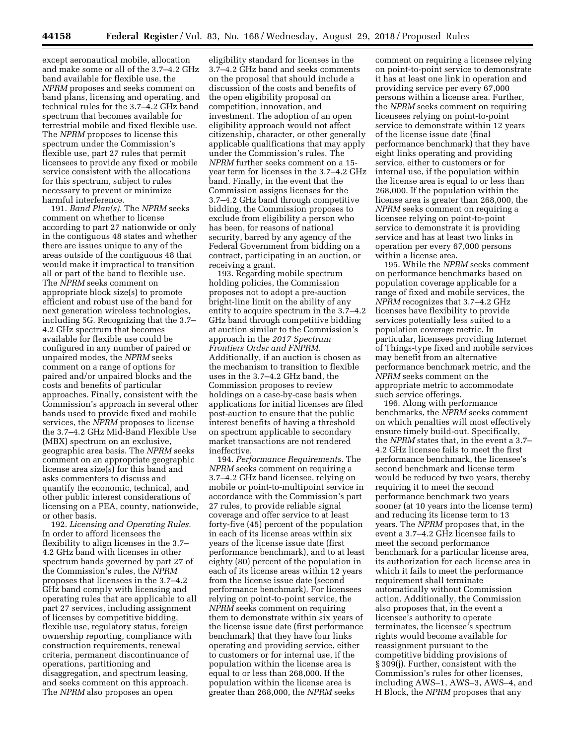except aeronautical mobile, allocation and make some or all of the 3.7–4.2 GHz band available for flexible use, the *NPRM* proposes and seeks comment on band plans, licensing and operating, and technical rules for the 3.7–4.2 GHz band spectrum that becomes available for terrestrial mobile and fixed flexible use. The *NPRM* proposes to license this spectrum under the Commission's flexible use, part 27 rules that permit licensees to provide any fixed or mobile service consistent with the allocations for this spectrum, subject to rules necessary to prevent or minimize harmful interference.

191. *Band Plan(s).* The *NPRM* seeks comment on whether to license according to part 27 nationwide or only in the contiguous 48 states and whether there are issues unique to any of the areas outside of the contiguous 48 that would make it impractical to transition all or part of the band to flexible use. The *NPRM* seeks comment on appropriate block size(s) to promote efficient and robust use of the band for next generation wireless technologies, including 5G. Recognizing that the 3.7–4.2 GHz spectrum that becomes available for flexible use could be configured in any number of paired or unpaired modes, the *NPRM* seeks comment on a range of options for paired and/or unpaired blocks and the costs and benefits of particular approaches. Finally, consistent with the Commission's approach in several other bands used to provide fixed and mobile services, the *NPRM* proposes to license the 3.7–4.2 GHz Mid-Band Flexible Use (MBX) spectrum on an exclusive, geographic area basis. The *NPRM* seeks comment on an appropriate geographic license area size(s) for this band and asks commenters to discuss and quantify the economic, technical, and other public interest considerations of licensing on a PEA, county, nationwide, or other basis.

192. *Licensing and Operating Rules.* In order to afford licensees the flexibility to align licenses in the 3.7–4.2 GHz band with licenses in other spectrum bands governed by part 27 of the Commission's rules, the *NPRM* proposes that licensees in the 3.7–4.2 GHz band comply with licensing and operating rules that are applicable to all part 27 services, including assignment of licenses by competitive bidding, flexible use, regulatory status, foreign ownership reporting, compliance with construction requirements, renewal criteria, permanent discontinuance of operations, partitioning and disaggregation, and spectrum leasing, and seeks comment on this approach. The *NPRM* also proposes an open eligibility standard for licenses in the 3.7–4.2 GHz band and seeks comments on the proposal that should include a discussion of the costs and benefits of the open eligibility proposal on competition, innovation, and investment. The adoption of an open eligibility approach would not affect citizenship, character, or other generally applicable qualifications that may apply under the Commission's rules. The *NPRM* further seeks comment on a 15-year term for licenses in the 3.7–4.2 GHz band. Finally, in the event that the Commission assigns licenses for the 3.7–4.2 GHz band through competitive bidding, the Commission proposes to exclude from eligibility a person who has been, for reasons of national security, barred by any agency of the Federal Government from bidding on a contract, participating in an auction, or receiving a grant.

193. Regarding mobile spectrum holding policies, the Commission proposes not to adopt a pre-auction bright-line limit on the ability of any entity to acquire spectrum in the 3.7–4.2 GHz band through competitive bidding at auction similar to the Commission's approach in the *2017 Spectrum Frontiers Order and FNPRM.* Additionally, if an auction is chosen as the mechanism to transition to flexible uses in the 3.7–4.2 GHz band, the Commission proposes to review holdings on a case-by-case basis when applications for initial licenses are filed post-auction to ensure that the public interest benefits of having a threshold on spectrum applicable to secondary market transactions are not rendered ineffective.

194. *Performance Requirements.* The *NPRM* seeks comment on requiring a 3.7–4.2 GHz band licensee, relying on mobile or point-to-multipoint service in accordance with the Commission's part 27 rules, to provide reliable signal coverage and offer service to at least forty-five (45) percent of the population in each of its license areas within six years of the license issue date (first performance benchmark), and to at least eighty (80) percent of the population in each of its license areas within 12 years from the license issue date (second performance benchmark). For licensees relying on point-to-point service, the *NPRM* seeks comment on requiring them to demonstrate within six years of the license issue date (first performance benchmark) that they have four links operating and providing service, either to customers or for internal use, if the population within the license area is equal to or less than 268,000. If the population within the license area is greater than 268,000, the *NPRM* seeks comment on requiring a licensee relying on point-to-point service to demonstrate it has at least one link in operation and providing service per every 67,000 persons within a license area. Further, the *NPRM* seeks comment on requiring licensees relying on point-to-point service to demonstrate within 12 years of the license issue date (final performance benchmark) that they have eight links operating and providing service, either to customers or for internal use, if the population within the license area is equal to or less than 268,000. If the population within the license area is greater than 268,000, the *NPRM* seeks comment on requiring a licensee relying on point-to-point service to demonstrate it is providing service and has at least two links in operation per every 67,000 persons within a license area.

195. While the *NPRM* seeks comment on performance benchmarks based on population coverage applicable for a range of fixed and mobile services, the *NPRM* recognizes that 3.7–4.2 GHz licenses have flexibility to provide services potentially less suited to a population coverage metric. In particular, licensees providing Internet of Things-type fixed and mobile services may benefit from an alternative performance benchmark metric, and the *NPRM* seeks comment on the appropriate metric to accommodate such service offerings.

196. Along with performance benchmarks, the *NPRM* seeks comment on which penalties will most effectively ensure timely build-out. Specifically, the *NPRM* states that, in the event a 3.7–4.2 GHz licensee fails to meet the first performance benchmark, the licensee's second benchmark and license term would be reduced by two years, thereby requiring it to meet the second performance benchmark two years sooner (at 10 years into the license term) and reducing its license term to 13 years. The *NPRM* proposes that, in the event a 3.7–4.2 GHz licensee fails to meet the second performance benchmark for a particular license area, its authorization for each license area in which it fails to meet the performance requirement shall terminate automatically without Commission action. Additionally, the Commission also proposes that, in the event a licensee's authority to operate terminates, the licensee's spectrum rights would become available for reassignment pursuant to the competitive bidding provisions of § 309(j). Further, consistent with the Commission's rules for other licenses, including AWS–1, AWS–3, AWS–4, and H Block, the *NPRM* proposes that any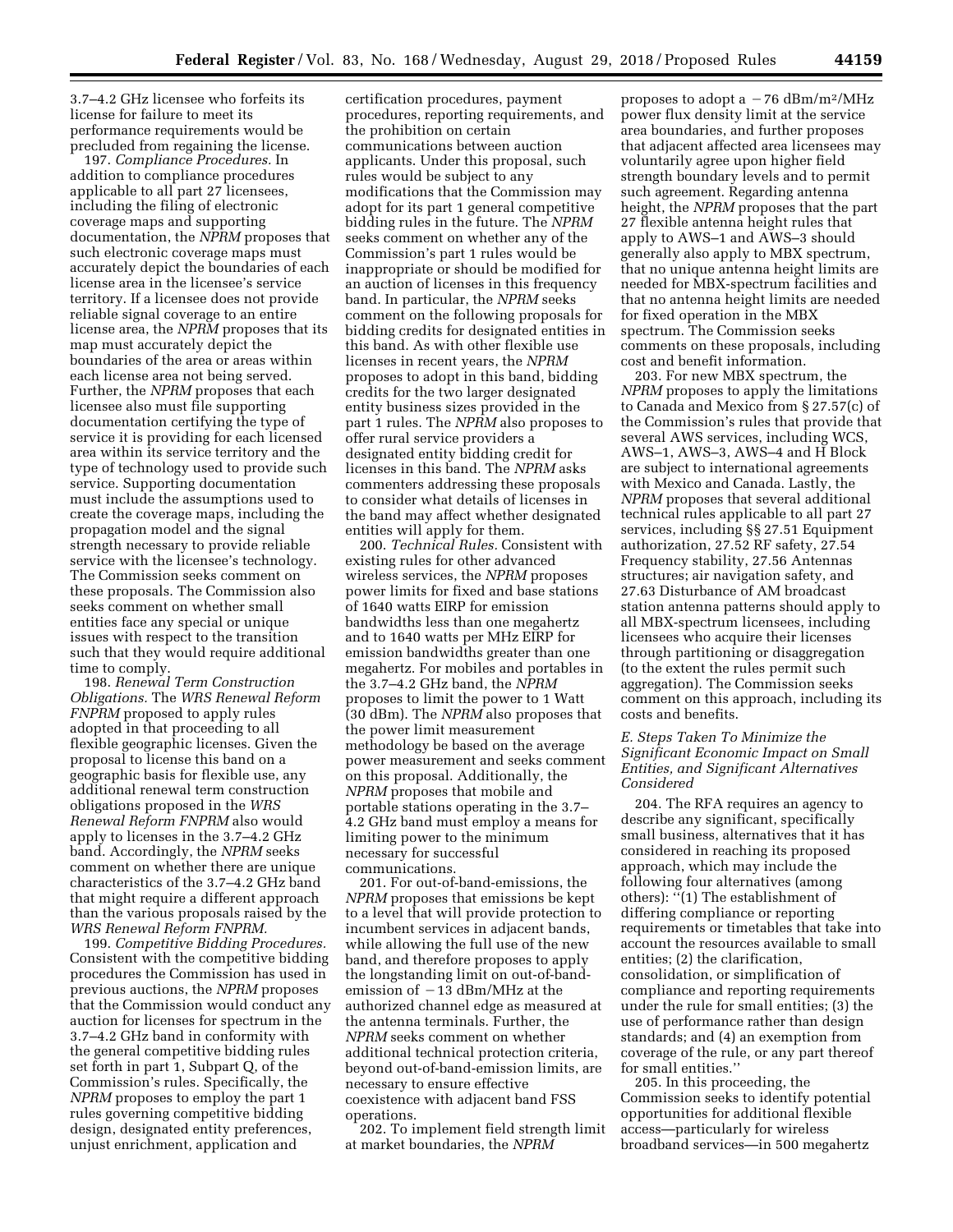3.7–4.2 GHz licensee who forfeits its license for failure to meet its performance requirements would be precluded from regaining the license.

197. *Compliance Procedures.* In addition to compliance procedures applicable to all part 27 licensees, including the filing of electronic coverage maps and supporting documentation, the *NPRM* proposes that such electronic coverage maps must accurately depict the boundaries of each license area in the licensee's service territory. If a licensee does not provide reliable signal coverage to an entire license area, the *NPRM* proposes that its map must accurately depict the boundaries of the area or areas within each license area not being served. Further, the *NPRM* proposes that each licensee also must file supporting documentation certifying the type of service it is providing for each licensed area within its service territory and the type of technology used to provide such service. Supporting documentation must include the assumptions used to create the coverage maps, including the propagation model and the signal strength necessary to provide reliable service with the licensee's technology. The Commission seeks comment on these proposals. The Commission also seeks comment on whether small entities face any special or unique issues with respect to the transition such that they would require additional time to comply.

198. *Renewal Term Construction Obligations.* The *WRS Renewal Reform FNPRM* proposed to apply rules adopted in that proceeding to all flexible geographic licenses. Given the proposal to license this band on a geographic basis for flexible use, any additional renewal term construction obligations proposed in the *WRS Renewal Reform FNPRM* also would apply to licenses in the 3.7–4.2 GHz band. Accordingly, the *NPRM* seeks comment on whether there are unique characteristics of the 3.7–4.2 GHz band that might require a different approach than the various proposals raised by the *WRS Renewal Reform FNPRM.*

199. *Competitive Bidding Procedures.* Consistent with the competitive bidding procedures the Commission has used in previous auctions, the *NPRM* proposes that the Commission would conduct any auction for licenses for spectrum in the 3.7–4.2 GHz band in conformity with the general competitive bidding rules set forth in part 1, Subpart Q, of the Commission's rules. Specifically, the *NPRM* proposes to employ the part 1 rules governing competitive bidding design, designated entity preferences, unjust enrichment, application and certification procedures, payment procedures, reporting requirements, and the prohibition on certain communications between auction applicants. Under this proposal, such rules would be subject to any modifications that the Commission may adopt for its part 1 general competitive bidding rules in the future. The *NPRM* seeks comment on whether any of the Commission's part 1 rules would be inappropriate or should be modified for an auction of licenses in this frequency band. In particular, the *NPRM* seeks comment on the following proposals for bidding credits for designated entities in this band. As with other flexible use licenses in recent years, the *NPRM* proposes to adopt in this band, bidding credits for the two larger designated entity business sizes provided in the part 1 rules. The *NPRM* also proposes to offer rural service providers a designated entity bidding credit for licenses in this band. The *NPRM* asks commenters addressing these proposals to consider what details of licenses in the band may affect whether designated entities will apply for them.

200. *Technical Rules.* Consistent with existing rules for other advanced wireless services, the *NPRM* proposes power limits for fixed and base stations of 1640 watts EIRP for emission bandwidths less than one megahertz and to 1640 watts per MHz EIRP for emission bandwidths greater than one megahertz. For mobiles and portables in the 3.7–4.2 GHz band, the *NPRM* proposes to limit the power to 1 Watt (30 dBm). The *NPRM* also proposes that the power limit measurement methodology be based on the average power measurement and seeks comment on this proposal. Additionally, the *NPRM* proposes that mobile and portable stations operating in the 3.7–4.2 GHz band must employ a means for limiting power to the minimum necessary for successful communications.

201. For out-of-band-emissions, the *NPRM* proposes that emissions be kept to a level that will provide protection to incumbent services in adjacent bands, while allowing the full use of the new band, and therefore proposes to apply the longstanding limit on out-of-band-emission of −13 dBm/MHz at the authorized channel edge as measured at the antenna terminals. Further, the *NPRM* seeks comment on whether additional technical protection criteria, beyond out-of-band-emission limits, are necessary to ensure effective coexistence with adjacent band FSS operations.

202. To implement field strength limit at market boundaries, the *NPRM* proposes to adopt a −76 dBm/m$^2$/MHz power flux density limit at the service area boundaries, and further proposes that adjacent affected area licensees may voluntarily agree upon higher field strength boundary levels and to permit such agreement. Regarding antenna height, the *NPRM* proposes that the part 27 flexible antenna height rules that apply to AWS–1 and AWS–3 should generally also apply to MBX spectrum, that no unique antenna height limits are needed for MBX-spectrum facilities and that no antenna height limits are needed for fixed operation in the MBX spectrum. The Commission seeks comments on these proposals, including cost and benefit information.

203. For new MBX spectrum, the *NPRM* proposes to apply the limitations to Canada and Mexico from § 27.57(c) of the Commission's rules that provide that several AWS services, including WCS, AWS–1, AWS–3, AWS–4 and H Block are subject to international agreements with Mexico and Canada. Lastly, the *NPRM* proposes that several additional technical rules applicable to all part 27 services, including §§ 27.51 Equipment authorization, 27.52 RF safety, 27.54 Frequency stability, 27.56 Antennas structures; air navigation safety, and 27.63 Disturbance of AM broadcast station antenna patterns should apply to all MBX-spectrum licensees, including licensees who acquire their licenses through partitioning or disaggregation (to the extent the rules permit such aggregation). The Commission seeks comment on this approach, including its costs and benefits.

### *E. Steps Taken To Minimize the Significant Economic Impact on Small Entities, and Significant Alternatives Considered*

204. The RFA requires an agency to describe any significant, specifically small business, alternatives that it has considered in reaching its proposed approach, which may include the following four alternatives (among others): ''(1) The establishment of differing compliance or reporting requirements or timetables that take into account the resources available to small entities; (2) the clarification, consolidation, or simplification of compliance and reporting requirements under the rule for small entities; (3) the use of performance rather than design standards; and (4) an exemption from coverage of the rule, or any part thereof for small entities.''

205. In this proceeding, the Commission seeks to identify potential opportunities for additional flexible access—particularly for wireless broadband services—in 500 megahertz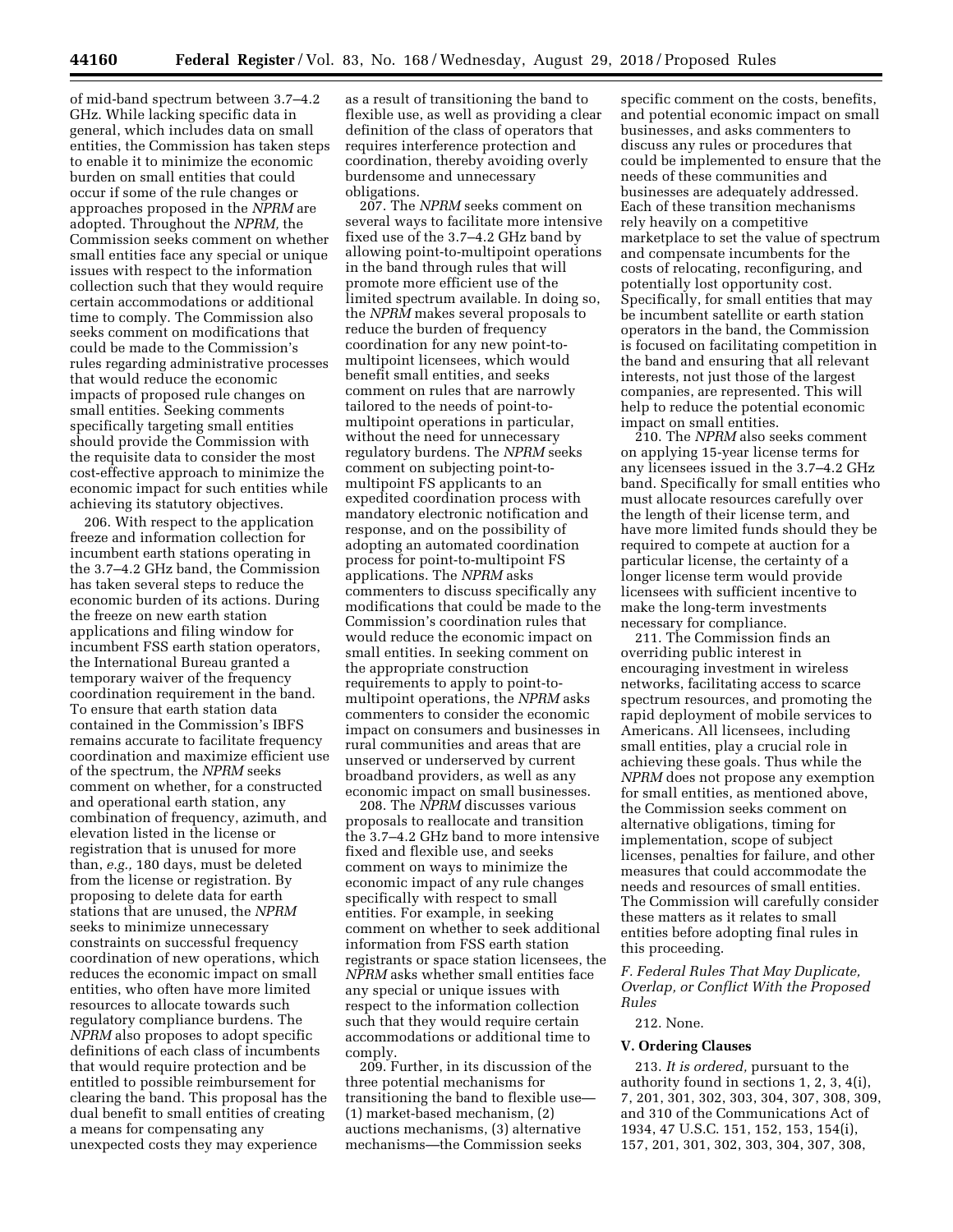of mid-band spectrum between 3.7–4.2 GHz. While lacking specific data in general, which includes data on small entities, the Commission has taken steps to enable it to minimize the economic burden on small entities that could occur if some of the rule changes or approaches proposed in the *NPRM* are adopted. Throughout the *NPRM,* the Commission seeks comment on whether small entities face any special or unique issues with respect to the information collection such that they would require certain accommodations or additional time to comply. The Commission also seeks comment on modifications that could be made to the Commission's rules regarding administrative processes that would reduce the economic impacts of proposed rule changes on small entities. Seeking comments specifically targeting small entities should provide the Commission with the requisite data to consider the most cost-effective approach to minimize the economic impact for such entities while achieving its statutory objectives.

206. With respect to the application freeze and information collection for incumbent earth stations operating in the 3.7–4.2 GHz band, the Commission has taken several steps to reduce the economic burden of its actions. During the freeze on new earth station applications and filing window for incumbent FSS earth station operators, the International Bureau granted a temporary waiver of the frequency coordination requirement in the band. To ensure that earth station data contained in the Commission's IBFS remains accurate to facilitate frequency coordination and maximize efficient use of the spectrum, the *NPRM* seeks comment on whether, for a constructed and operational earth station, any combination of frequency, azimuth, and elevation listed in the license or registration that is unused for more than, *e.g.,* 180 days, must be deleted from the license or registration. By proposing to delete data for earth stations that are unused, the *NPRM* seeks to minimize unnecessary constraints on successful frequency coordination of new operations, which reduces the economic impact on small entities, who often have more limited resources to allocate towards such regulatory compliance burdens. The *NPRM* also proposes to adopt specific definitions of each class of incumbents that would require protection and be entitled to possible reimbursement for clearing the band. This proposal has the dual benefit to small entities of creating a means for compensating any unexpected costs they may experience as a result of transitioning the band to flexible use, as well as providing a clear definition of the class of operators that requires interference protection and coordination, thereby avoiding overly burdensome and unnecessary obligations.

207. The *NPRM* seeks comment on several ways to facilitate more intensive fixed use of the 3.7–4.2 GHz band by allowing point-to-multipoint operations in the band through rules that will promote more efficient use of the limited spectrum available. In doing so, the *NPRM* makes several proposals to reduce the burden of frequency coordination for any new point-to-multipoint licensees, which would benefit small entities, and seeks comment on rules that are narrowly tailored to the needs of point-to-multipoint operations in particular, without the need for unnecessary regulatory burdens. The *NPRM* seeks comment on subjecting point-to-multipoint FS applicants to an expedited coordination process with mandatory electronic notification and response, and on the possibility of adopting an automated coordination process for point-to-multipoint FS applications. The *NPRM* asks commenters to discuss specifically any modifications that could be made to the Commission's coordination rules that would reduce the economic impact on small entities. In seeking comment on the appropriate construction requirements to apply to point-to-multipoint operations, the *NPRM* asks commenters to consider the economic impact on consumers and businesses in rural communities and areas that are unserved or underserved by current broadband providers, as well as any economic impact on small businesses.

208. The *NPRM* discusses various proposals to reallocate and transition the 3.7–4.2 GHz band to more intensive fixed and flexible use, and seeks comment on ways to minimize the economic impact of any rule changes specifically with respect to small entities. For example, in seeking comment on whether to seek additional information from FSS earth station registrants or space station licensees, the *NPRM* asks whether small entities face any special or unique issues with respect to the information collection such that they would require certain accommodations or additional time to comply.

209. Further, in its discussion of the three potential mechanisms for transitioning the band to flexible use—(1) market-based mechanism, (2) auctions mechanisms, (3) alternative mechanisms—the Commission seeks specific comment on the costs, benefits, and potential economic impact on small businesses, and asks commenters to discuss any rules or procedures that could be implemented to ensure that the needs of these communities and businesses are adequately addressed. Each of these transition mechanisms rely heavily on a competitive marketplace to set the value of spectrum and compensate incumbents for the costs of relocating, reconfiguring, and potentially lost opportunity cost. Specifically, for small entities that may be incumbent satellite or earth station operators in the band, the Commission is focused on facilitating competition in the band and ensuring that all relevant interests, not just those of the largest companies, are represented. This will help to reduce the potential economic impact on small entities.

210. The *NPRM* also seeks comment on applying 15-year license terms for any licensees issued in the 3.7–4.2 GHz band. Specifically for small entities who must allocate resources carefully over the length of their license term, and have more limited funds should they be required to compete at auction for a particular license, the certainty of a longer license term would provide licensees with sufficient incentive to make the long-term investments necessary for compliance.

211. The Commission finds an overriding public interest in encouraging investment in wireless networks, facilitating access to scarce spectrum resources, and promoting the rapid deployment of mobile services to Americans. All licensees, including small entities, play a crucial role in achieving these goals. Thus while the *NPRM* does not propose any exemption for small entities, as mentioned above, the Commission seeks comment on alternative obligations, timing for implementation, scope of subject licenses, penalties for failure, and other measures that could accommodate the needs and resources of small entities. The Commission will carefully consider these matters as it relates to small entities before adopting final rules in this proceeding.

### *F. Federal Rules That May Duplicate, Overlap, or Conflict With the Proposed Rules*

212. None.

## V. Ordering Clauses

213. *It is ordered,* pursuant to the authority found in sections 1, 2, 3, 4(i), 7, 201, 301, 302, 303, 304, 307, 308, 309, and 310 of the Communications Act of 1934, 47 U.S.C. 151, 152, 153, 154(i), 157, 201, 301, 302, 303, 304, 307, 308,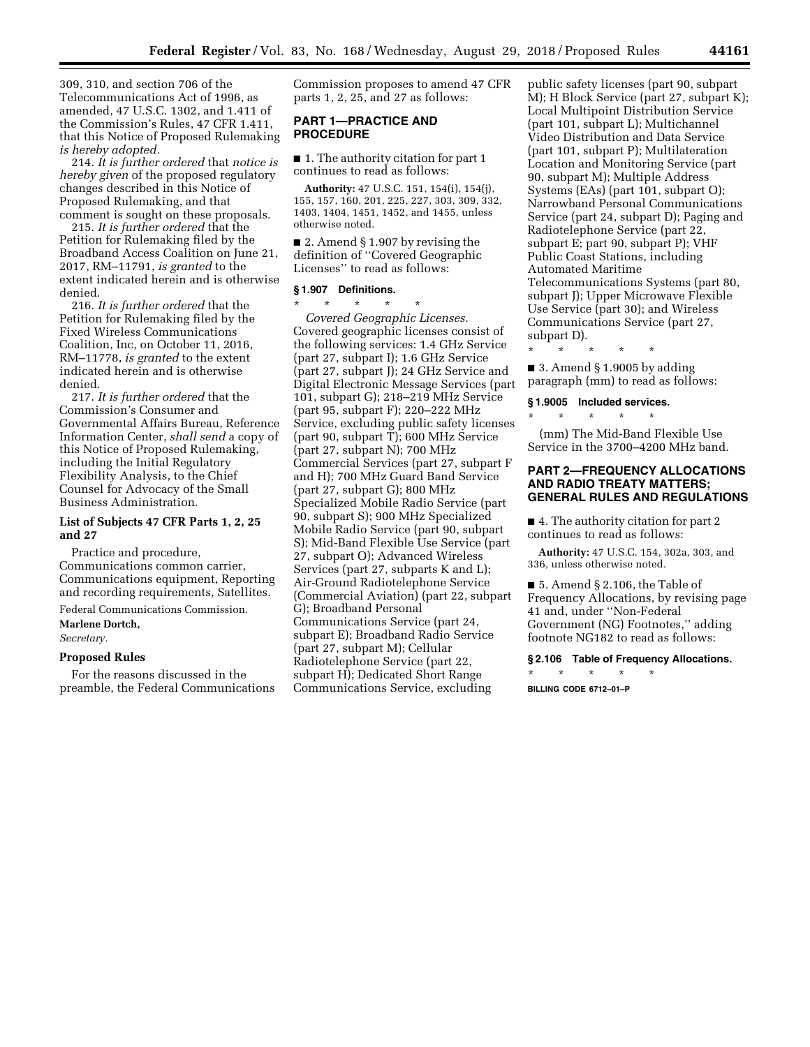309, 310, and section 706 of the Telecommunications Act of 1996, as amended, 47 U.S.C. 1302, and 1.411 of the Commission's Rules, 47 CFR 1.411, that this Notice of Proposed Rulemaking *is hereby adopted.*

214. *It is further ordered* that *notice is hereby given* of the proposed regulatory changes described in this Notice of Proposed Rulemaking, and that comment is sought on these proposals.

215. *It is further ordered* that the Petition for Rulemaking filed by the Broadband Access Coalition on June 21, 2017, RM–11791, *is granted* to the extent indicated herein and is otherwise denied.

216. *It is further ordered* that the Petition for Rulemaking filed by the Fixed Wireless Communications Coalition, Inc, on October 11, 2016, RM–11778, *is granted* to the extent indicated herein and is otherwise denied.

217. *It is further ordered* that the Commission's Consumer and Governmental Affairs Bureau, Reference Information Center, *shall send* a copy of this Notice of Proposed Rulemaking, including the Initial Regulatory Flexibility Analysis, to the Chief Counsel for Advocacy of the Small Business Administration.

### List of Subjects 47 CFR Parts 1, 2, 25 and 27

Practice and procedure, Communications common carrier, Communications equipment, Reporting and recording requirements, Satellites.

Federal Communications Commission.

**Marlene Dortch,**

*Secretary.*

### Proposed Rules

For the reasons discussed in the preamble, the Federal Communications Commission proposes to amend 47 CFR parts 1, 2, 25, and 27 as follows:

## PART 1—PRACTICE AND PROCEDURE

■ 1. The authority citation for part 1 continues to read as follows:

**Authority:** 47 U.S.C. 151, 154(i), 154(j), 155, 157, 160, 201, 225, 227, 303, 309, 332, 1403, 1404, 1451, 1452, and 1455, unless otherwise noted.

■ 2. Amend § 1.907 by revising the definition of "Covered Geographic Licenses" to read as follows:

### § 1.907 Definitions.

\* \* \* \* \*

*Covered Geographic Licenses.* Covered geographic licenses consist of the following services: 1.4 GHz Service (part 27, subpart I); 1.6 GHz Service (part 27, subpart J); 24 GHz Service and Digital Electronic Message Services (part 101, subpart G); 218–219 MHz Service (part 95, subpart F); 220–222 MHz Service, excluding public safety licenses (part 90, subpart T); 600 MHz Service (part 27, subpart N); 700 MHz Commercial Services (part 27, subpart F and H); 700 MHz Guard Band Service (part 27, subpart G); 800 MHz Specialized Mobile Radio Service (part 90, subpart S); 900 MHz Specialized Mobile Radio Service (part 90, subpart S); Mid-Band Flexible Use Service (part 27, subpart O); Advanced Wireless Services (part 27, subparts K and L); Air-Ground Radiotelephone Service (Commercial Aviation) (part 22, subpart G); Broadband Personal Communications Service (part 24, subpart E); Broadband Radio Service (part 27, subpart M); Cellular Radiotelephone Service (part 22, subpart H); Dedicated Short Range Communications Service, excluding public safety licenses (part 90, subpart M); H Block Service (part 27, subpart K); Local Multipoint Distribution Service (part 101, subpart L); Multichannel Video Distribution and Data Service (part 101, subpart P); Multilateration Location and Monitoring Service (part 90, subpart M); Multiple Address Systems (EAs) (part 101, subpart O); Narrowband Personal Communications Service (part 24, subpart D); Paging and Radiotelephone Service (part 22, subpart E; part 90, subpart P); VHF Public Coast Stations, including Automated Maritime Telecommunications Systems (part 80, subpart J); Upper Microwave Flexible Use Service (part 30); and Wireless Communications Service (part 27, subpart D).

\* \* \* \* \*

■ 3. Amend § 1.9005 by adding paragraph (mm) to read as follows:

### § 1.9005 Included services.

\* \* \* \* \*

(mm) The Mid-Band Flexible Use Service in the 3700–4200 MHz band.

## PART 2—FREQUENCY ALLOCATIONS AND RADIO TREATY MATTERS; GENERAL RULES AND REGULATIONS

■ 4. The authority citation for part 2 continues to read as follows:

**Authority:** 47 U.S.C. 154, 302a, 303, and 336, unless otherwise noted.

■ 5. Amend § 2.106, the Table of Frequency Allocations, by revising page 41 and, under "Non-Federal Government (NG) Footnotes," adding footnote NG182 to read as follows:

### § 2.106 Table of Frequency Allocations.

\* \* \* \* \*

BILLING CODE 6712–01–P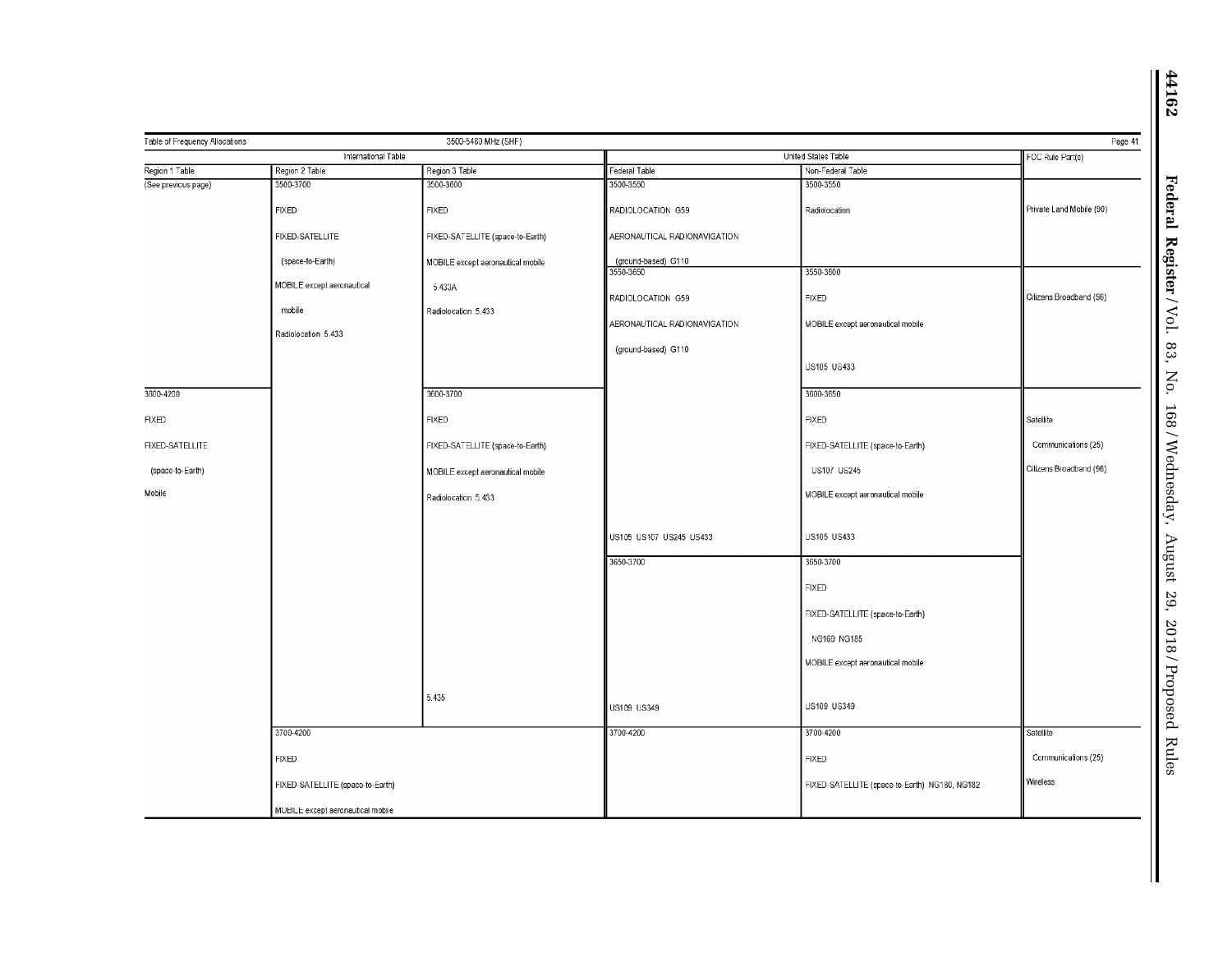Table of Frequency Allocations — 3500-5460 MHz (SHF) — Page 41

| International Table | | | United States Table | | FCC Rule Part(s) |
|---|---|---|---|---|---|
| Region 1 Table | Region 2 Table | Region 3 Table | Federal Table | Non-Federal Table | |
| (See previous page) | 3500-3700<br><br>FIXED<br><br>FIXED-SATELLITE (space-to-Earth)<br><br>MOBILE except aeronautical mobile<br><br>Radiolocation 5.433 | 3500-3600<br><br>FIXED<br><br>FIXED-SATELLITE (space-to-Earth)<br><br>MOBILE except aeronautical mobile 5.433A<br><br>Radiolocation 5.433 | 3500-3550<br><br>RADIOLOCATION G59<br><br>AERONAUTICAL RADIONAVIGATION (ground-based) G110 | 3500-3550<br><br>Radiolocation | Private Land Mobile (90) |
| | | | 3550-3650<br><br>RADIOLOCATION G59<br><br>AERONAUTICAL RADIONAVIGATION (ground-based) G110 | 3550-3600<br><br>FIXED<br><br>MOBILE except aeronautical mobile<br><br>US105 US433 | Citizens Broadband (96) |
| 3600-4200<br><br>FIXED<br><br>FIXED-SATELLITE (space-to-Earth)<br><br>Mobile | | 3600-3700<br><br>FIXED<br><br>FIXED-SATELLITE (space-to-Earth)<br><br>MOBILE except aeronautical mobile<br><br>Radiolocation 5.433 | US105 US107 US245 US433 | 3600-3650<br><br>FIXED<br><br>FIXED-SATELLITE (space-to-Earth) US107 US245<br><br>MOBILE except aeronautical mobile<br><br>US105 US433 | Satellite Communications (25)<br><br>Citizens Broadband (96) |
| | | 5.435 | 3650-3700<br><br>US109 US349 | 3650-3700<br><br>FIXED<br><br>FIXED-SATELLITE (space-to-Earth) NG169 NG185<br><br>MOBILE except aeronautical mobile<br><br>US109 US349 | |
| | 3700-4200<br><br>FIXED<br><br>FIXED-SATELLITE (space-to-Earth)<br><br>MOBILE except aeronautical mobile | | 3700-4200 | 3700-4200<br><br>FIXED<br><br>FIXED-SATELLITE (space-to-Earth) NG180, NG182 | Satellite Communications (25)<br><br>Wireless |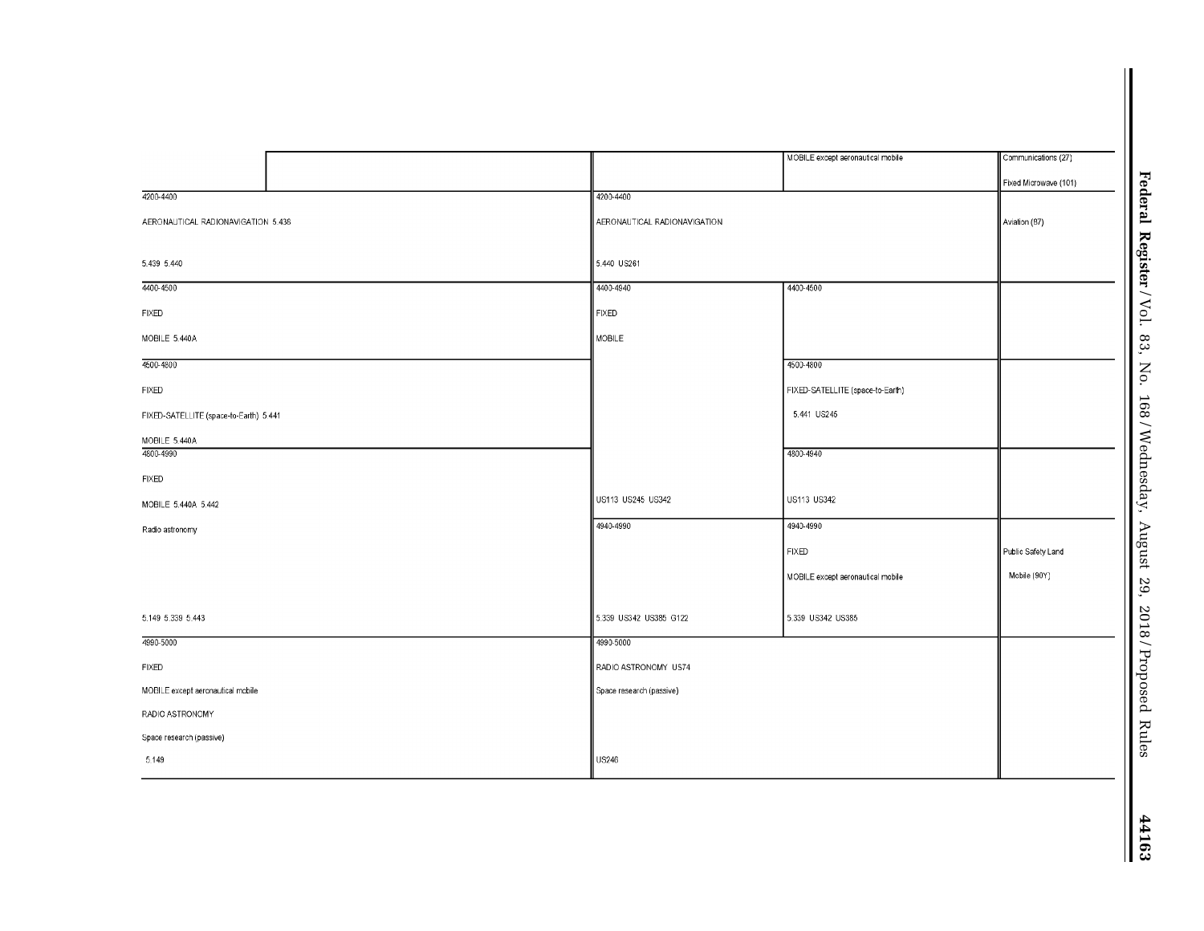| International Table | | United States Table | | FCC Rule Part(s) |
|---|---|---|---|---|
| Region 1 Table | Region 2 Table / Region 3 Table | Federal Table | Non-Federal Table | |
| | | | MOBILE except aeronautical mobile | Communications (27)<br><br>Fixed Microwave (101) |
| 4200-4400<br><br>AERONAUTICAL RADIONAVIGATION 5.438<br><br>5.439 5.440 | | 4200-4400<br><br>AERONAUTICAL RADIONAVIGATION<br><br>5.440 US261 | | Aviation (87) |
| 4400-4500<br><br>FIXED<br><br>MOBILE 5.440A | | 4400-4940<br><br>FIXED<br><br>MOBILE | 4400-4500 | |
| 4500-4800<br><br>FIXED<br><br>FIXED-SATELLITE (space-to-Earth) 5.441<br><br>MOBILE 5.440A | | | 4500-4800<br><br>FIXED-SATELLITE (space-to-Earth)<br><br>5.441 US245 | |
| 4800-4990<br><br>FIXED<br><br>MOBILE 5.440A 5.442<br><br>Radio astronomy<br><br>5.149 5.339 5.443 | | US113 US245 US342 | 4800-4940<br><br>US113 US342 | |
| | | 4940-4990<br><br>5.339 US342 US385 G122 | 4940-4990<br><br>FIXED<br><br>MOBILE except aeronautical mobile<br><br>5.339 US342 US385 | Public Safety Land Mobile (90Y) |
| 4990-5000<br><br>FIXED<br><br>MOBILE except aeronautical mobile<br><br>RADIO ASTRONOMY<br><br>Space research (passive)<br><br>5.149 | | 4990-5000<br><br>RADIO ASTRONOMY US74<br><br>Space research (passive)<br><br>US246 | | |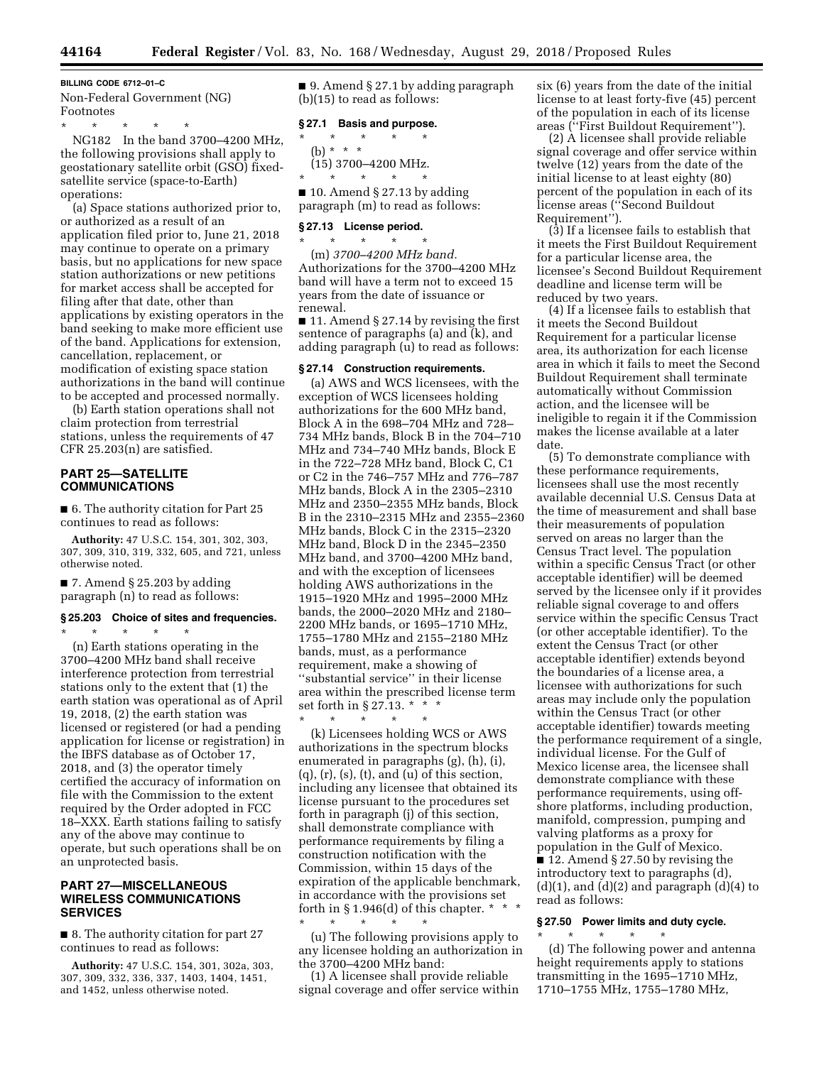BILLING CODE 6712–01–C

Non-Federal Government (NG) Footnotes

\* \* \* \* \*

NG182 In the band 3700–4200 MHz, the following provisions shall apply to geostationary satellite orbit (GSO) fixed-satellite service (space-to-Earth) operations:

(a) Space stations authorized prior to, or authorized as a result of an application filed prior to, June 21, 2018 may continue to operate on a primary basis, but no applications for new space station authorizations or new petitions for market access shall be accepted for filing after that date, other than applications by existing operators in the band seeking to make more efficient use of the band. Applications for extension, cancellation, replacement, or modification of existing space station authorizations in the band will continue to be accepted and processed normally.

(b) Earth station operations shall not claim protection from terrestrial stations, unless the requirements of 47 CFR 25.203(n) are satisfied.

## PART 25—SATELLITE COMMUNICATIONS

■ 6. The authority citation for Part 25 continues to read as follows:

**Authority:** 47 U.S.C. 154, 301, 302, 303, 307, 309, 310, 319, 332, 605, and 721, unless otherwise noted.

■ 7. Amend § 25.203 by adding paragraph (n) to read as follows:

### § 25.203 Choice of sites and frequencies.

\* \* \* \* \*

(n) Earth stations operating in the 3700–4200 MHz band shall receive interference protection from terrestrial stations only to the extent that (1) the earth station was operational as of April 19, 2018, (2) the earth station was licensed or registered (or had a pending application for license or registration) in the IBFS database as of October 17, 2018, and (3) the operator timely certified the accuracy of information on file with the Commission to the extent required by the Order adopted in FCC 18–XXX. Earth stations failing to satisfy any of the above may continue to operate, but such operations shall be on an unprotected basis.

## PART 27—MISCELLANEOUS WIRELESS COMMUNICATIONS SERVICES

■ 8. The authority citation for part 27 continues to read as follows:

**Authority:** 47 U.S.C. 154, 301, 302a, 303, 307, 309, 332, 336, 337, 1403, 1404, 1451, and 1452, unless otherwise noted.

■ 9. Amend § 27.1 by adding paragraph (b)(15) to read as follows:

### § 27.1 Basis and purpose.

\* \* \* \* \*

(b) \* \* \*

(15) 3700–4200 MHz.

\* \* \* \* \*

■ 10. Amend § 27.13 by adding paragraph (m) to read as follows:

### § 27.13 License period.

\* \* \* \* \*

(m) *3700–4200 MHz band.* Authorizations for the 3700–4200 MHz band will have a term not to exceed 15 years from the date of issuance or renewal.

■ 11. Amend § 27.14 by revising the first sentence of paragraphs (a) and (k), and adding paragraph (u) to read as follows:

### § 27.14 Construction requirements.

(a) AWS and WCS licensees, with the exception of WCS licensees holding authorizations for the 600 MHz band, Block A in the 698–704 MHz and 728–734 MHz bands, Block B in the 704–710 MHz and 734–740 MHz bands, Block E in the 722–728 MHz band, Block C, C1 or C2 in the 746–757 MHz and 776–787 MHz bands, Block A in the 2305–2310 MHz and 2350–2355 MHz bands, Block B in the 2310–2315 MHz and 2355–2360 MHz bands, Block C in the 2315–2320 MHz band, Block D in the 2345–2350 MHz band, and 3700–4200 MHz band, and with the exception of licensees holding AWS authorizations in the 1915–1920 MHz and 1995–2000 MHz bands, the 2000–2020 MHz and 2180–2200 MHz bands, or 1695–1710 MHz, 1755–1780 MHz and 2155–2180 MHz bands, must, as a performance requirement, make a showing of ''substantial service'' in their license area within the prescribed license term set forth in § 27.13. \* \* \*

\* \* \* \* \*

(k) Licensees holding WCS or AWS authorizations in the spectrum blocks enumerated in paragraphs (g), (h), (i), (q), (r), (s), (t), and (u) of this section, including any licensee that obtained its license pursuant to the procedures set forth in paragraph (j) of this section, shall demonstrate compliance with performance requirements by filing a construction notification with the Commission, within 15 days of the expiration of the applicable benchmark, in accordance with the provisions set forth in § 1.946(d) of this chapter. \* \* \*

\* \* \* \* \*

(u) The following provisions apply to any licensee holding an authorization in the 3700–4200 MHz band:

(1) A licensee shall provide reliable signal coverage and offer service within six (6) years from the date of the initial license to at least forty-five (45) percent of the population in each of its license areas (''First Buildout Requirement'').

(2) A licensee shall provide reliable signal coverage and offer service within twelve (12) years from the date of the initial license to at least eighty (80) percent of the population in each of its license areas (''Second Buildout Requirement'').

(3) If a licensee fails to establish that it meets the First Buildout Requirement for a particular license area, the licensee's Second Buildout Requirement deadline and license term will be reduced by two years.

(4) If a licensee fails to establish that it meets the Second Buildout Requirement for a particular license area, its authorization for each license area in which it fails to meet the Second Buildout Requirement shall terminate automatically without Commission action, and the licensee will be ineligible to regain it if the Commission makes the license available at a later date.

(5) To demonstrate compliance with these performance requirements, licensees shall use the most recently available decennial U.S. Census Data at the time of measurement and shall base their measurements of population served on areas no larger than the Census Tract level. The population within a specific Census Tract (or other acceptable identifier) will be deemed served by the licensee only if it provides reliable signal coverage to and offers service within the specific Census Tract (or other acceptable identifier). To the extent the Census Tract (or other acceptable identifier) extends beyond the boundaries of a license area, a licensee with authorizations for such areas may include only the population within the Census Tract (or other acceptable identifier) towards meeting the performance requirement of a single, individual license. For the Gulf of Mexico license area, the licensee shall demonstrate compliance with these performance requirements, using off-shore platforms, including production, manifold, compression, pumping and valving platforms as a proxy for population in the Gulf of Mexico.

■ 12. Amend § 27.50 by revising the introductory text to paragraphs (d), (d)(1), and (d)(2) and paragraph (d)(4) to read as follows:

### § 27.50 Power limits and duty cycle.

\* \* \* \* \*

(d) The following power and antenna height requirements apply to stations transmitting in the 1695–1710 MHz, 1710–1755 MHz, 1755–1780 MHz,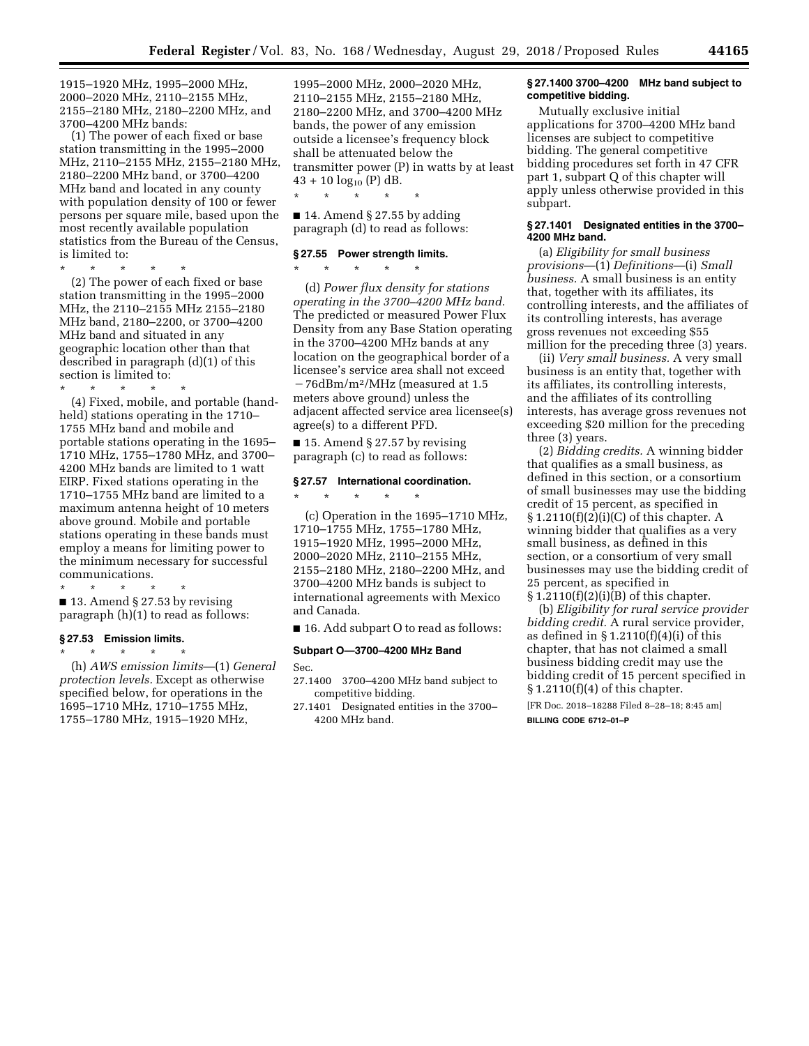1915–1920 MHz, 1995–2000 MHz, 2000–2020 MHz, 2110–2155 MHz, 2155–2180 MHz, 2180–2200 MHz, and 3700–4200 MHz bands:

(1) The power of each fixed or base station transmitting in the 1995–2000 MHz, 2110–2155 MHz, 2155–2180 MHz, 2180–2200 MHz band, or 3700–4200 MHz band and located in any county with population density of 100 or fewer persons per square mile, based upon the most recently available population statistics from the Bureau of the Census, is limited to:

\* \* \* \* \*

(2) The power of each fixed or base station transmitting in the 1995–2000 MHz, the 2110–2155 MHz 2155–2180 MHz band, 2180–2200, or 3700–4200 MHz band and situated in any geographic location other than that described in paragraph (d)(1) of this section is limited to:

\* \* \* \* \*

(4) Fixed, mobile, and portable (hand-held) stations operating in the 1710–1755 MHz band and mobile and portable stations operating in the 1695–1710 MHz, 1755–1780 MHz, and 3700–4200 MHz bands are limited to 1 watt EIRP. Fixed stations operating in the 1710–1755 MHz band are limited to a maximum antenna height of 10 meters above ground. Mobile and portable stations operating in these bands must employ a means for limiting power to the minimum necessary for successful communications.

\* \* \* \* \*

■ 13. Amend § 27.53 by revising paragraph (h)(1) to read as follows:

**§ 27.53 Emission limits.**

\* \* \* \* \*

(h) *AWS emission limits*—(1) *General protection levels.* Except as otherwise specified below, for operations in the 1695–1710 MHz, 1710–1755 MHz, 1755–1780 MHz, 1915–1920 MHz, 1995–2000 MHz, 2000–2020 MHz, 2110–2155 MHz, 2155–2180 MHz, 2180–2200 MHz, and 3700–4200 MHz bands, the power of any emission outside a licensee's frequency block shall be attenuated below the transmitter power (P) in watts by at least $43 + 10 \log_{10}(P)$ dB.

\* \* \* \* \*

■ 14. Amend § 27.55 by adding paragraph (d) to read as follows:

**§ 27.55 Power strength limits.**

\* \* \* \* \*

(d) *Power flux density for stations operating in the 3700–4200 MHz band.* The predicted or measured Power Flux Density from any Base Station operating in the 3700–4200 MHz bands at any location on the geographical border of a licensee's service area shall not exceed −76dBm/m$^2$/MHz (measured at 1.5 meters above ground) unless the adjacent affected service area licensee(s) agree(s) to a different PFD.

■ 15. Amend § 27.57 by revising paragraph (c) to read as follows:

**§ 27.57 International coordination.**

\* \* \* \* \*

(c) Operation in the 1695–1710 MHz, 1710–1755 MHz, 1755–1780 MHz, 1915–1920 MHz, 1995–2000 MHz, 2000–2020 MHz, 2110–2155 MHz, 2155–2180 MHz, 2180–2200 MHz, and 3700–4200 MHz bands is subject to international agreements with Mexico and Canada.

■ 16. Add subpart O to read as follows:

**Subpart O—3700–4200 MHz Band**

Sec.

27.1400 3700–4200 MHz band subject to competitive bidding.

27.1401 Designated entities in the 3700–4200 MHz band.

**§ 27.1400 3700–4200 MHz band subject to competitive bidding.**

Mutually exclusive initial applications for 3700–4200 MHz band licenses are subject to competitive bidding. The general competitive bidding procedures set forth in 47 CFR part 1, subpart Q of this chapter will apply unless otherwise provided in this subpart.

**§ 27.1401 Designated entities in the 3700–4200 MHz band.**

(a) *Eligibility for small business provisions*—(1) *Definitions*—(i) *Small business.* A small business is an entity that, together with its affiliates, its controlling interests, and the affiliates of its controlling interests, has average gross revenues not exceeding $55 million for the preceding three (3) years.

(ii) *Very small business.* A very small business is an entity that, together with its affiliates, its controlling interests, and the affiliates of its controlling interests, has average gross revenues not exceeding $20 million for the preceding three (3) years.

(2) *Bidding credits.* A winning bidder that qualifies as a small business, as defined in this section, or a consortium of small businesses may use the bidding credit of 15 percent, as specified in § 1.2110(f)(2)(i)(C) of this chapter. A winning bidder that qualifies as a very small business, as defined in this section, or a consortium of very small businesses may use the bidding credit of 25 percent, as specified in § 1.2110(f)(2)(i)(B) of this chapter.

(b) *Eligibility for rural service provider bidding credit.* A rural service provider, as defined in § 1.2110(f)(4)(i) of this chapter, that has not claimed a small business bidding credit may use the bidding credit of 15 percent specified in § 1.2110(f)(4) of this chapter.

[FR Doc. 2018–18288 Filed 8–28–18; 8:45 am]

**BILLING CODE 6712–01–P**